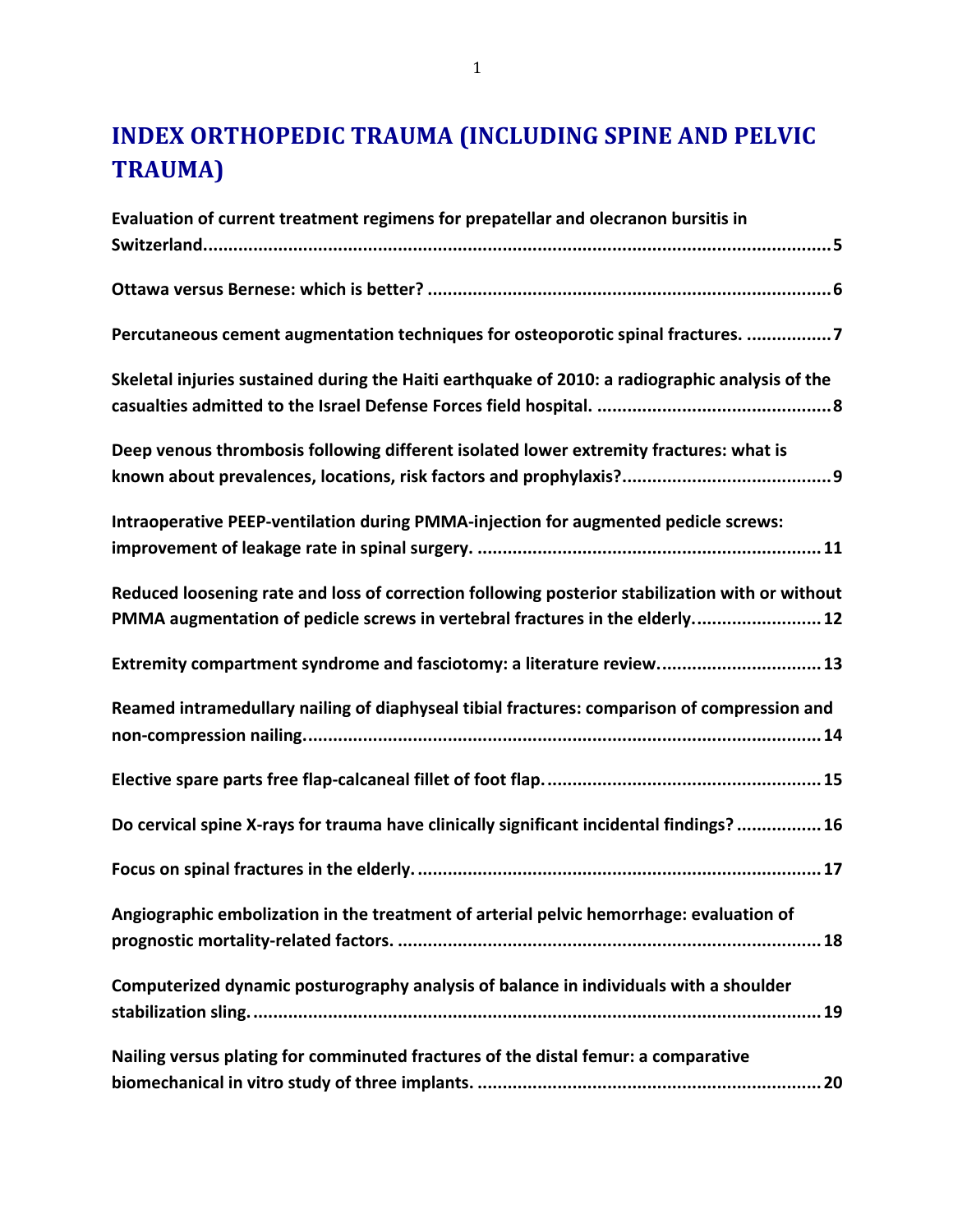# INDEX ORTHOPEDIC TRAUMA (INCLUDING SPINE AND PELVIC TRAUMA)

**Evaluation of current treatment regimens for prepatellar and olecranon bursitis in Switzerland.....................................................................................................................5**

**Ottawa versus Bernese: which is better? ...............................................................................6**

**Percutaneous cement augmentation techniques for osteoporotic spinal fractures. ................7**

**Skeletal injuries sustained during the Haiti earthquake of 2010: a radiographic analysis of the casualties admitted to the Israel Defense Forces field hospital. ..............................................8**

**Deep venous thrombosis following different isolated lower extremity fractures: what is known about prevalences, locations, risk factors and prophylaxis?.........................................9**

**Intraoperative PEEP-ventilation during PMMA-injection for augmented pedicle screws: improvement of leakage rate in spinal surgery. .....................................................................11**

**Reduced loosening rate and loss of correction following posterior stabilization with or without PMMA augmentation of pedicle screws in vertebral fractures in the elderly.........................12**

**Extremity compartment syndrome and fasciotomy: a literature review................................13**

**Reamed intramedullary nailing of diaphyseal tibial fractures: comparison of compression and non-compression nailing.......................................................................................................14**

**Elective spare parts free flap-calcaneal fillet of foot flap......................................................15**

**Do cervical spine X-rays for trauma have clinically significant incidental findings? ................16**

**Focus on spinal fractures in the elderly. ...............................................................................17**

**Angiographic embolization in the treatment of arterial pelvic hemorrhage: evaluation of prognostic mortality-related factors. ....................................................................................18**

**Computerized dynamic posturography analysis of balance in individuals with a shoulder stabilization sling..................................................................................................................19**

**Nailing versus plating for comminuted fractures of the distal femur: a comparative biomechanical in vitro study of three implants. ....................................................................20**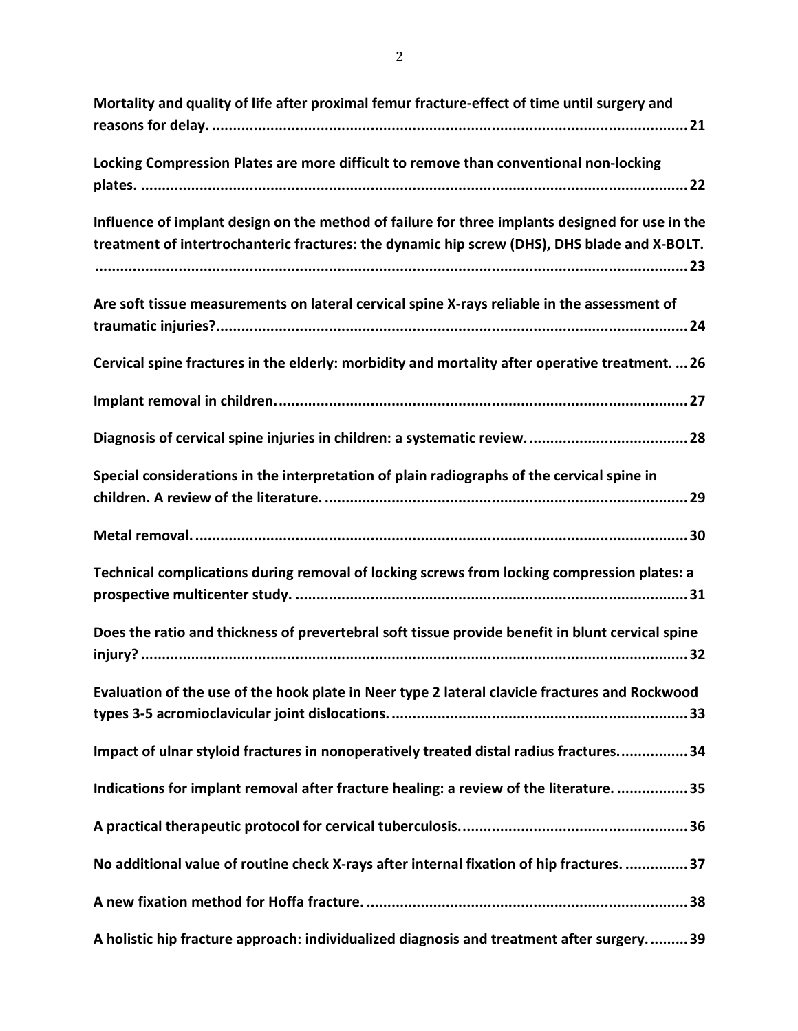**Mortality and quality of life after proximal femur fracture-effect of time until surgery and reasons for delay.** ........................................................................................................................ **21**

**Locking Compression Plates are more difficult to remove than conventional non-locking plates.** ........................................................................................................................ **22**

**Influence of implant design on the method of failure for three implants designed for use in the treatment of intertrochanteric fractures: the dynamic hip screw (DHS), DHS blade and X-BOLT.** ........................................................................................................................ **23**

**Are soft tissue measurements on lateral cervical spine X-rays reliable in the assessment of traumatic injuries?** ........................................................................................................................ **24**

**Cervical spine fractures in the elderly: morbidity and mortality after operative treatment.** ... **26**

**Implant removal in children.** ........................................................................................................................ **27**

**Diagnosis of cervical spine injuries in children: a systematic review.** ....................................... **28**

**Special considerations in the interpretation of plain radiographs of the cervical spine in children. A review of the literature.** ........................................................................................ **29**

**Metal removal.** ........................................................................................................................ **30**

**Technical complications during removal of locking screws from locking compression plates: a prospective multicenter study.** ........................................................................................ **31**

**Does the ratio and thickness of prevertebral soft tissue provide benefit in blunt cervical spine injury?** ........................................................................................................................ **32**

**Evaluation of the use of the hook plate in Neer type 2 lateral clavicle fractures and Rockwood types 3-5 acromioclavicular joint dislocations.** ....................................................................... **33**

**Impact of ulnar styloid fractures in nonoperatively treated distal radius fractures.** ................ **34**

**Indications for implant removal after fracture healing: a review of the literature.** ................. **35**

**A practical therapeutic protocol for cervical tuberculosis.** ...................................................... **36**

**No additional value of routine check X-rays after internal fixation of hip fractures.** ............... **37**

**A new fixation method for Hoffa fracture.** ............................................................................. **38**

**A holistic hip fracture approach: individualized diagnosis and treatment after surgery.** .......... **39**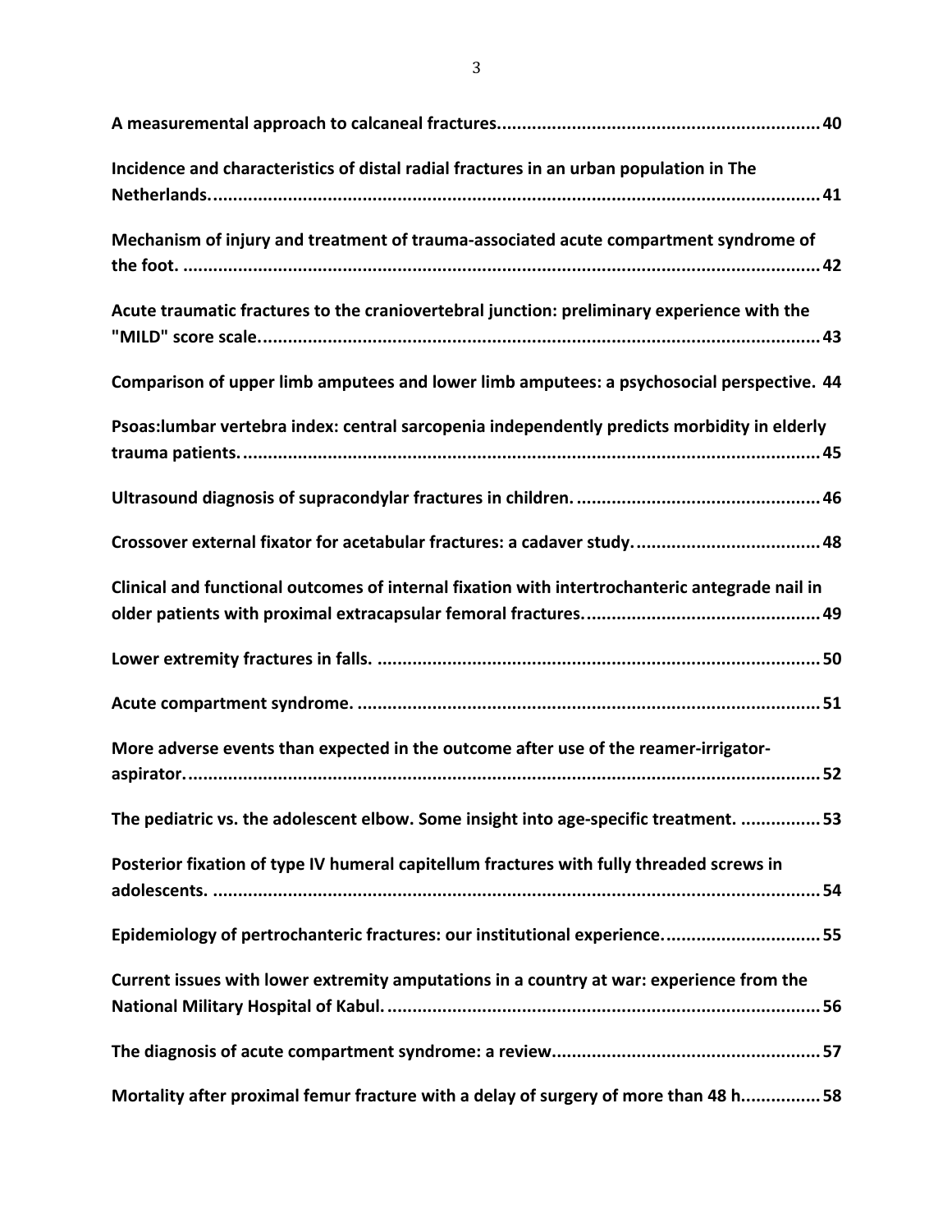**A measurementAL approach to calcaneal fractures.................................................................40**

**A measuremental approach to calcaneal fractures................................................................ 40**

**Incidence and characteristics of distal radial fractures in an urban population in The Netherlands........................................................................................................................ 41**

**Mechanism of injury and treatment of trauma-associated acute compartment syndrome of the foot. ............................................................................................................................. 42**

**Acute traumatic fractures to the craniovertebral junction: preliminary experience with the "MILD" score scale.................................................................................................................. 43**

**Comparison of upper limb amputees and lower limb amputees: a psychosocial perspective. 44**

**Psoas:lumbar vertebra index: central sarcopenia independently predicts morbidity in elderly trauma patients.................................................................................................................... 45**

**Ultrasound diagnosis of supracondylar fractures in children. ................................................ 46**

**Crossover external fixator for acetabular fractures: a cadaver study..................................... 48**

**Clinical and functional outcomes of internal fixation with intertrochanteric antegrade nail in older patients with proximal extracapsular femoral fractures............................................... 49**

**Lower extremity fractures in falls. ........................................................................................ 50**

**Acute compartment syndrome. ............................................................................................ 51**

**More adverse events than expected in the outcome after use of the reamer-irrigator-aspirator.............................................................................................................................. 52**

**The pediatric vs. the adolescent elbow. Some insight into age-specific treatment. ................ 53**

**Posterior fixation of type IV humeral capitellum fractures with fully threaded screws in adolescents. .......................................................................................................................... 54**

**Epidemiology of pertrochanteric fractures: our institutional experience............................... 55**

**Current issues with lower extremity amputations in a country at war: experience from the National Military Hospital of Kabul....................................................................................... 56**

**The diagnosis of acute compartment syndrome: a review..................................................... 57**

**Mortality after proximal femur fracture with a delay of surgery of more than 48 h................ 58**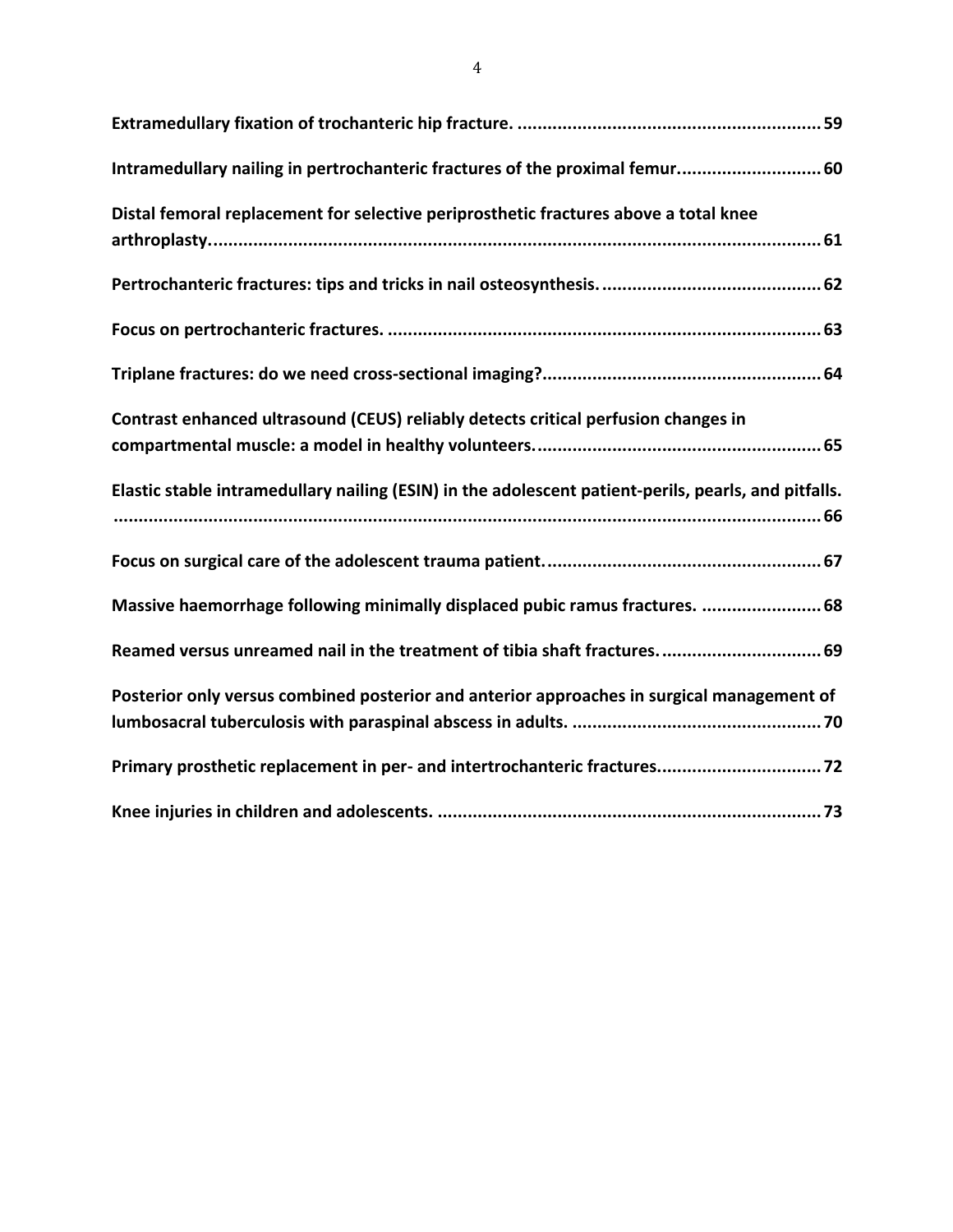**Extramedullary fixation of trochanteric hip fracture. ............................................................ 59**

**Intramedullary nailing in pertrochanteric fractures of the proximal femur. ........................... 60**

**Distal femoral replacement for selective periprosthetic fractures above a total knee arthroplasty. ........................................................................................................................ 61**

**Pertrochanteric fractures: tips and tricks in nail osteosynthesis. ........................................... 62**

**Focus on pertrochanteric fractures. ...................................................................................... 63**

**Triplane fractures: do we need cross-sectional imaging? ....................................................... 64**

**Contrast enhanced ultrasound (CEUS) reliably detects critical perfusion changes in compartmental muscle: a model in healthy volunteers. ......................................................... 65**

**Elastic stable intramedullary nailing (ESIN) in the adolescent patient-perils, pearls, and pitfalls. ............................................................................................................................................. 66**

**Focus on surgical care of the adolescent trauma patient. ...................................................... 67**

**Massive haemorrhage following minimally displaced pubic ramus fractures. ........................ 68**

**Reamed versus unreamed nail in the treatment of tibia shaft fractures. ................................ 69**

**Posterior only versus combined posterior and anterior approaches in surgical management of lumbosacral tuberculosis with paraspinal abscess in adults. ................................................. 70**

**Primary prosthetic replacement in per- and intertrochanteric fractures. ................................ 72**

**Knee injuries in children and adolescents. ............................................................................ 73**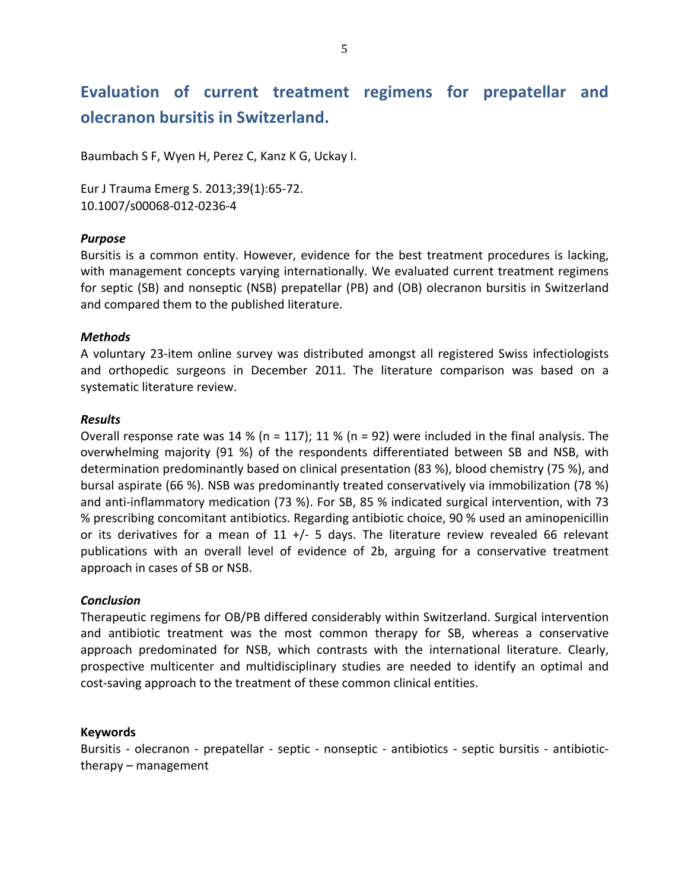# Evaluation of current treatment regimens for prepatellar and olecranon bursitis in Switzerland.

Baumbach S F, Wyen H, Perez C, Kanz K G, Uckay I.

Eur J Trauma Emerg S. 2013;39(1):65-72.
10.1007/s00068-012-0236-4

***Purpose***

Bursitis is a common entity. However, evidence for the best treatment procedures is lacking, with management concepts varying internationally. We evaluated current treatment regimens for septic (SB) and nonseptic (NSB) prepatellar (PB) and (OB) olecranon bursitis in Switzerland and compared them to the published literature.

***Methods***

A voluntary 23-item online survey was distributed amongst all registered Swiss infectiologists and orthopedic surgeons in December 2011. The literature comparison was based on a systematic literature review.

***Results***

Overall response rate was 14 % (n = 117); 11 % (n = 92) were included in the final analysis. The overwhelming majority (91 %) of the respondents differentiated between SB and NSB, with determination predominantly based on clinical presentation (83 %), blood chemistry (75 %), and bursal aspirate (66 %). NSB was predominantly treated conservatively via immobilization (78 %) and anti-inflammatory medication (73 %). For SB, 85 % indicated surgical intervention, with 73 % prescribing concomitant antibiotics. Regarding antibiotic choice, 90 % used an aminopenicillin or its derivatives for a mean of 11 +/- 5 days. The literature review revealed 66 relevant publications with an overall level of evidence of 2b, arguing for a conservative treatment approach in cases of SB or NSB.

***Conclusion***

Therapeutic regimens for OB/PB differed considerably within Switzerland. Surgical intervention and antibiotic treatment was the most common therapy for SB, whereas a conservative approach predominated for NSB, which contrasts with the international literature. Clearly, prospective multicenter and multidisciplinary studies are needed to identify an optimal and cost-saving approach to the treatment of these common clinical entities.

**Keywords**

Bursitis - olecranon - prepatellar - septic - nonseptic - antibiotics - septic bursitis - antibiotic-therapy – management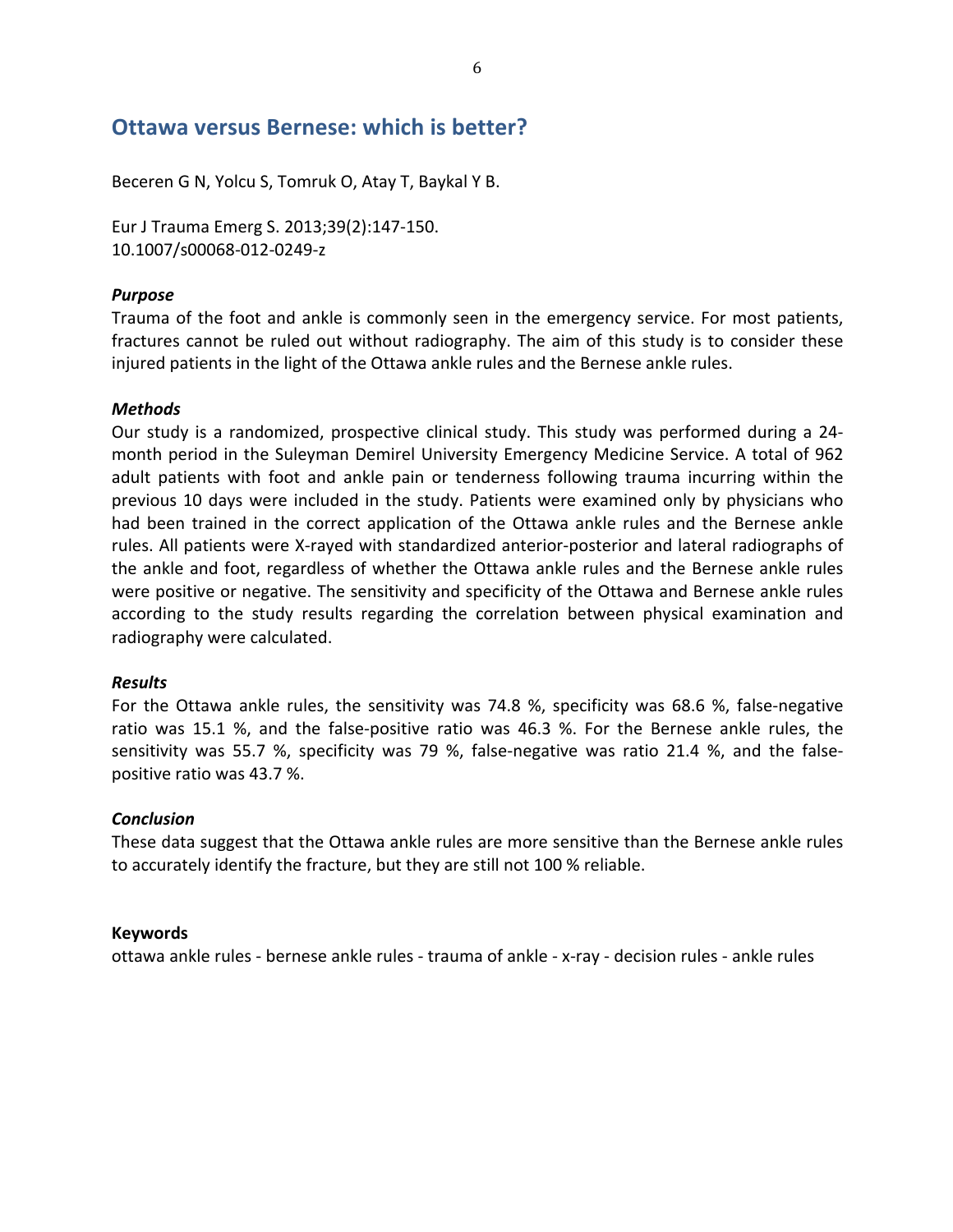## Ottawa versus Bernese: which is better?

Beceren G N, Yolcu S, Tomruk O, Atay T, Baykal Y B.

Eur J Trauma Emerg S. 2013;39(2):147-150.
10.1007/s00068-012-0249-z

### *Purpose*

Trauma of the foot and ankle is commonly seen in the emergency service. For most patients, fractures cannot be ruled out without radiography. The aim of this study is to consider these injured patients in the light of the Ottawa ankle rules and the Bernese ankle rules.

### *Methods*

Our study is a randomized, prospective clinical study. This study was performed during a 24-month period in the Suleyman Demirel University Emergency Medicine Service. A total of 962 adult patients with foot and ankle pain or tenderness following trauma incurring within the previous 10 days were included in the study. Patients were examined only by physicians who had been trained in the correct application of the Ottawa ankle rules and the Bernese ankle rules. All patients were X-rayed with standardized anterior-posterior and lateral radiographs of the ankle and foot, regardless of whether the Ottawa ankle rules and the Bernese ankle rules were positive or negative. The sensitivity and specificity of the Ottawa and Bernese ankle rules according to the study results regarding the correlation between physical examination and radiography were calculated.

### *Results*

For the Ottawa ankle rules, the sensitivity was 74.8 %, specificity was 68.6 %, false-negative ratio was 15.1 %, and the false-positive ratio was 46.3 %. For the Bernese ankle rules, the sensitivity was 55.7 %, specificity was 79 %, false-negative was ratio 21.4 %, and the false-positive ratio was 43.7 %.

### *Conclusion*

These data suggest that the Ottawa ankle rules are more sensitive than the Bernese ankle rules to accurately identify the fracture, but they are still not 100 % reliable.

**Keywords**

ottawa ankle rules - bernese ankle rules - trauma of ankle - x-ray - decision rules - ankle rules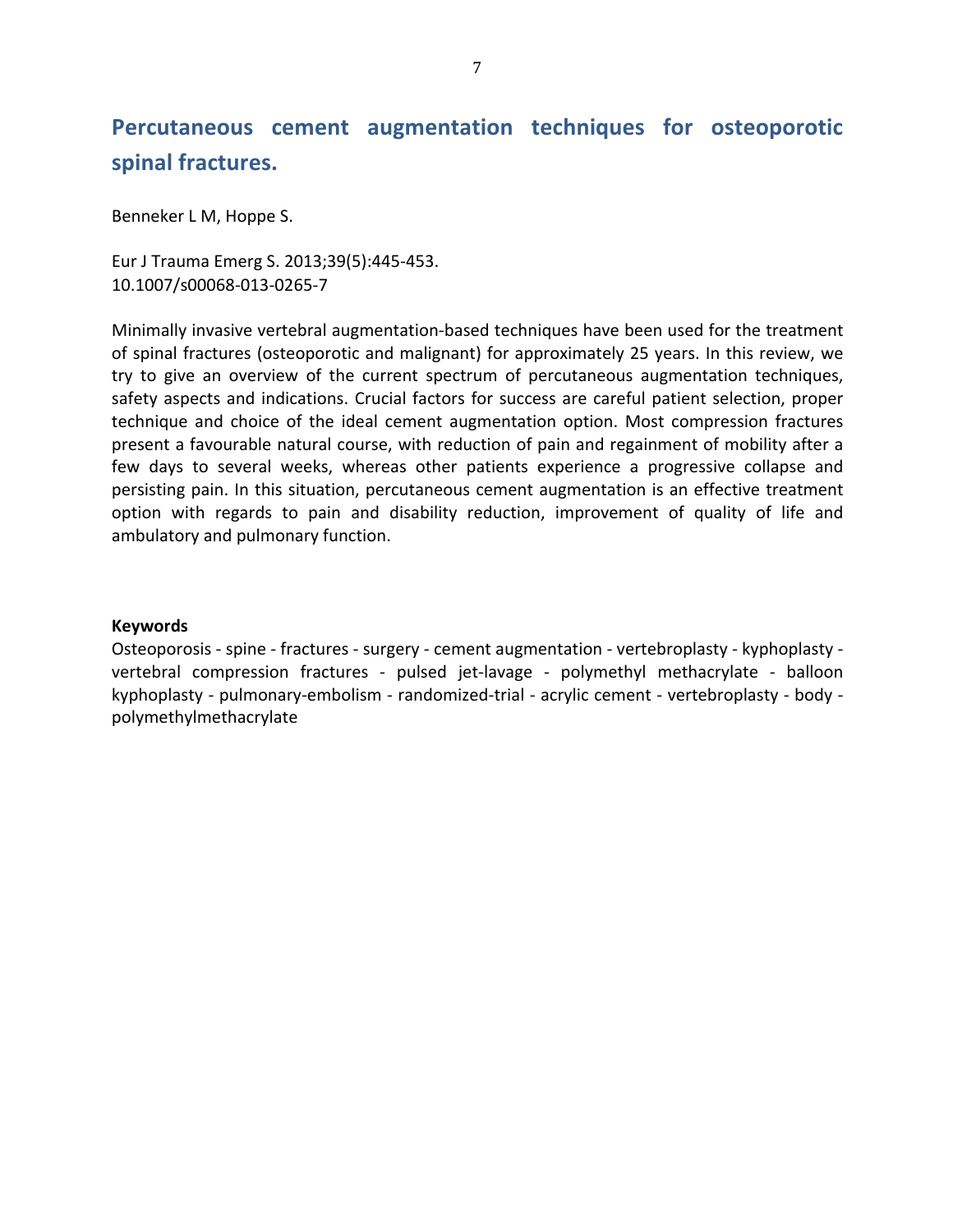## Percutaneous cement augmentation techniques for osteoporotic spinal fractures.

Benneker L M, Hoppe S.

Eur J Trauma Emerg S. 2013;39(5):445-453.
10.1007/s00068-013-0265-7

Minimally invasive vertebral augmentation-based techniques have been used for the treatment of spinal fractures (osteoporotic and malignant) for approximately 25 years. In this review, we try to give an overview of the current spectrum of percutaneous augmentation techniques, safety aspects and indications. Crucial factors for success are careful patient selection, proper technique and choice of the ideal cement augmentation option. Most compression fractures present a favourable natural course, with reduction of pain and regainment of mobility after a few days to several weeks, whereas other patients experience a progressive collapse and persisting pain. In this situation, percutaneous cement augmentation is an effective treatment option with regards to pain and disability reduction, improvement of quality of life and ambulatory and pulmonary function.

**Keywords**
Osteoporosis - spine - fractures - surgery - cement augmentation - vertebroplasty - kyphoplasty - vertebral compression fractures - pulsed jet-lavage - polymethyl methacrylate - balloon kyphoplasty - pulmonary-embolism - randomized-trial - acrylic cement - vertebroplasty - body - polymethylmethacrylate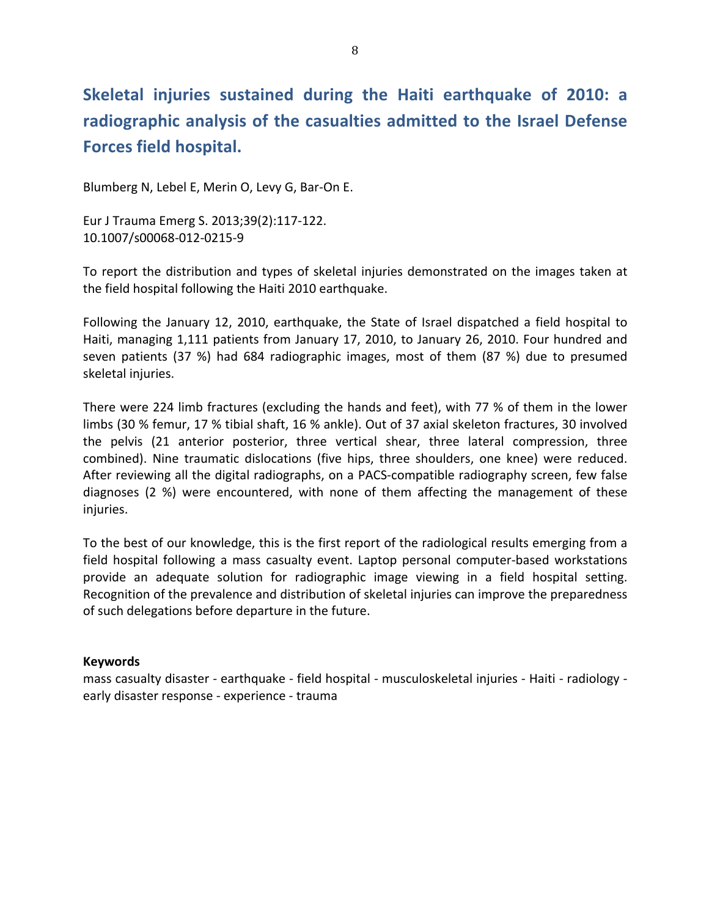## Skeletal injuries sustained during the Haiti earthquake of 2010: a radiographic analysis of the casualties admitted to the Israel Defense Forces field hospital.

Blumberg N, Lebel E, Merin O, Levy G, Bar-On E.

Eur J Trauma Emerg S. 2013;39(2):117-122.
10.1007/s00068-012-0215-9

To report the distribution and types of skeletal injuries demonstrated on the images taken at the field hospital following the Haiti 2010 earthquake.

Following the January 12, 2010, earthquake, the State of Israel dispatched a field hospital to Haiti, managing 1,111 patients from January 17, 2010, to January 26, 2010. Four hundred and seven patients (37 %) had 684 radiographic images, most of them (87 %) due to presumed skeletal injuries.

There were 224 limb fractures (excluding the hands and feet), with 77 % of them in the lower limbs (30 % femur, 17 % tibial shaft, 16 % ankle). Out of 37 axial skeleton fractures, 30 involved the pelvis (21 anterior posterior, three vertical shear, three lateral compression, three combined). Nine traumatic dislocations (five hips, three shoulders, one knee) were reduced. After reviewing all the digital radiographs, on a PACS-compatible radiography screen, few false diagnoses (2 %) were encountered, with none of them affecting the management of these injuries.

To the best of our knowledge, this is the first report of the radiological results emerging from a field hospital following a mass casualty event. Laptop personal computer-based workstations provide an adequate solution for radiographic image viewing in a field hospital setting. Recognition of the prevalence and distribution of skeletal injuries can improve the preparedness of such delegations before departure in the future.

**Keywords**

mass casualty disaster - earthquake - field hospital - musculoskeletal injuries - Haiti - radiology - early disaster response - experience - trauma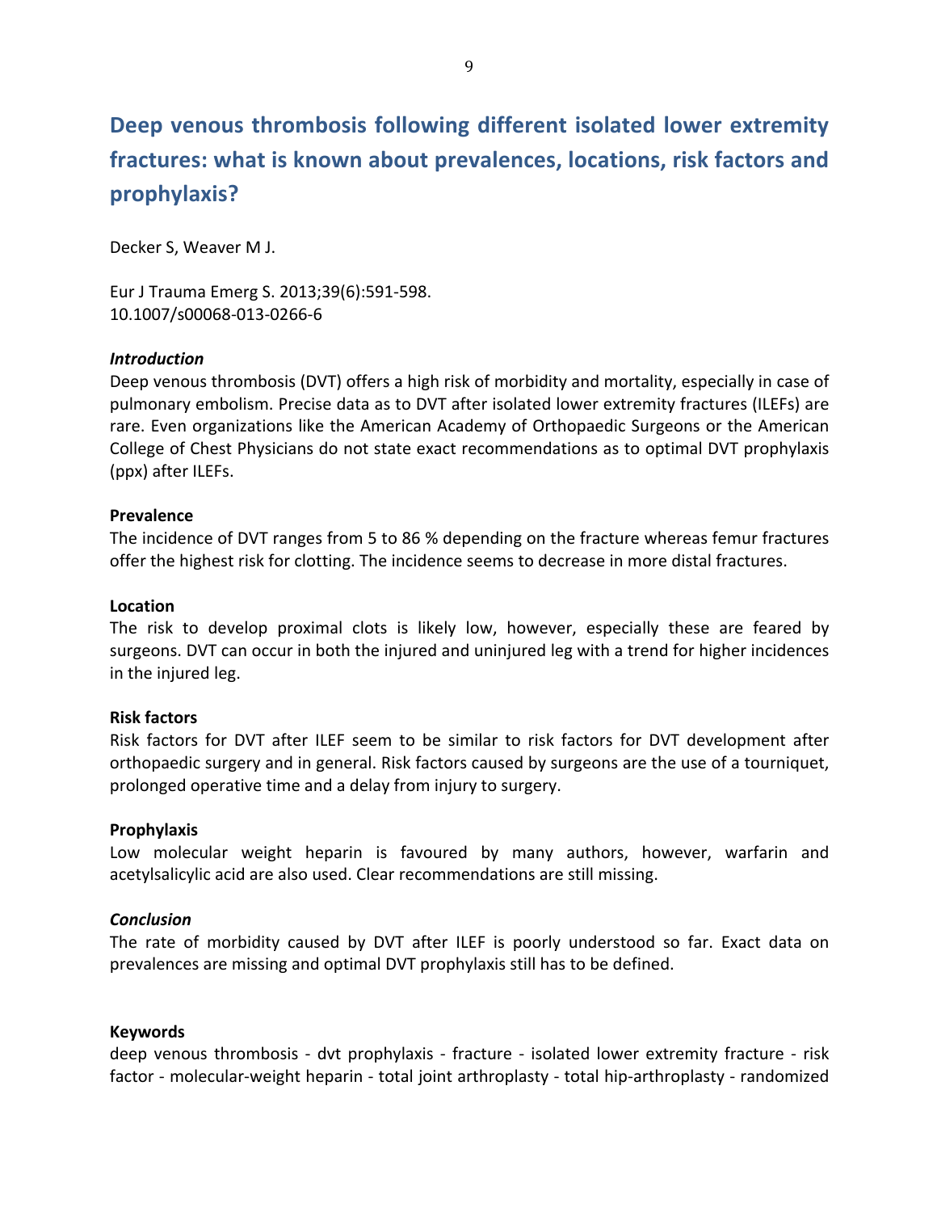## Deep venous thrombosis following different isolated lower extremity fractures: what is known about prevalences, locations, risk factors and prophylaxis?

Decker S, Weaver M J.

Eur J Trauma Emerg S. 2013;39(6):591-598.
10.1007/s00068-013-0266-6

***Introduction***

Deep venous thrombosis (DVT) offers a high risk of morbidity and mortality, especially in case of pulmonary embolism. Precise data as to DVT after isolated lower extremity fractures (ILEFs) are rare. Even organizations like the American Academy of Orthopaedic Surgeons or the American College of Chest Physicians do not state exact recommendations as to optimal DVT prophylaxis (ppx) after ILEFs.

**Prevalence**

The incidence of DVT ranges from 5 to 86 % depending on the fracture whereas femur fractures offer the highest risk for clotting. The incidence seems to decrease in more distal fractures.

**Location**

The risk to develop proximal clots is likely low, however, especially these are feared by surgeons. DVT can occur in both the injured and uninjured leg with a trend for higher incidences in the injured leg.

**Risk factors**

Risk factors for DVT after ILEF seem to be similar to risk factors for DVT development after orthopaedic surgery and in general. Risk factors caused by surgeons are the use of a tourniquet, prolonged operative time and a delay from injury to surgery.

**Prophylaxis**

Low molecular weight heparin is favoured by many authors, however, warfarin and acetylsalicylic acid are also used. Clear recommendations are still missing.

***Conclusion***

The rate of morbidity caused by DVT after ILEF is poorly understood so far. Exact data on prevalences are missing and optimal DVT prophylaxis still has to be defined.

**Keywords**

deep venous thrombosis - dvt prophylaxis - fracture - isolated lower extremity fracture - risk factor - molecular-weight heparin - total joint arthroplasty - total hip-arthroplasty - randomized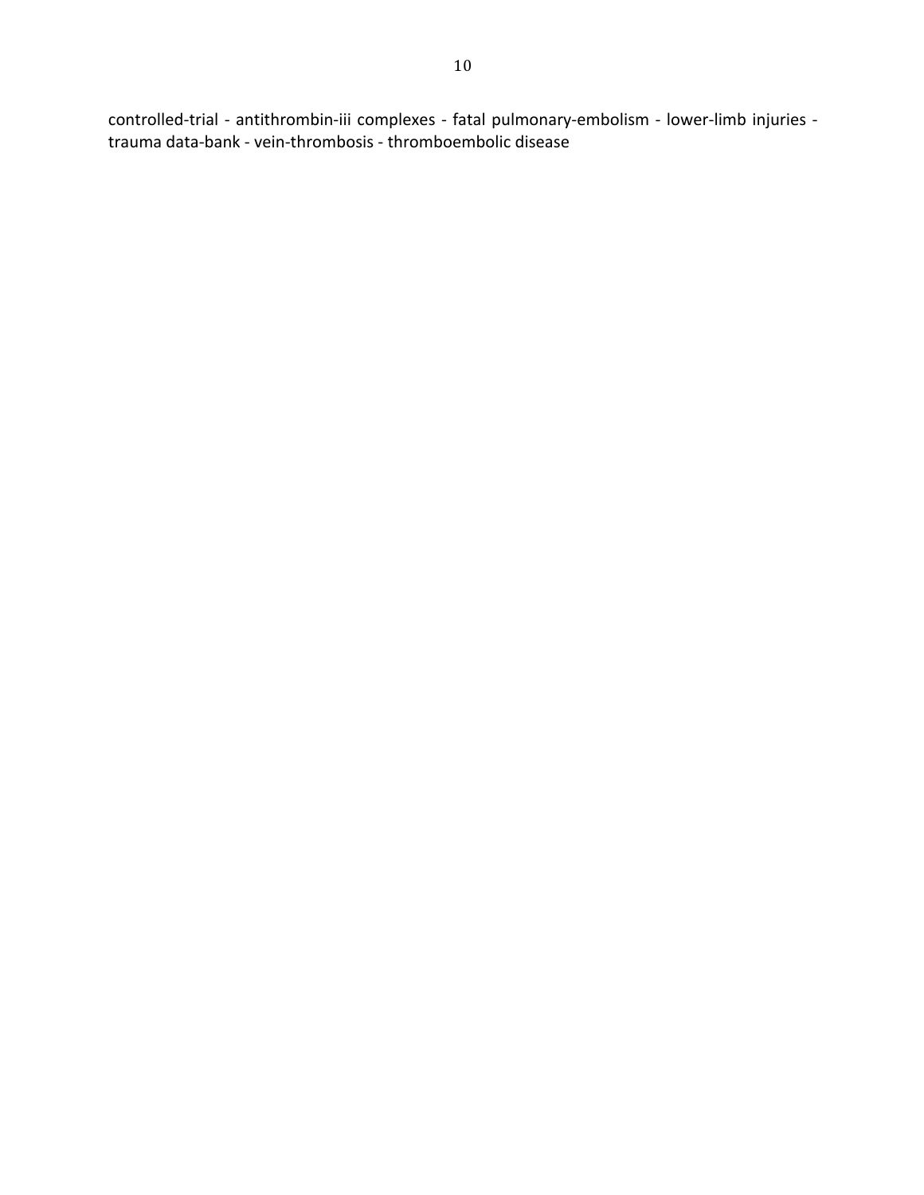controlled-trial - antithrombin-iii complexes - fatal pulmonary-embolism - lower-limb injuries - trauma data-bank - vein-thrombosis - thromboembolic disease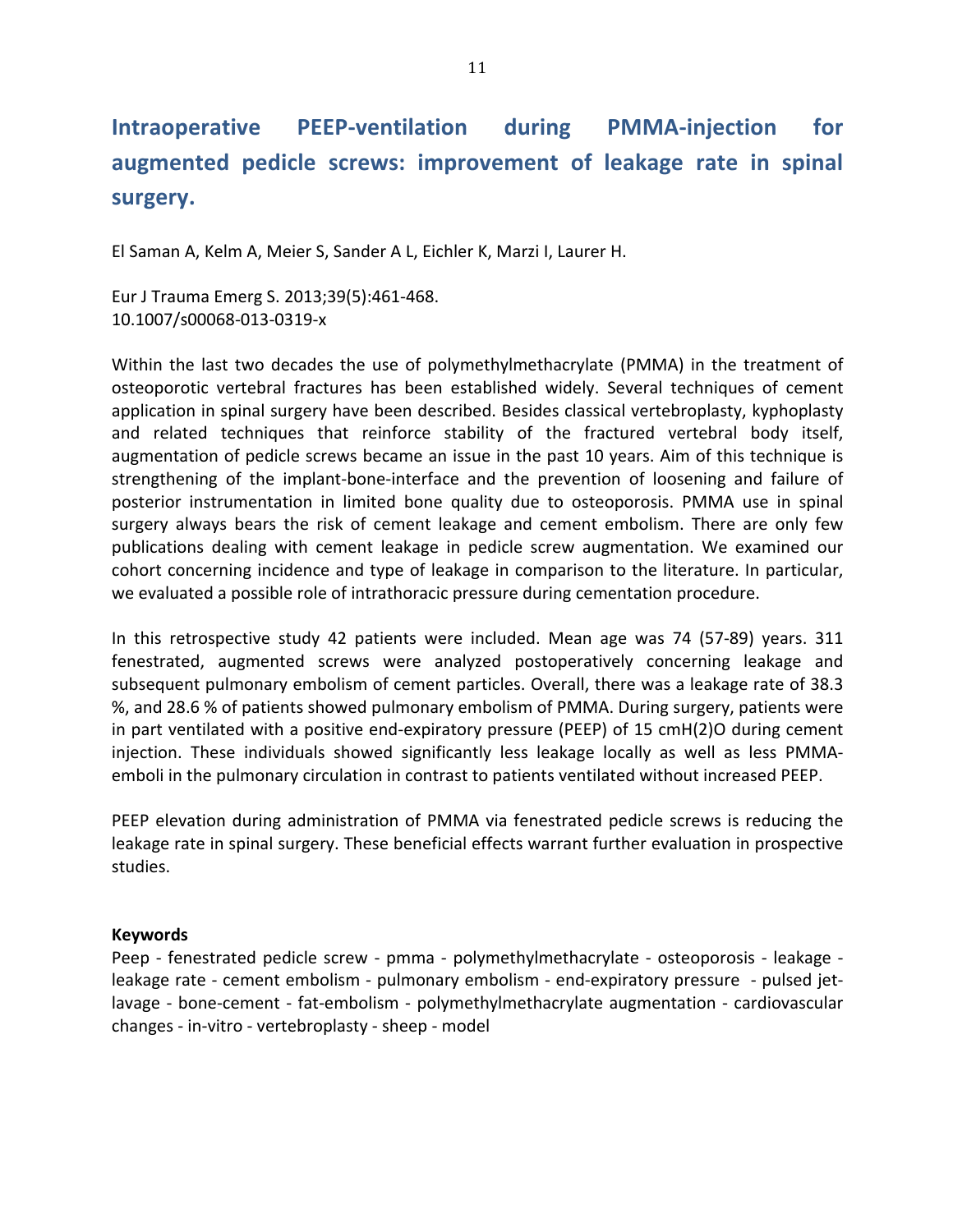# Intraoperative PEEP-ventilation during PMMA-injection for augmented pedicle screws: improvement of leakage rate in spinal surgery.

El Saman A, Kelm A, Meier S, Sander A L, Eichler K, Marzi I, Laurer H.

Eur J Trauma Emerg S. 2013;39(5):461-468.
10.1007/s00068-013-0319-x

Within the last two decades the use of polymethylmethacrylate (PMMA) in the treatment of osteoporotic vertebral fractures has been established widely. Several techniques of cement application in spinal surgery have been described. Besides classical vertebroplasty, kyphoplasty and related techniques that reinforce stability of the fractured vertebral body itself, augmentation of pedicle screws became an issue in the past 10 years. Aim of this technique is strengthening of the implant-bone-interface and the prevention of loosening and failure of posterior instrumentation in limited bone quality due to osteoporosis. PMMA use in spinal surgery always bears the risk of cement leakage and cement embolism. There are only few publications dealing with cement leakage in pedicle screw augmentation. We examined our cohort concerning incidence and type of leakage in comparison to the literature. In particular, we evaluated a possible role of intrathoracic pressure during cementation procedure.

In this retrospective study 42 patients were included. Mean age was 74 (57-89) years. 311 fenestrated, augmented screws were analyzed postoperatively concerning leakage and subsequent pulmonary embolism of cement particles. Overall, there was a leakage rate of 38.3 %, and 28.6 % of patients showed pulmonary embolism of PMMA. During surgery, patients were in part ventilated with a positive end-expiratory pressure (PEEP) of 15 cmH(2)O during cement injection. These individuals showed significantly less leakage locally as well as less PMMA-emboli in the pulmonary circulation in contrast to patients ventilated without increased PEEP.

PEEP elevation during administration of PMMA via fenestrated pedicle screws is reducing the leakage rate in spinal surgery. These beneficial effects warrant further evaluation in prospective studies.

**Keywords**

Peep - fenestrated pedicle screw - pmma - polymethylmethacrylate - osteoporosis - leakage - leakage rate - cement embolism - pulmonary embolism - end-expiratory pressure - pulsed jet-lavage - bone-cement - fat-embolism - polymethylmethacrylate augmentation - cardiovascular changes - in-vitro - vertebroplasty - sheep - model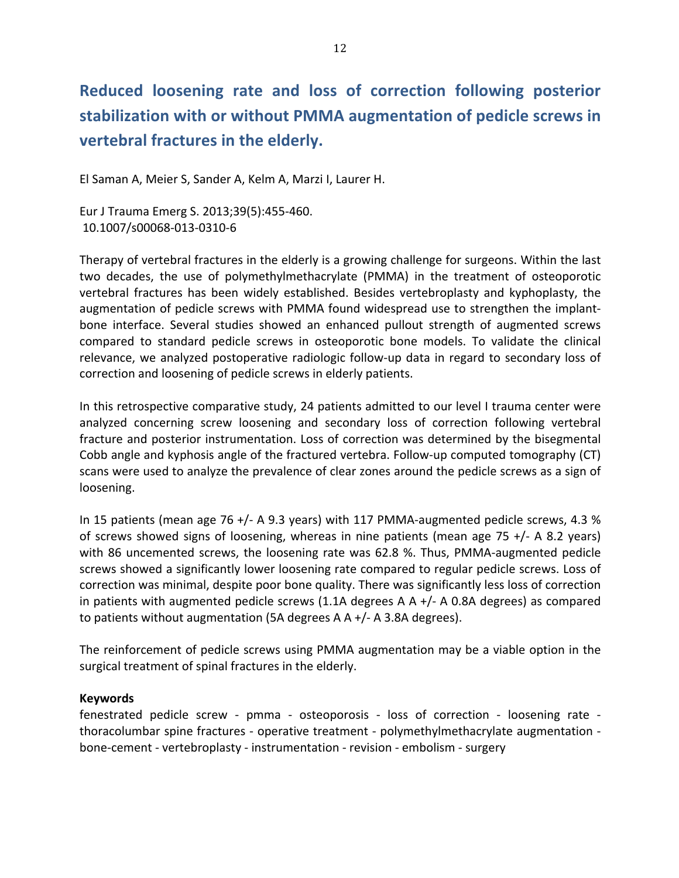## Reduced loosening rate and loss of correction following posterior stabilization with or without PMMA augmentation of pedicle screws in vertebral fractures in the elderly.

El Saman A, Meier S, Sander A, Kelm A, Marzi I, Laurer H.

Eur J Trauma Emerg S. 2013;39(5):455-460.
10.1007/s00068-013-0310-6

Therapy of vertebral fractures in the elderly is a growing challenge for surgeons. Within the last two decades, the use of polymethylmethacrylate (PMMA) in the treatment of osteoporotic vertebral fractures has been widely established. Besides vertebroplasty and kyphoplasty, the augmentation of pedicle screws with PMMA found widespread use to strengthen the implant-bone interface. Several studies showed an enhanced pullout strength of augmented screws compared to standard pedicle screws in osteoporotic bone models. To validate the clinical relevance, we analyzed postoperative radiologic follow-up data in regard to secondary loss of correction and loosening of pedicle screws in elderly patients.

In this retrospective comparative study, 24 patients admitted to our level I trauma center were analyzed concerning screw loosening and secondary loss of correction following vertebral fracture and posterior instrumentation. Loss of correction was determined by the bisegmental Cobb angle and kyphosis angle of the fractured vertebra. Follow-up computed tomography (CT) scans were used to analyze the prevalence of clear zones around the pedicle screws as a sign of loosening.

In 15 patients (mean age 76 +/- A 9.3 years) with 117 PMMA-augmented pedicle screws, 4.3 % of screws showed signs of loosening, whereas in nine patients (mean age 75 +/- A 8.2 years) with 86 uncemented screws, the loosening rate was 62.8 %. Thus, PMMA-augmented pedicle screws showed a significantly lower loosening rate compared to regular pedicle screws. Loss of correction was minimal, despite poor bone quality. There was significantly less loss of correction in patients with augmented pedicle screws (1.1A degrees A A +/- A 0.8A degrees) as compared to patients without augmentation (5A degrees A A +/- A 3.8A degrees).

The reinforcement of pedicle screws using PMMA augmentation may be a viable option in the surgical treatment of spinal fractures in the elderly.

**Keywords**

fenestrated pedicle screw - pmma - osteoporosis - loss of correction - loosening rate - thoracolumbar spine fractures - operative treatment - polymethylmethacrylate augmentation - bone-cement - vertebroplasty - instrumentation - revision - embolism - surgery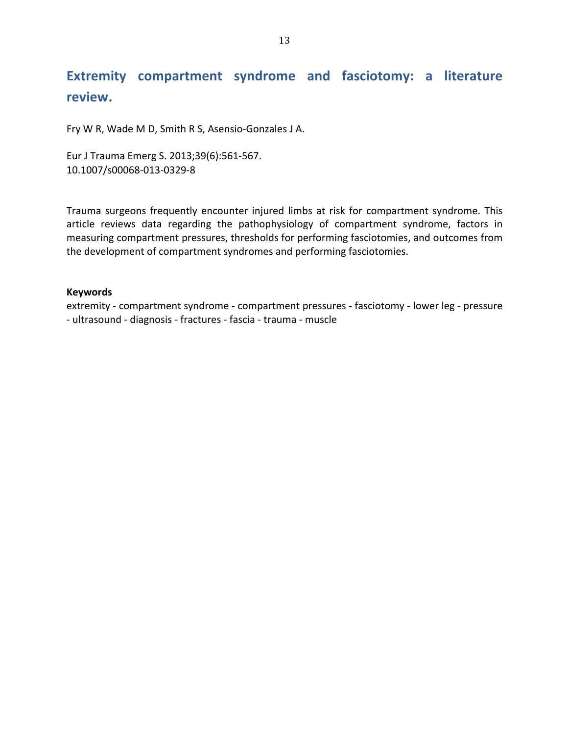## Extremity compartment syndrome and fasciotomy: a literature review.

Fry W R, Wade M D, Smith R S, Asensio-Gonzales J A.

Eur J Trauma Emerg S. 2013;39(6):561-567.
10.1007/s00068-013-0329-8

Trauma surgeons frequently encounter injured limbs at risk for compartment syndrome. This article reviews data regarding the pathophysiology of compartment syndrome, factors in measuring compartment pressures, thresholds for performing fasciotomies, and outcomes from the development of compartment syndromes and performing fasciotomies.

**Keywords**

extremity - compartment syndrome - compartment pressures - fasciotomy - lower leg - pressure - ultrasound - diagnosis - fractures - fascia - trauma - muscle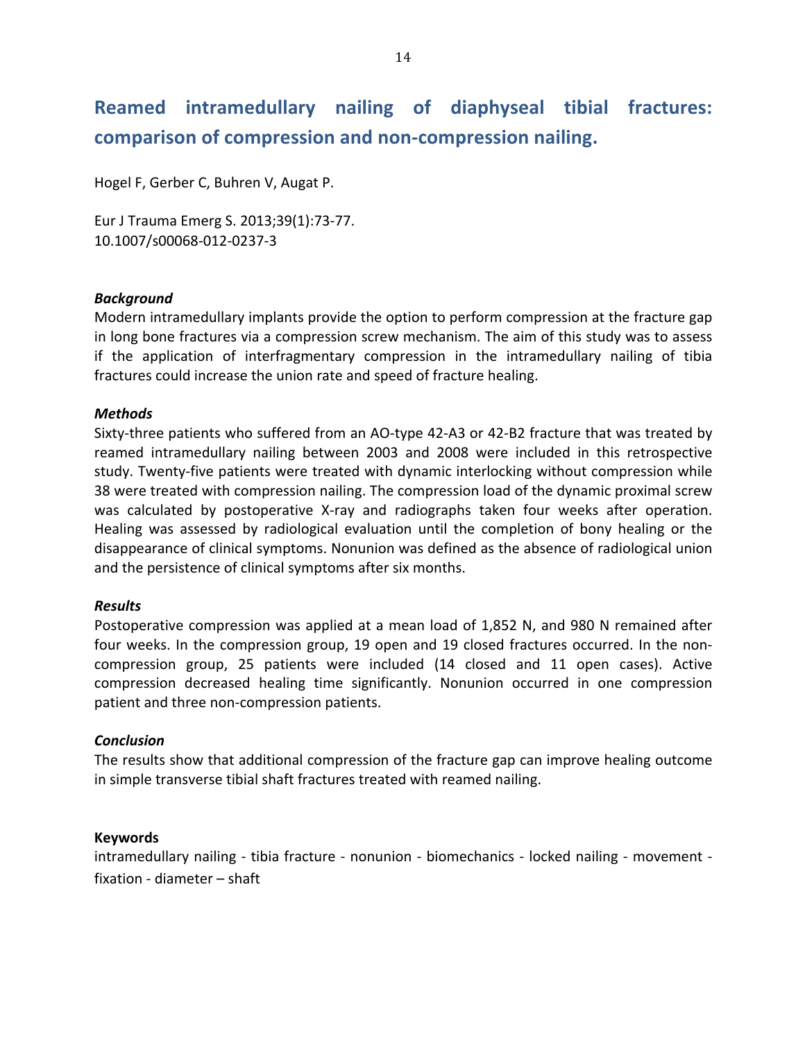# Reamed intramedullary nailing of diaphyseal tibial fractures: comparison of compression and non-compression nailing.

Hogel F, Gerber C, Buhren V, Augat P.

Eur J Trauma Emerg S. 2013;39(1):73-77.
10.1007/s00068-012-0237-3

### *Background*

Modern intramedullary implants provide the option to perform compression at the fracture gap in long bone fractures via a compression screw mechanism. The aim of this study was to assess if the application of interfragmentary compression in the intramedullary nailing of tibia fractures could increase the union rate and speed of fracture healing.

### *Methods*

Sixty-three patients who suffered from an AO-type 42-A3 or 42-B2 fracture that was treated by reamed intramedullary nailing between 2003 and 2008 were included in this retrospective study. Twenty-five patients were treated with dynamic interlocking without compression while 38 were treated with compression nailing. The compression load of the dynamic proximal screw was calculated by postoperative X-ray and radiographs taken four weeks after operation. Healing was assessed by radiological evaluation until the completion of bony healing or the disappearance of clinical symptoms. Nonunion was defined as the absence of radiological union and the persistence of clinical symptoms after six months.

### *Results*

Postoperative compression was applied at a mean load of 1,852 N, and 980 N remained after four weeks. In the compression group, 19 open and 19 closed fractures occurred. In the non-compression group, 25 patients were included (14 closed and 11 open cases). Active compression decreased healing time significantly. Nonunion occurred in one compression patient and three non-compression patients.

### *Conclusion*

The results show that additional compression of the fracture gap can improve healing outcome in simple transverse tibial shaft fractures treated with reamed nailing.

### Keywords

intramedullary nailing - tibia fracture - nonunion - biomechanics - locked nailing - movement - fixation - diameter – shaft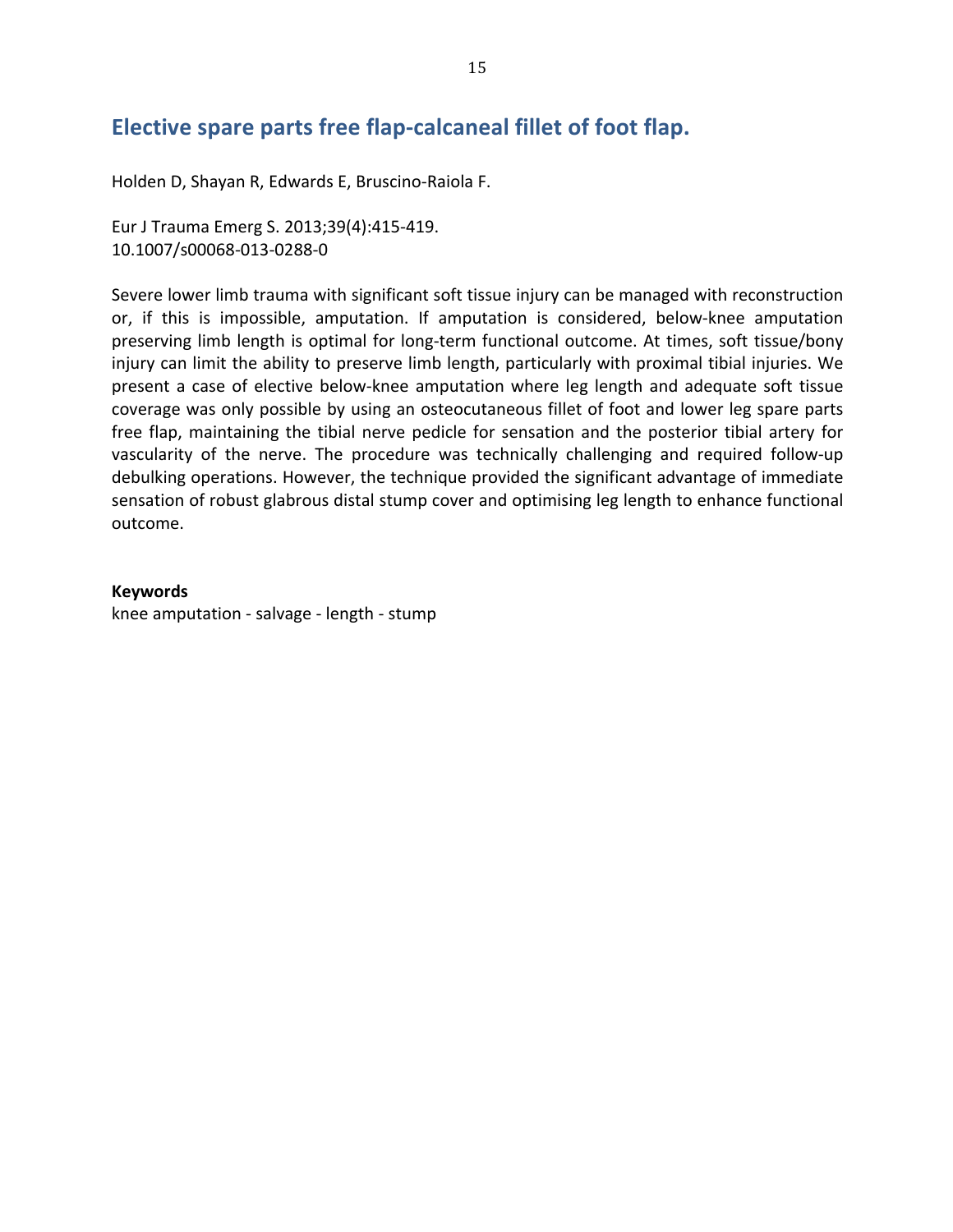## Elective spare parts free flap-calcaneal fillet of foot flap.

Holden D, Shayan R, Edwards E, Bruscino-Raiola F.

Eur J Trauma Emerg S. 2013;39(4):415-419.
10.1007/s00068-013-0288-0

Severe lower limb trauma with significant soft tissue injury can be managed with reconstruction or, if this is impossible, amputation. If amputation is considered, below-knee amputation preserving limb length is optimal for long-term functional outcome. At times, soft tissue/bony injury can limit the ability to preserve limb length, particularly with proximal tibial injuries. We present a case of elective below-knee amputation where leg length and adequate soft tissue coverage was only possible by using an osteocutaneous fillet of foot and lower leg spare parts free flap, maintaining the tibial nerve pedicle for sensation and the posterior tibial artery for vascularity of the nerve. The procedure was technically challenging and required follow-up debulking operations. However, the technique provided the significant advantage of immediate sensation of robust glabrous distal stump cover and optimising leg length to enhance functional outcome.

**Keywords**
knee amputation - salvage - length - stump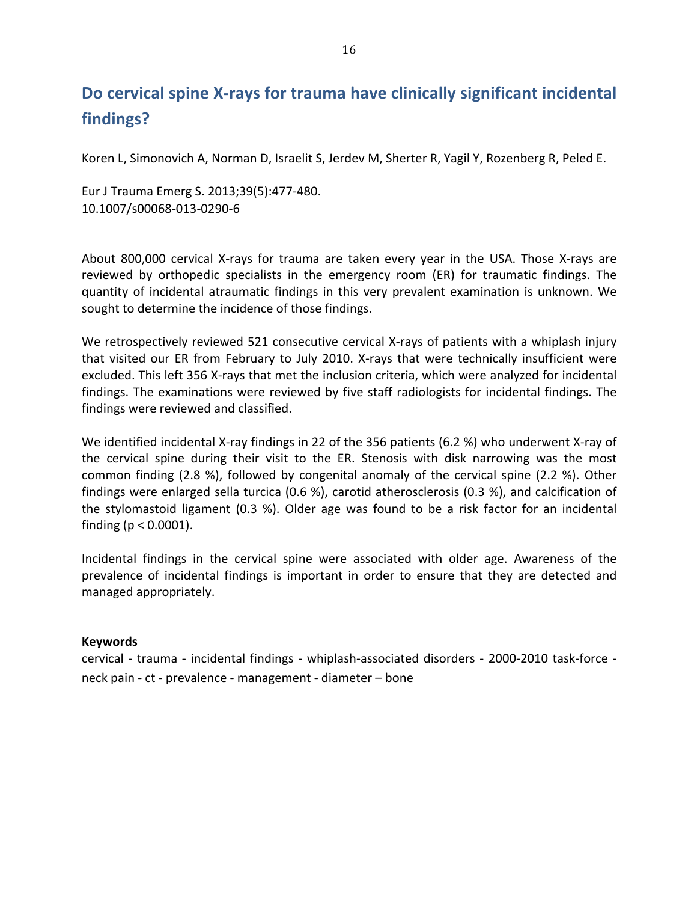## Do cervical spine X-rays for trauma have clinically significant incidental findings?

Koren L, Simonovich A, Norman D, Israelit S, Jerdev M, Sherter R, Yagil Y, Rozenberg R, Peled E.

Eur J Trauma Emerg S. 2013;39(5):477-480.
10.1007/s00068-013-0290-6

About 800,000 cervical X-rays for trauma are taken every year in the USA. Those X-rays are reviewed by orthopedic specialists in the emergency room (ER) for traumatic findings. The quantity of incidental atraumatic findings in this very prevalent examination is unknown. We sought to determine the incidence of those findings.

We retrospectively reviewed 521 consecutive cervical X-rays of patients with a whiplash injury that visited our ER from February to July 2010. X-rays that were technically insufficient were excluded. This left 356 X-rays that met the inclusion criteria, which were analyzed for incidental findings. The examinations were reviewed by five staff radiologists for incidental findings. The findings were reviewed and classified.

We identified incidental X-ray findings in 22 of the 356 patients (6.2 %) who underwent X-ray of the cervical spine during their visit to the ER. Stenosis with disk narrowing was the most common finding (2.8 %), followed by congenital anomaly of the cervical spine (2.2 %). Other findings were enlarged sella turcica (0.6 %), carotid atherosclerosis (0.3 %), and calcification of the stylomastoid ligament (0.3 %). Older age was found to be a risk factor for an incidental finding ($p < 0.0001$).

Incidental findings in the cervical spine were associated with older age. Awareness of the prevalence of incidental findings is important in order to ensure that they are detected and managed appropriately.

**Keywords**
cervical - trauma - incidental findings - whiplash-associated disorders - 2000-2010 task-force - neck pain - ct - prevalence - management - diameter – bone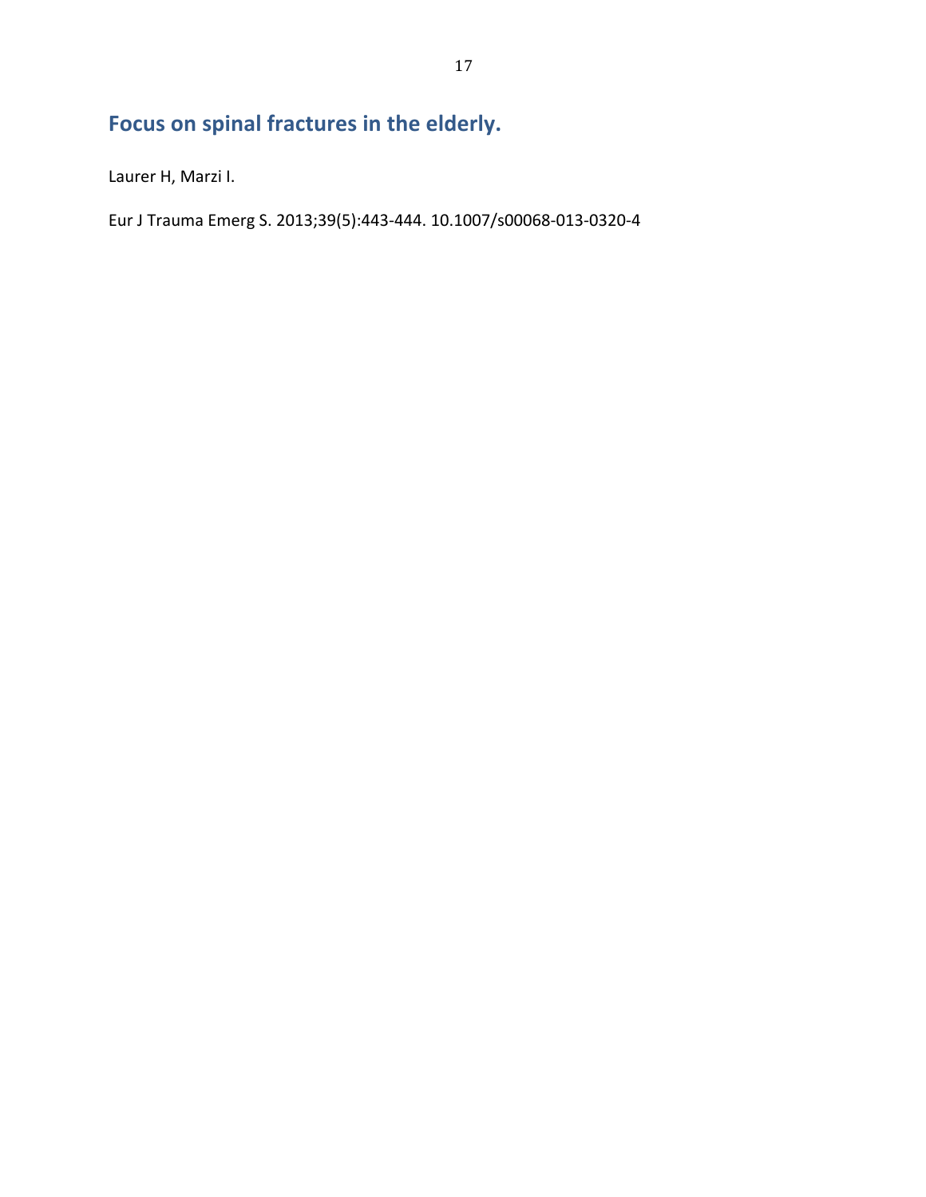## Focus on spinal fractures in the elderly.

Laurer H, Marzi I.

Eur J Trauma Emerg S. 2013;39(5):443-444. 10.1007/s00068-013-0320-4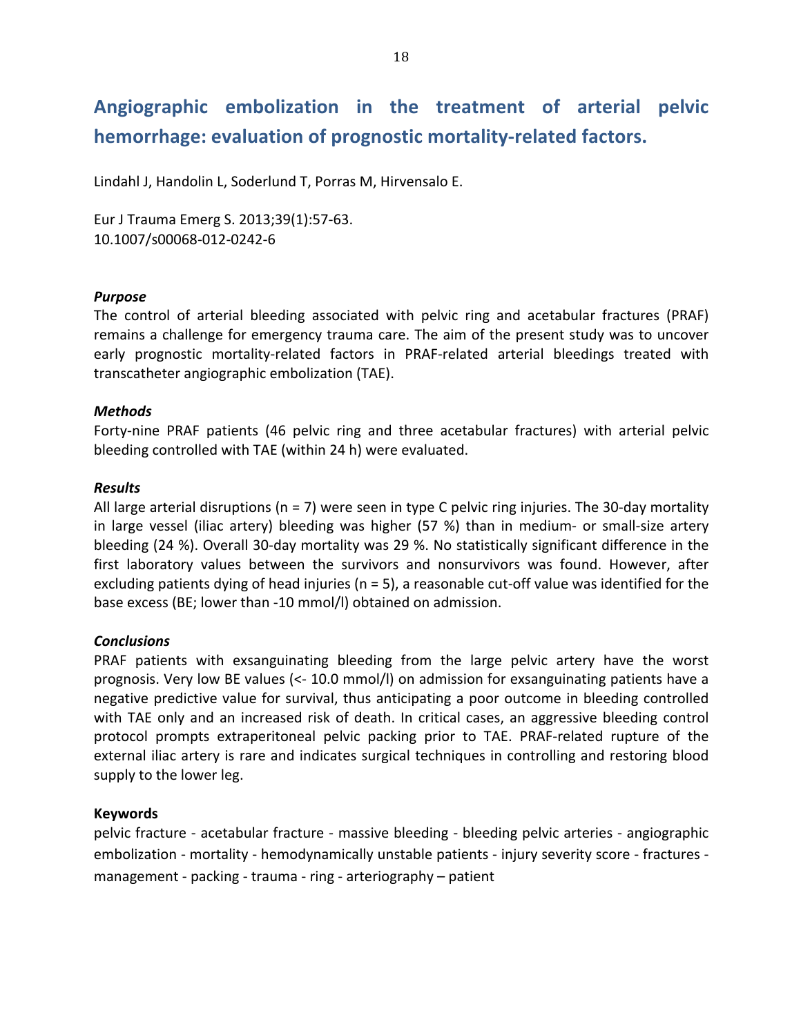# Angiographic embolization in the treatment of arterial pelvic hemorrhage: evaluation of prognostic mortality-related factors.

Lindahl J, Handolin L, Soderlund T, Porras M, Hirvensalo E.

Eur J Trauma Emerg S. 2013;39(1):57-63.
10.1007/s00068-012-0242-6

***Purpose***

The control of arterial bleeding associated with pelvic ring and acetabular fractures (PRAF) remains a challenge for emergency trauma care. The aim of the present study was to uncover early prognostic mortality-related factors in PRAF-related arterial bleedings treated with transcatheter angiographic embolization (TAE).

***Methods***

Forty-nine PRAF patients (46 pelvic ring and three acetabular fractures) with arterial pelvic bleeding controlled with TAE (within 24 h) were evaluated.

***Results***

All large arterial disruptions (n = 7) were seen in type C pelvic ring injuries. The 30-day mortality in large vessel (iliac artery) bleeding was higher (57 %) than in medium- or small-size artery bleeding (24 %). Overall 30-day mortality was 29 %. No statistically significant difference in the first laboratory values between the survivors and nonsurvivors was found. However, after excluding patients dying of head injuries (n = 5), a reasonable cut-off value was identified for the base excess (BE; lower than -10 mmol/l) obtained on admission.

***Conclusions***

PRAF patients with exsanguinating bleeding from the large pelvic artery have the worst prognosis. Very low BE values (<- 10.0 mmol/l) on admission for exsanguinating patients have a negative predictive value for survival, thus anticipating a poor outcome in bleeding controlled with TAE only and an increased risk of death. In critical cases, an aggressive bleeding control protocol prompts extraperitoneal pelvic packing prior to TAE. PRAF-related rupture of the external iliac artery is rare and indicates surgical techniques in controlling and restoring blood supply to the lower leg.

**Keywords**

pelvic fracture - acetabular fracture - massive bleeding - bleeding pelvic arteries - angiographic embolization - mortality - hemodynamically unstable patients - injury severity score - fractures - management - packing - trauma - ring - arteriography – patient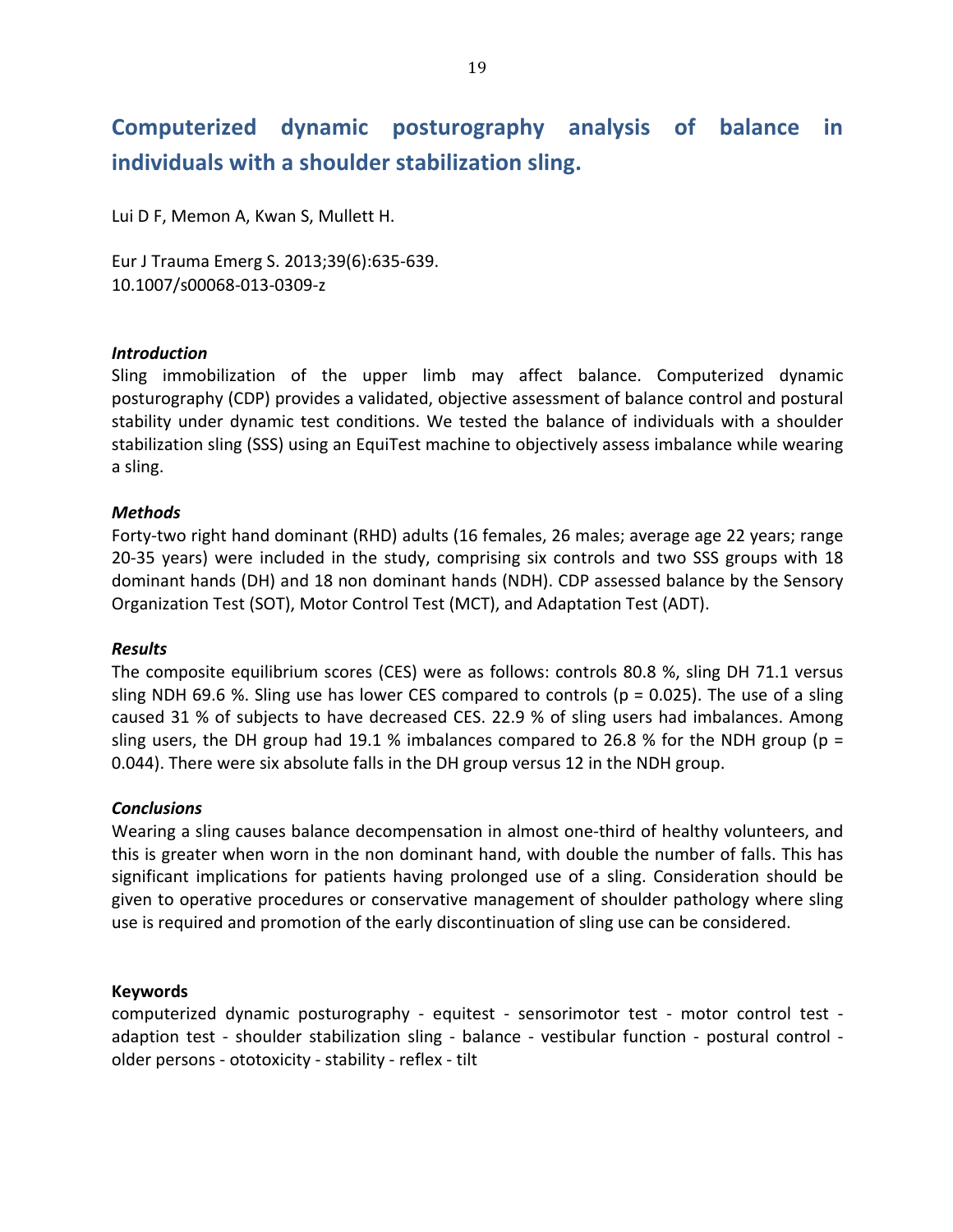# Computerized dynamic posturography analysis of balance in individuals with a shoulder stabilization sling.

Lui D F, Memon A, Kwan S, Mullett H.

Eur J Trauma Emerg S. 2013;39(6):635-639.
10.1007/s00068-013-0309-z

### *Introduction*

Sling immobilization of the upper limb may affect balance. Computerized dynamic posturography (CDP) provides a validated, objective assessment of balance control and postural stability under dynamic test conditions. We tested the balance of individuals with a shoulder stabilization sling (SSS) using an EquiTest machine to objectively assess imbalance while wearing a sling.

### *Methods*

Forty-two right hand dominant (RHD) adults (16 females, 26 males; average age 22 years; range 20-35 years) were included in the study, comprising six controls and two SSS groups with 18 dominant hands (DH) and 18 non dominant hands (NDH). CDP assessed balance by the Sensory Organization Test (SOT), Motor Control Test (MCT), and Adaptation Test (ADT).

### *Results*

The composite equilibrium scores (CES) were as follows: controls 80.8 %, sling DH 71.1 versus sling NDH 69.6 %. Sling use has lower CES compared to controls ($p = 0.025$). The use of a sling caused 31 % of subjects to have decreased CES. 22.9 % of sling users had imbalances. Among sling users, the DH group had 19.1 % imbalances compared to 26.8 % for the NDH group ($p = 0.044$). There were six absolute falls in the DH group versus 12 in the NDH group.

### *Conclusions*

Wearing a sling causes balance decompensation in almost one-third of healthy volunteers, and this is greater when worn in the non dominant hand, with double the number of falls. This has significant implications for patients having prolonged use of a sling. Consideration should be given to operative procedures or conservative management of shoulder pathology where sling use is required and promotion of the early discontinuation of sling use can be considered.

### Keywords

computerized dynamic posturography - equitest - sensorimotor test - motor control test - adaption test - shoulder stabilization sling - balance - vestibular function - postural control - older persons - ototoxicity - stability - reflex - tilt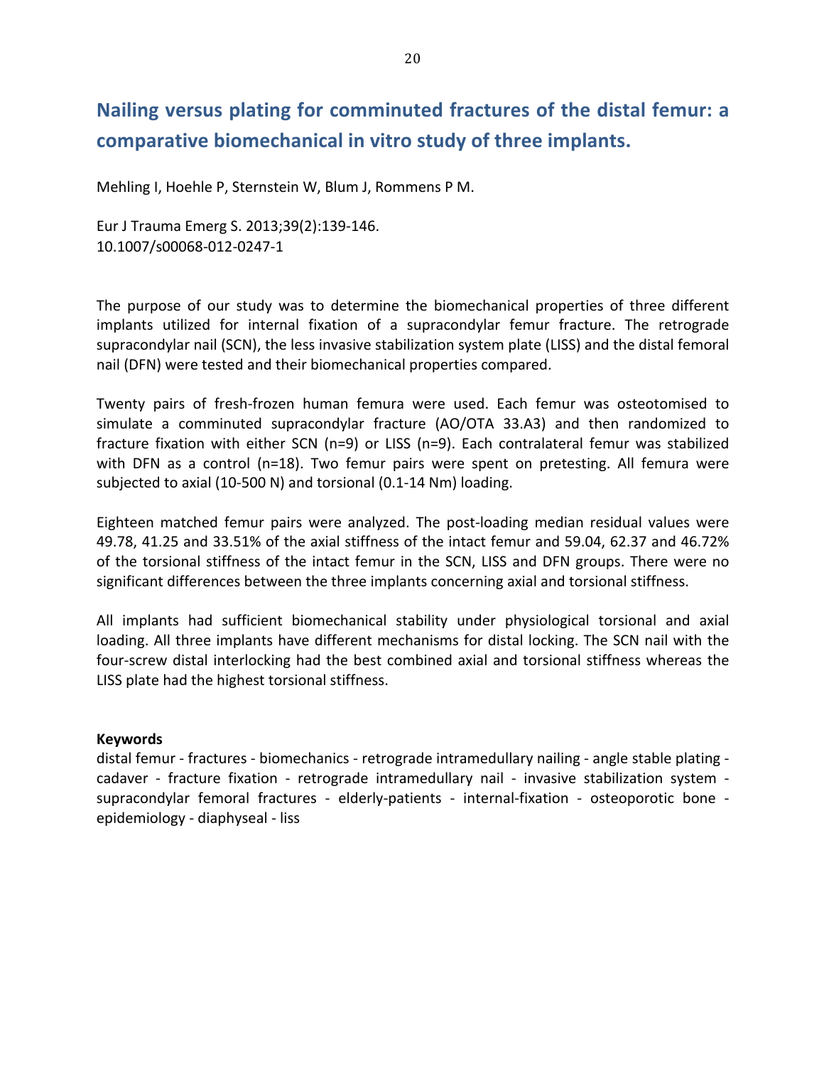## Nailing versus plating for comminuted fractures of the distal femur: a comparative biomechanical in vitro study of three implants.

Mehling I, Hoehle P, Sternstein W, Blum J, Rommens P M.

Eur J Trauma Emerg S. 2013;39(2):139-146.
10.1007/s00068-012-0247-1

The purpose of our study was to determine the biomechanical properties of three different implants utilized for internal fixation of a supracondylar femur fracture. The retrograde supracondylar nail (SCN), the less invasive stabilization system plate (LISS) and the distal femoral nail (DFN) were tested and their biomechanical properties compared.

Twenty pairs of fresh-frozen human femura were used. Each femur was osteotomised to simulate a comminuted supracondylar fracture (AO/OTA 33.A3) and then randomized to fracture fixation with either SCN (n=9) or LISS (n=9). Each contralateral femur was stabilized with DFN as a control (n=18). Two femur pairs were spent on pretesting. All femura were subjected to axial (10-500 N) and torsional (0.1-14 Nm) loading.

Eighteen matched femur pairs were analyzed. The post-loading median residual values were 49.78, 41.25 and 33.51% of the axial stiffness of the intact femur and 59.04, 62.37 and 46.72% of the torsional stiffness of the intact femur in the SCN, LISS and DFN groups. There were no significant differences between the three implants concerning axial and torsional stiffness.

All implants had sufficient biomechanical stability under physiological torsional and axial loading. All three implants have different mechanisms for distal locking. The SCN nail with the four-screw distal interlocking had the best combined axial and torsional stiffness whereas the LISS plate had the highest torsional stiffness.

**Keywords**
distal femur - fractures - biomechanics - retrograde intramedullary nailing - angle stable plating - cadaver - fracture fixation - retrograde intramedullary nail - invasive stabilization system - supracondylar femoral fractures - elderly-patients - internal-fixation - osteoporotic bone - epidemiology - diaphyseal - liss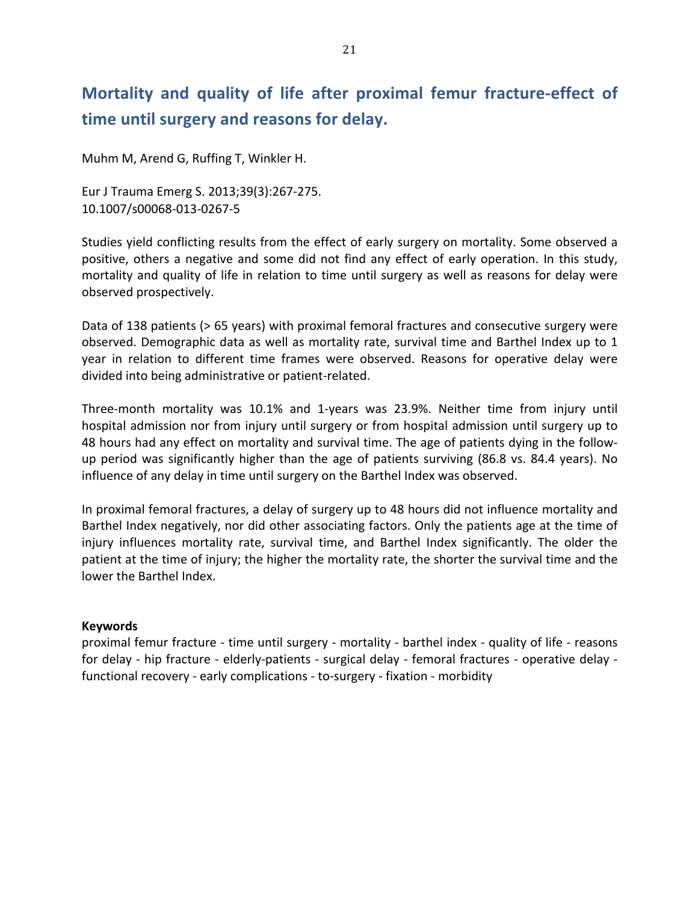## Mortality and quality of life after proximal femur fracture-effect of time until surgery and reasons for delay.

Muhm M, Arend G, Ruffing T, Winkler H.

Eur J Trauma Emerg S. 2013;39(3):267-275.
10.1007/s00068-013-0267-5

Studies yield conflicting results from the effect of early surgery on mortality. Some observed a positive, others a negative and some did not find any effect of early operation. In this study, mortality and quality of life in relation to time until surgery as well as reasons for delay were observed prospectively.

Data of 138 patients (> 65 years) with proximal femoral fractures and consecutive surgery were observed. Demographic data as well as mortality rate, survival time and Barthel Index up to 1 year in relation to different time frames were observed. Reasons for operative delay were divided into being administrative or patient-related.

Three-month mortality was 10.1% and 1-years was 23.9%. Neither time from injury until hospital admission nor from injury until surgery or from hospital admission until surgery up to 48 hours had any effect on mortality and survival time. The age of patients dying in the follow-up period was significantly higher than the age of patients surviving (86.8 vs. 84.4 years). No influence of any delay in time until surgery on the Barthel Index was observed.

In proximal femoral fractures, a delay of surgery up to 48 hours did not influence mortality and Barthel Index negatively, nor did other associating factors. Only the patients age at the time of injury influences mortality rate, survival time, and Barthel Index significantly. The older the patient at the time of injury; the higher the mortality rate, the shorter the survival time and the lower the Barthel Index.

**Keywords**
proximal femur fracture - time until surgery - mortality - barthel index - quality of life - reasons for delay - hip fracture - elderly-patients - surgical delay - femoral fractures - operative delay - functional recovery - early complications - to-surgery - fixation - morbidity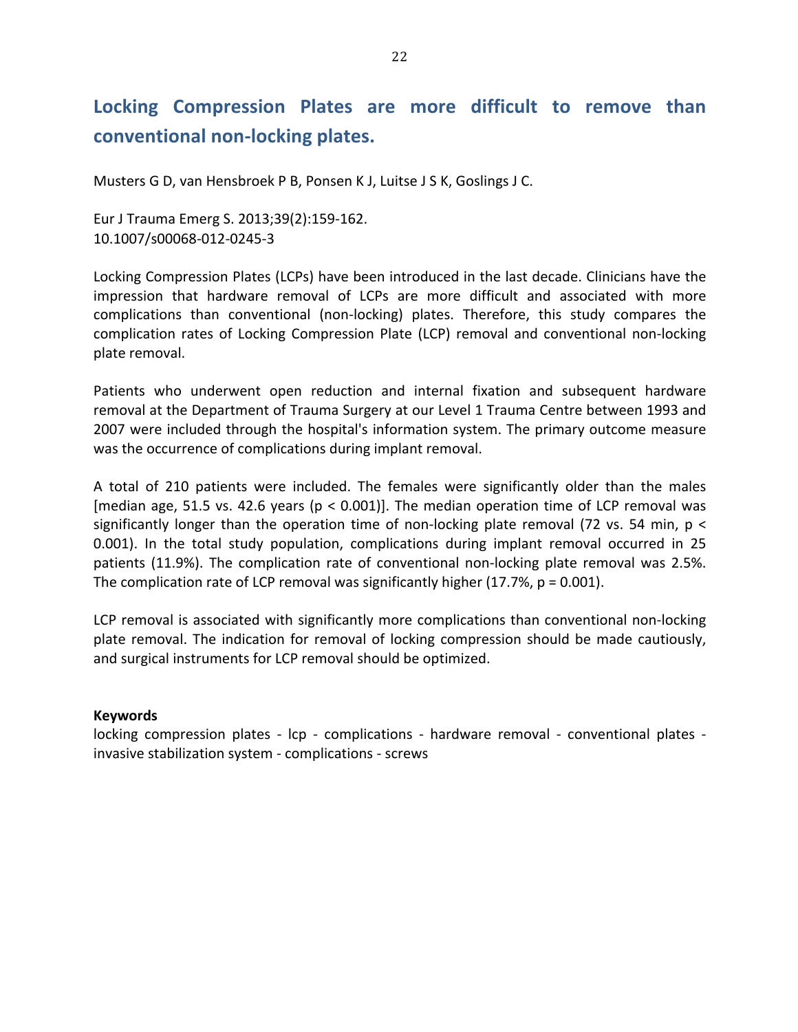## Locking Compression Plates are more difficult to remove than conventional non-locking plates.

Musters G D, van Hensbroek P B, Ponsen K J, Luitse J S K, Goslings J C.

Eur J Trauma Emerg S. 2013;39(2):159-162.
10.1007/s00068-012-0245-3

Locking Compression Plates (LCPs) have been introduced in the last decade. Clinicians have the impression that hardware removal of LCPs are more difficult and associated with more complications than conventional (non-locking) plates. Therefore, this study compares the complication rates of Locking Compression Plate (LCP) removal and conventional non-locking plate removal.

Patients who underwent open reduction and internal fixation and subsequent hardware removal at the Department of Trauma Surgery at our Level 1 Trauma Centre between 1993 and 2007 were included through the hospital's information system. The primary outcome measure was the occurrence of complications during implant removal.

A total of 210 patients were included. The females were significantly older than the males [median age, 51.5 vs. 42.6 years ($p < 0.001$)]. The median operation time of LCP removal was significantly longer than the operation time of non-locking plate removal (72 vs. 54 min, $p < 0.001$). In the total study population, complications during implant removal occurred in 25 patients (11.9%). The complication rate of conventional non-locking plate removal was 2.5%. The complication rate of LCP removal was significantly higher (17.7%, $p = 0.001$).

LCP removal is associated with significantly more complications than conventional non-locking plate removal. The indication for removal of locking compression should be made cautiously, and surgical instruments for LCP removal should be optimized.

**Keywords**
locking compression plates - lcp - complications - hardware removal - conventional plates - invasive stabilization system - complications - screws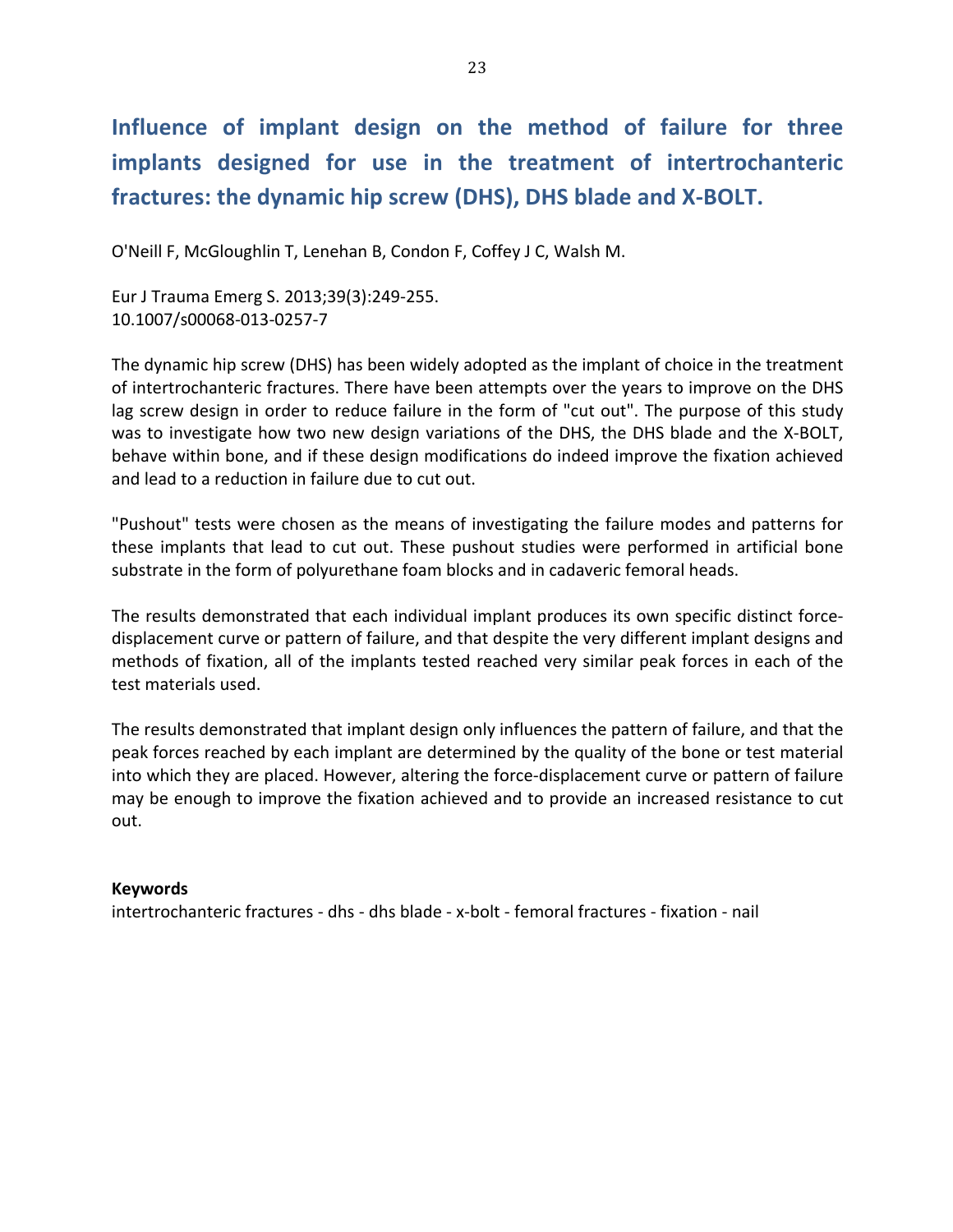# Influence of implant design on the method of failure for three implants designed for use in the treatment of intertrochanteric fractures: the dynamic hip screw (DHS), DHS blade and X-BOLT.

O'Neill F, McGloughlin T, Lenehan B, Condon F, Coffey J C, Walsh M.

Eur J Trauma Emerg S. 2013;39(3):249-255.
10.1007/s00068-013-0257-7

The dynamic hip screw (DHS) has been widely adopted as the implant of choice in the treatment of intertrochanteric fractures. There have been attempts over the years to improve on the DHS lag screw design in order to reduce failure in the form of "cut out". The purpose of this study was to investigate how two new design variations of the DHS, the DHS blade and the X-BOLT, behave within bone, and if these design modifications do indeed improve the fixation achieved and lead to a reduction in failure due to cut out.

"Pushout" tests were chosen as the means of investigating the failure modes and patterns for these implants that lead to cut out. These pushout studies were performed in artificial bone substrate in the form of polyurethane foam blocks and in cadaveric femoral heads.

The results demonstrated that each individual implant produces its own specific distinct force-displacement curve or pattern of failure, and that despite the very different implant designs and methods of fixation, all of the implants tested reached very similar peak forces in each of the test materials used.

The results demonstrated that implant design only influences the pattern of failure, and that the peak forces reached by each implant are determined by the quality of the bone or test material into which they are placed. However, altering the force-displacement curve or pattern of failure may be enough to improve the fixation achieved and to provide an increased resistance to cut out.

**Keywords**

intertrochanteric fractures - dhs - dhs blade - x-bolt - femoral fractures - fixation - nail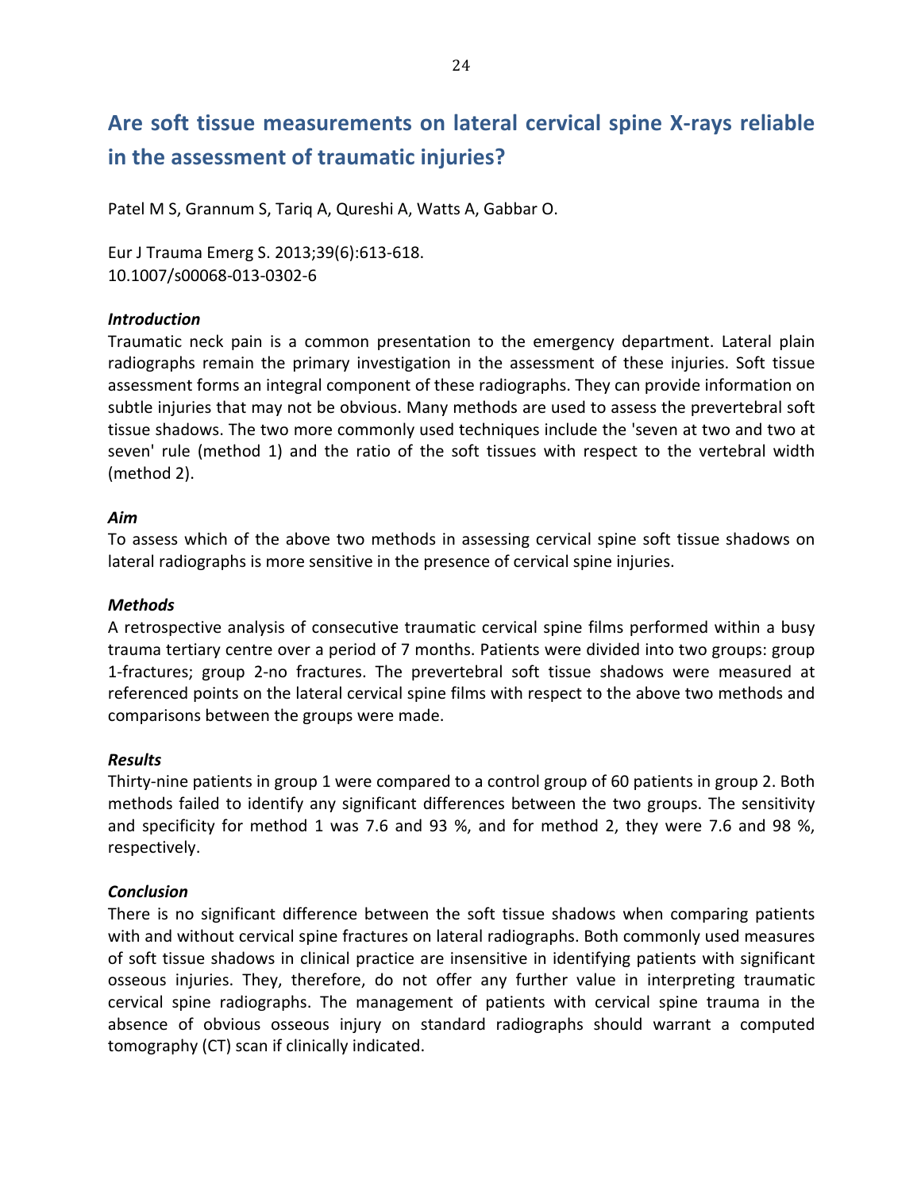# Are soft tissue measurements on lateral cervical spine X-rays reliable in the assessment of traumatic injuries?

Patel M S, Grannum S, Tariq A, Qureshi A, Watts A, Gabbar O.

Eur J Trauma Emerg S. 2013;39(6):613-618.
10.1007/s00068-013-0302-6

### *Introduction*

Traumatic neck pain is a common presentation to the emergency department. Lateral plain radiographs remain the primary investigation in the assessment of these injuries. Soft tissue assessment forms an integral component of these radiographs. They can provide information on subtle injuries that may not be obvious. Many methods are used to assess the prevertebral soft tissue shadows. The two more commonly used techniques include the 'seven at two and two at seven' rule (method 1) and the ratio of the soft tissues with respect to the vertebral width (method 2).

### *Aim*

To assess which of the above two methods in assessing cervical spine soft tissue shadows on lateral radiographs is more sensitive in the presence of cervical spine injuries.

### *Methods*

A retrospective analysis of consecutive traumatic cervical spine films performed within a busy trauma tertiary centre over a period of 7 months. Patients were divided into two groups: group 1-fractures; group 2-no fractures. The prevertebral soft tissue shadows were measured at referenced points on the lateral cervical spine films with respect to the above two methods and comparisons between the groups were made.

### *Results*

Thirty-nine patients in group 1 were compared to a control group of 60 patients in group 2. Both methods failed to identify any significant differences between the two groups. The sensitivity and specificity for method 1 was 7.6 and 93 %, and for method 2, they were 7.6 and 98 %, respectively.

### *Conclusion*

There is no significant difference between the soft tissue shadows when comparing patients with and without cervical spine fractures on lateral radiographs. Both commonly used measures of soft tissue shadows in clinical practice are insensitive in identifying patients with significant osseous injuries. They, therefore, do not offer any further value in interpreting traumatic cervical spine radiographs. The management of patients with cervical spine trauma in the absence of obvious osseous injury on standard radiographs should warrant a computed tomography (CT) scan if clinically indicated.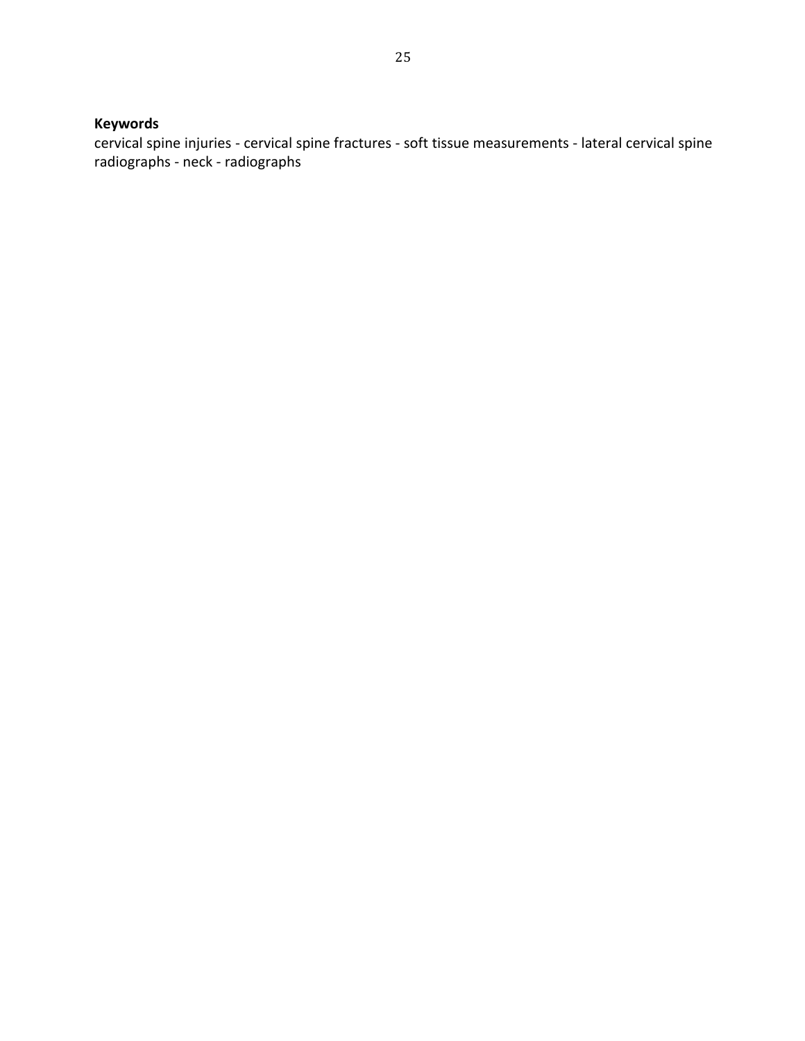**Keywords**

cervical spine injuries - cervical spine fractures - soft tissue measurements - lateral cervical spine radiographs - neck - radiographs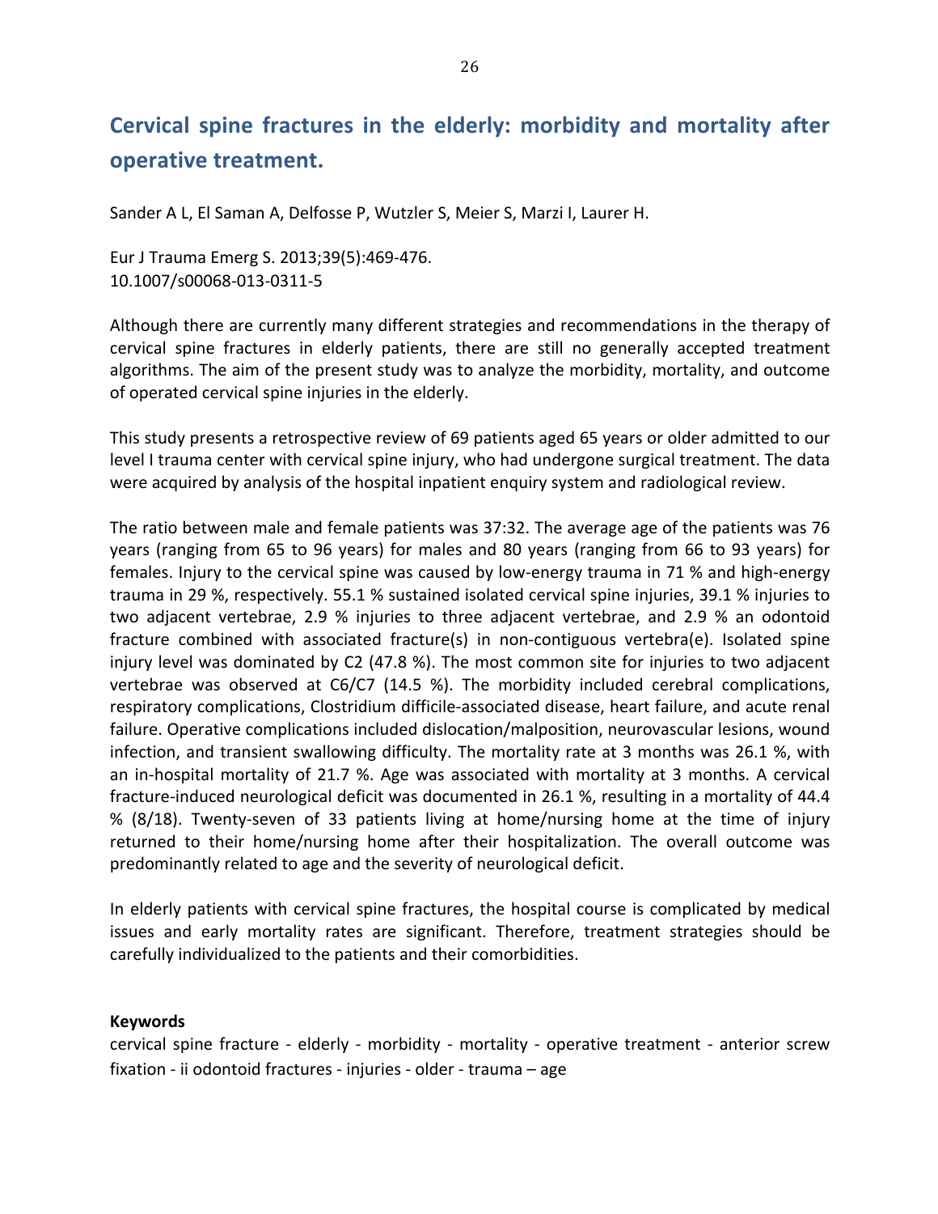# Cervical spine fractures in the elderly: morbidity and mortality after operative treatment.

Sander A L, El Saman A, Delfosse P, Wutzler S, Meier S, Marzi I, Laurer H.

Eur J Trauma Emerg S. 2013;39(5):469-476.
10.1007/s00068-013-0311-5

Although there are currently many different strategies and recommendations in the therapy of cervical spine fractures in elderly patients, there are still no generally accepted treatment algorithms. The aim of the present study was to analyze the morbidity, mortality, and outcome of operated cervical spine injuries in the elderly.

This study presents a retrospective review of 69 patients aged 65 years or older admitted to our level I trauma center with cervical spine injury, who had undergone surgical treatment. The data were acquired by analysis of the hospital inpatient enquiry system and radiological review.

The ratio between male and female patients was 37:32. The average age of the patients was 76 years (ranging from 65 to 96 years) for males and 80 years (ranging from 66 to 93 years) for females. Injury to the cervical spine was caused by low-energy trauma in 71 % and high-energy trauma in 29 %, respectively. 55.1 % sustained isolated cervical spine injuries, 39.1 % injuries to two adjacent vertebrae, 2.9 % injuries to three adjacent vertebrae, and 2.9 % an odontoid fracture combined with associated fracture(s) in non-contiguous vertebra(e). Isolated spine injury level was dominated by C2 (47.8 %). The most common site for injuries to two adjacent vertebrae was observed at C6/C7 (14.5 %). The morbidity included cerebral complications, respiratory complications, Clostridium difficile-associated disease, heart failure, and acute renal failure. Operative complications included dislocation/malposition, neurovascular lesions, wound infection, and transient swallowing difficulty. The mortality rate at 3 months was 26.1 %, with an in-hospital mortality of 21.7 %. Age was associated with mortality at 3 months. A cervical fracture-induced neurological deficit was documented in 26.1 %, resulting in a mortality of 44.4 % (8/18). Twenty-seven of 33 patients living at home/nursing home at the time of injury returned to their home/nursing home after their hospitalization. The overall outcome was predominantly related to age and the severity of neurological deficit.

In elderly patients with cervical spine fractures, the hospital course is complicated by medical issues and early mortality rates are significant. Therefore, treatment strategies should be carefully individualized to the patients and their comorbidities.

**Keywords**

cervical spine fracture - elderly - morbidity - mortality - operative treatment - anterior screw fixation - ii odontoid fractures - injuries - older - trauma – age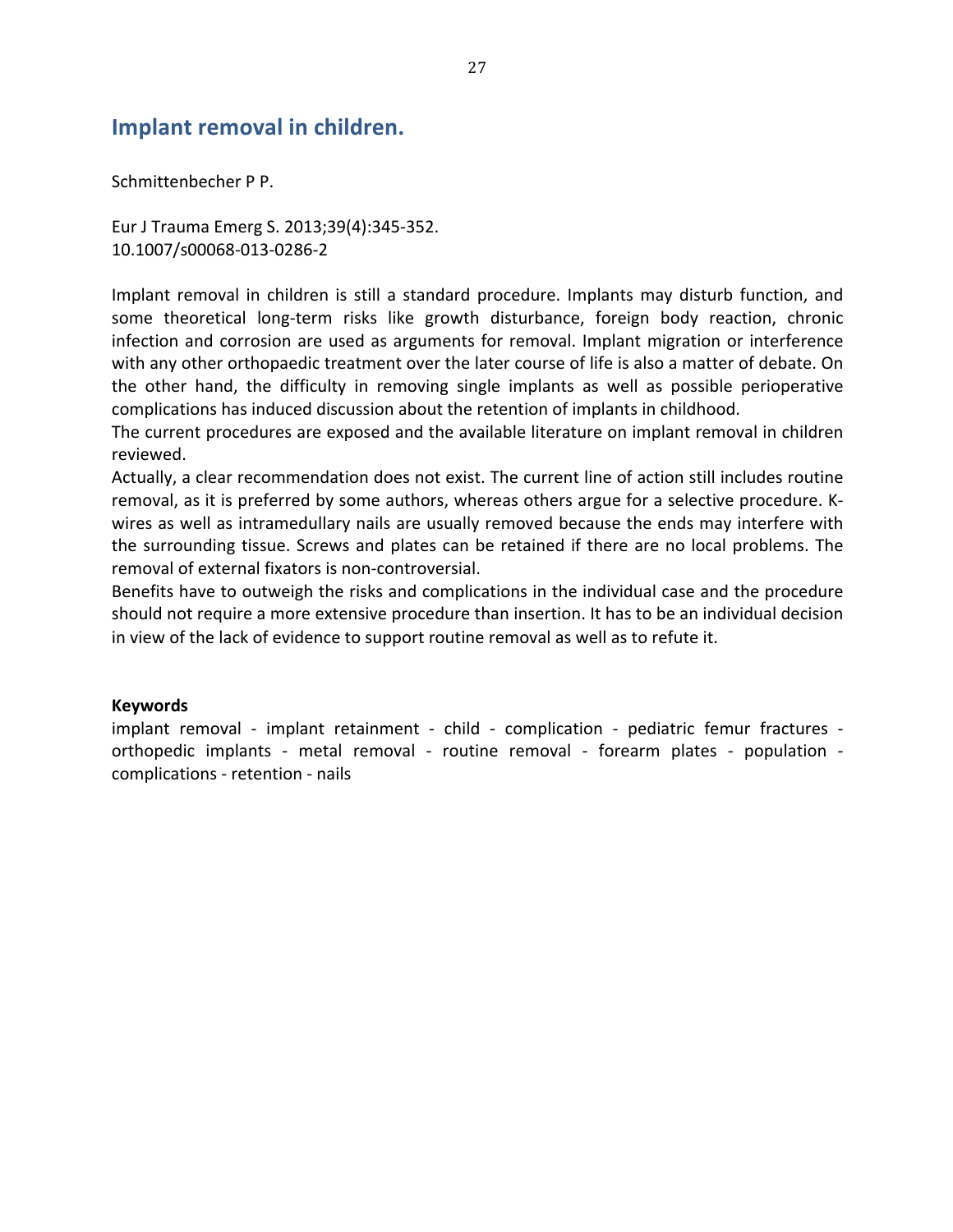## Implant removal in children.

Schmittenbecher P P.

Eur J Trauma Emerg S. 2013;39(4):345-352.
10.1007/s00068-013-0286-2

Implant removal in children is still a standard procedure. Implants may disturb function, and some theoretical long-term risks like growth disturbance, foreign body reaction, chronic infection and corrosion are used as arguments for removal. Implant migration or interference with any other orthopaedic treatment over the later course of life is also a matter of debate. On the other hand, the difficulty in removing single implants as well as possible perioperative complications has induced discussion about the retention of implants in childhood.
The current procedures are exposed and the available literature on implant removal in children reviewed.
Actually, a clear recommendation does not exist. The current line of action still includes routine removal, as it is preferred by some authors, whereas others argue for a selective procedure. K-wires as well as intramedullary nails are usually removed because the ends may interfere with the surrounding tissue. Screws and plates can be retained if there are no local problems. The removal of external fixators is non-controversial.
Benefits have to outweigh the risks and complications in the individual case and the procedure should not require a more extensive procedure than insertion. It has to be an individual decision in view of the lack of evidence to support routine removal as well as to refute it.

**Keywords**
implant removal - implant retainment - child - complication - pediatric femur fractures - orthopedic implants - metal removal - routine removal - forearm plates - population - complications - retention - nails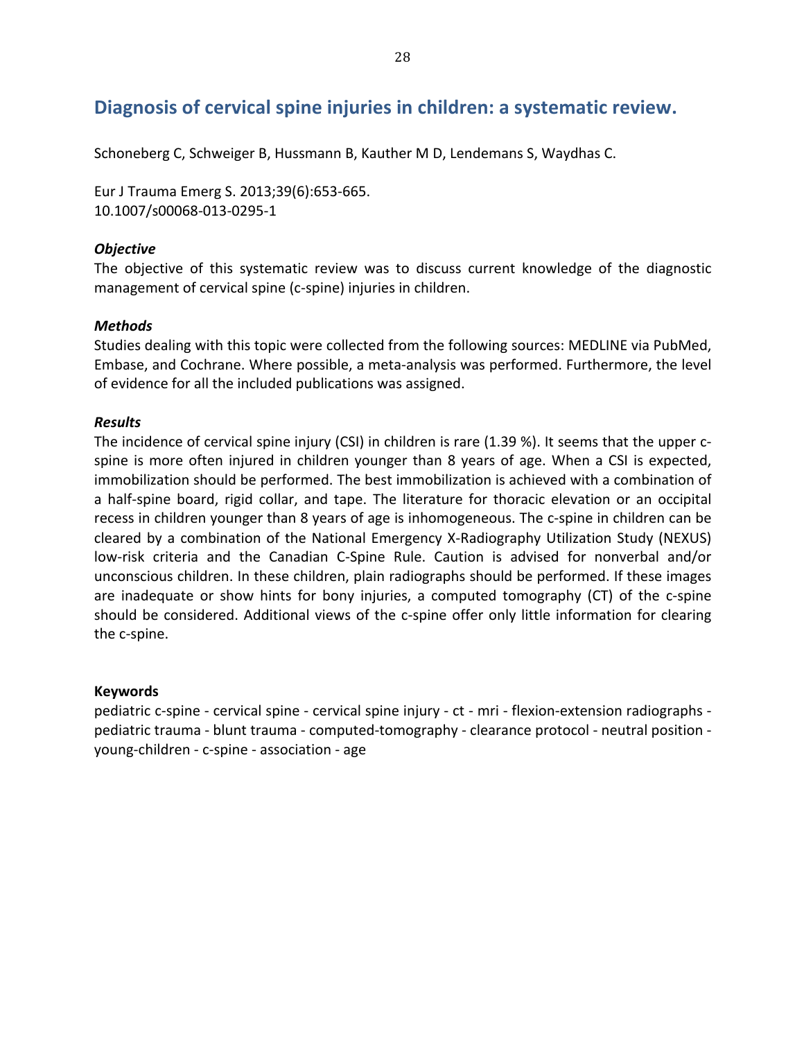## Diagnosis of cervical spine injuries in children: a systematic review.

Schoneberg C, Schweiger B, Hussmann B, Kauther M D, Lendemans S, Waydhas C.

Eur J Trauma Emerg S. 2013;39(6):653-665.
10.1007/s00068-013-0295-1

### *Objective*

The objective of this systematic review was to discuss current knowledge of the diagnostic management of cervical spine (c-spine) injuries in children.

### *Methods*

Studies dealing with this topic were collected from the following sources: MEDLINE via PubMed, Embase, and Cochrane. Where possible, a meta-analysis was performed. Furthermore, the level of evidence for all the included publications was assigned.

### *Results*

The incidence of cervical spine injury (CSI) in children is rare (1.39 %). It seems that the upper c-spine is more often injured in children younger than 8 years of age. When a CSI is expected, immobilization should be performed. The best immobilization is achieved with a combination of a half-spine board, rigid collar, and tape. The literature for thoracic elevation or an occipital recess in children younger than 8 years of age is inhomogeneous. The c-spine in children can be cleared by a combination of the National Emergency X-Radiography Utilization Study (NEXUS) low-risk criteria and the Canadian C-Spine Rule. Caution is advised for nonverbal and/or unconscious children. In these children, plain radiographs should be performed. If these images are inadequate or show hints for bony injuries, a computed tomography (CT) of the c-spine should be considered. Additional views of the c-spine offer only little information for clearing the c-spine.

**Keywords**

pediatric c-spine - cervical spine - cervical spine injury - ct - mri - flexion-extension radiographs - pediatric trauma - blunt trauma - computed-tomography - clearance protocol - neutral position - young-children - c-spine - association - age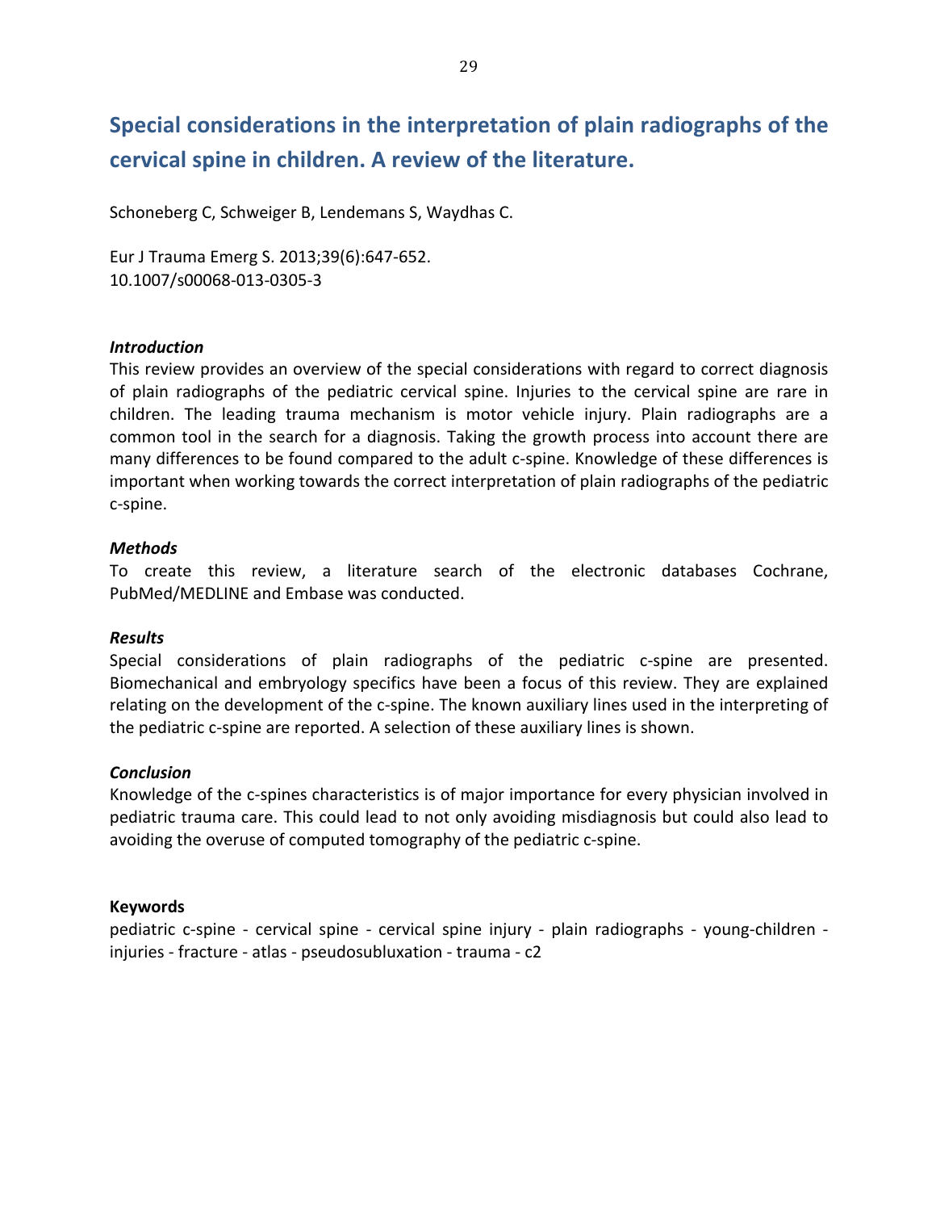# Special considerations in the interpretation of plain radiographs of the cervical spine in children. A review of the literature.

Schoneberg C, Schweiger B, Lendemans S, Waydhas C.

Eur J Trauma Emerg S. 2013;39(6):647-652.
10.1007/s00068-013-0305-3

***Introduction***

This review provides an overview of the special considerations with regard to correct diagnosis of plain radiographs of the pediatric cervical spine. Injuries to the cervical spine are rare in children. The leading trauma mechanism is motor vehicle injury. Plain radiographs are a common tool in the search for a diagnosis. Taking the growth process into account there are many differences to be found compared to the adult c-spine. Knowledge of these differences is important when working towards the correct interpretation of plain radiographs of the pediatric c-spine.

***Methods***

To create this review, a literature search of the electronic databases Cochrane, PubMed/MEDLINE and Embase was conducted.

***Results***

Special considerations of plain radiographs of the pediatric c-spine are presented. Biomechanical and embryology specifics have been a focus of this review. They are explained relating on the development of the c-spine. The known auxiliary lines used in the interpreting of the pediatric c-spine are reported. A selection of these auxiliary lines is shown.

***Conclusion***

Knowledge of the c-spines characteristics is of major importance for every physician involved in pediatric trauma care. This could lead to not only avoiding misdiagnosis but could also lead to avoiding the overuse of computed tomography of the pediatric c-spine.

**Keywords**

pediatric c-spine - cervical spine - cervical spine injury - plain radiographs - young-children - injuries - fracture - atlas - pseudosubluxation - trauma - c2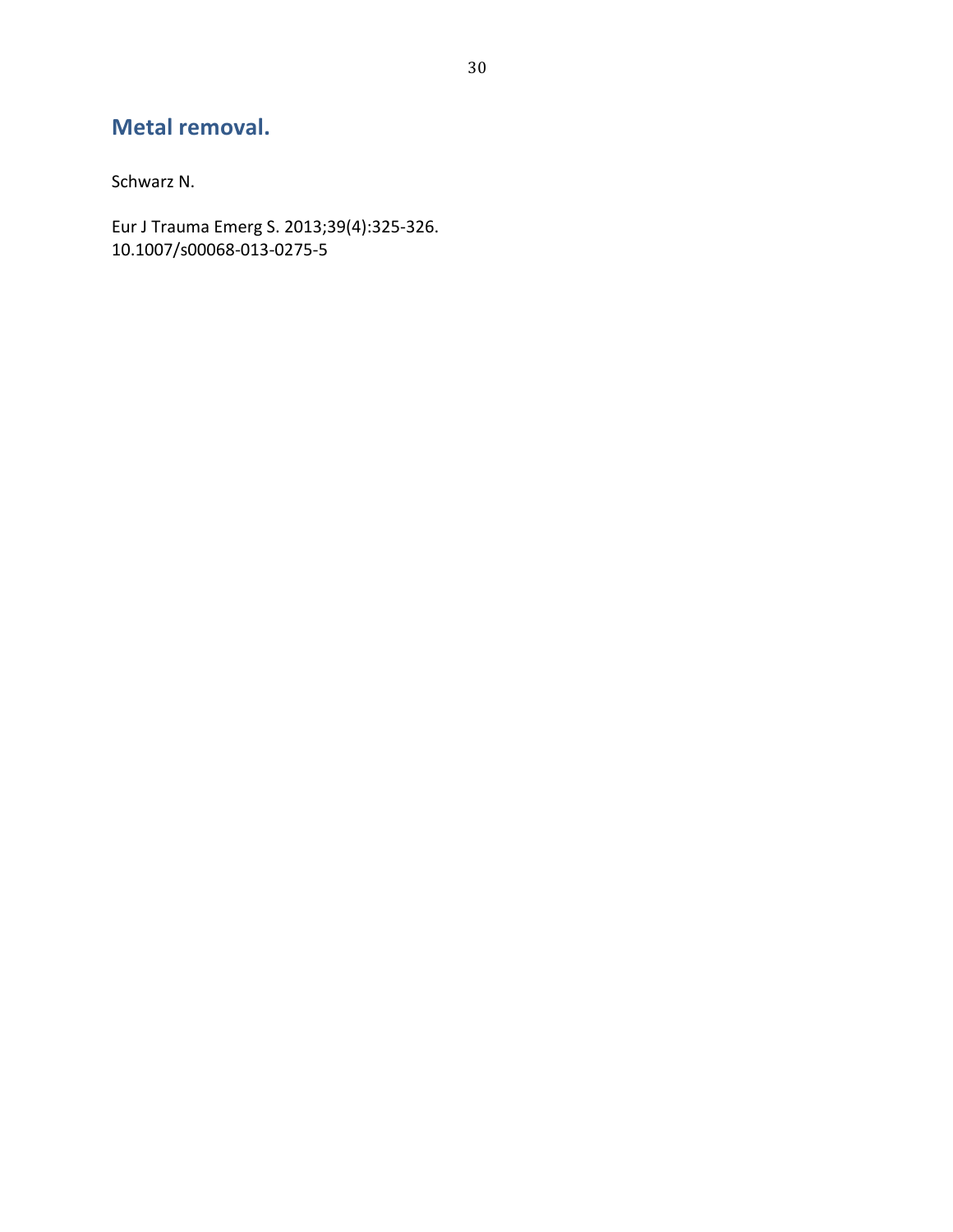## Metal removal.

Schwarz N.

Eur J Trauma Emerg S. 2013;39(4):325-326.
10.1007/s00068-013-0275-5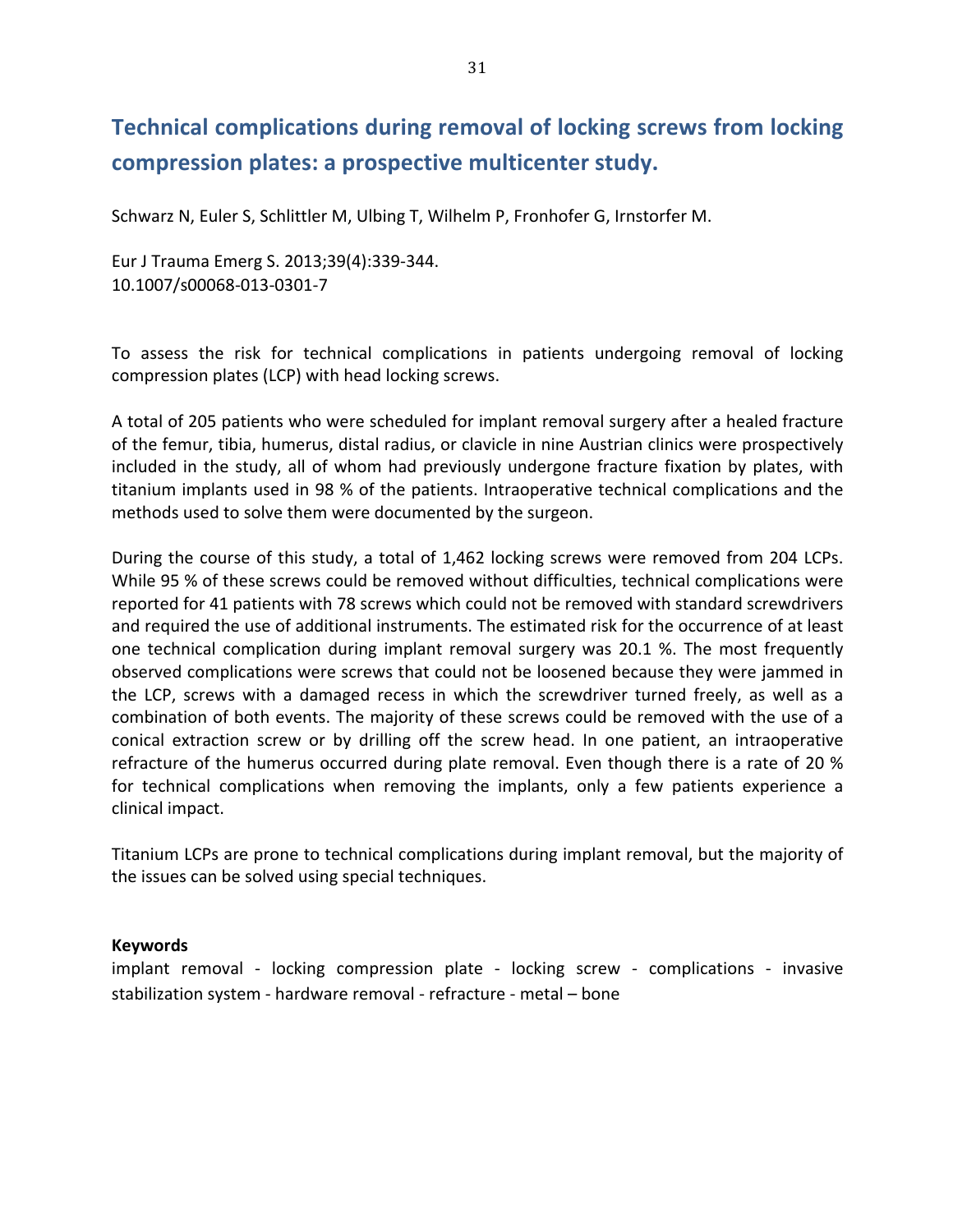# Technical complications during removal of locking screws from locking compression plates: a prospective multicenter study.

Schwarz N, Euler S, Schlittler M, Ulbing T, Wilhelm P, Fronhofer G, Irnstorfer M.

Eur J Trauma Emerg S. 2013;39(4):339-344.
10.1007/s00068-013-0301-7

To assess the risk for technical complications in patients undergoing removal of locking compression plates (LCP) with head locking screws.

A total of 205 patients who were scheduled for implant removal surgery after a healed fracture of the femur, tibia, humerus, distal radius, or clavicle in nine Austrian clinics were prospectively included in the study, all of whom had previously undergone fracture fixation by plates, with titanium implants used in 98 % of the patients. Intraoperative technical complications and the methods used to solve them were documented by the surgeon.

During the course of this study, a total of 1,462 locking screws were removed from 204 LCPs. While 95 % of these screws could be removed without difficulties, technical complications were reported for 41 patients with 78 screws which could not be removed with standard screwdrivers and required the use of additional instruments. The estimated risk for the occurrence of at least one technical complication during implant removal surgery was 20.1 %. The most frequently observed complications were screws that could not be loosened because they were jammed in the LCP, screws with a damaged recess in which the screwdriver turned freely, as well as a combination of both events. The majority of these screws could be removed with the use of a conical extraction screw or by drilling off the screw head. In one patient, an intraoperative refracture of the humerus occurred during plate removal. Even though there is a rate of 20 % for technical complications when removing the implants, only a few patients experience a clinical impact.

Titanium LCPs are prone to technical complications during implant removal, but the majority of the issues can be solved using special techniques.

**Keywords**

implant removal - locking compression plate - locking screw - complications - invasive stabilization system - hardware removal - refracture - metal – bone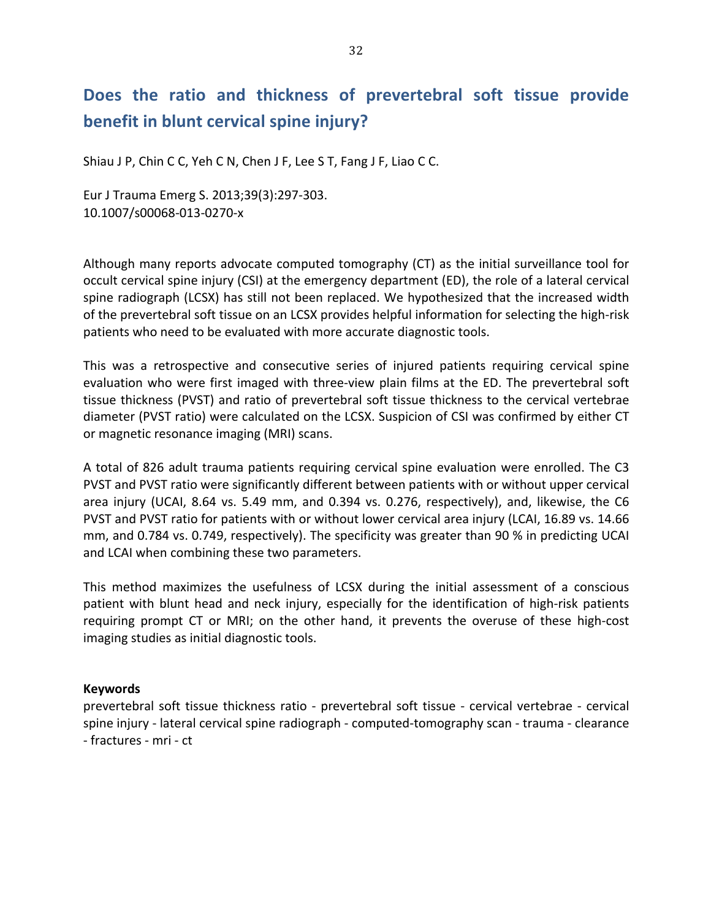# Does the ratio and thickness of prevertebral soft tissue provide benefit in blunt cervical spine injury?

Shiau J P, Chin C C, Yeh C N, Chen J F, Lee S T, Fang J F, Liao C C.

Eur J Trauma Emerg S. 2013;39(3):297-303.
10.1007/s00068-013-0270-x

Although many reports advocate computed tomography (CT) as the initial surveillance tool for occult cervical spine injury (CSI) at the emergency department (ED), the role of a lateral cervical spine radiograph (LCSX) has still not been replaced. We hypothesized that the increased width of the prevertebral soft tissue on an LCSX provides helpful information for selecting the high-risk patients who need to be evaluated with more accurate diagnostic tools.

This was a retrospective and consecutive series of injured patients requiring cervical spine evaluation who were first imaged with three-view plain films at the ED. The prevertebral soft tissue thickness (PVST) and ratio of prevertebral soft tissue thickness to the cervical vertebrae diameter (PVST ratio) were calculated on the LCSX. Suspicion of CSI was confirmed by either CT or magnetic resonance imaging (MRI) scans.

A total of 826 adult trauma patients requiring cervical spine evaluation were enrolled. The C3 PVST and PVST ratio were significantly different between patients with or without upper cervical area injury (UCAI, 8.64 vs. 5.49 mm, and 0.394 vs. 0.276, respectively), and, likewise, the C6 PVST and PVST ratio for patients with or without lower cervical area injury (LCAI, 16.89 vs. 14.66 mm, and 0.784 vs. 0.749, respectively). The specificity was greater than 90 % in predicting UCAI and LCAI when combining these two parameters.

This method maximizes the usefulness of LCSX during the initial assessment of a conscious patient with blunt head and neck injury, especially for the identification of high-risk patients requiring prompt CT or MRI; on the other hand, it prevents the overuse of these high-cost imaging studies as initial diagnostic tools.

**Keywords**

prevertebral soft tissue thickness ratio - prevertebral soft tissue - cervical vertebrae - cervical spine injury - lateral cervical spine radiograph - computed-tomography scan - trauma - clearance - fractures - mri - ct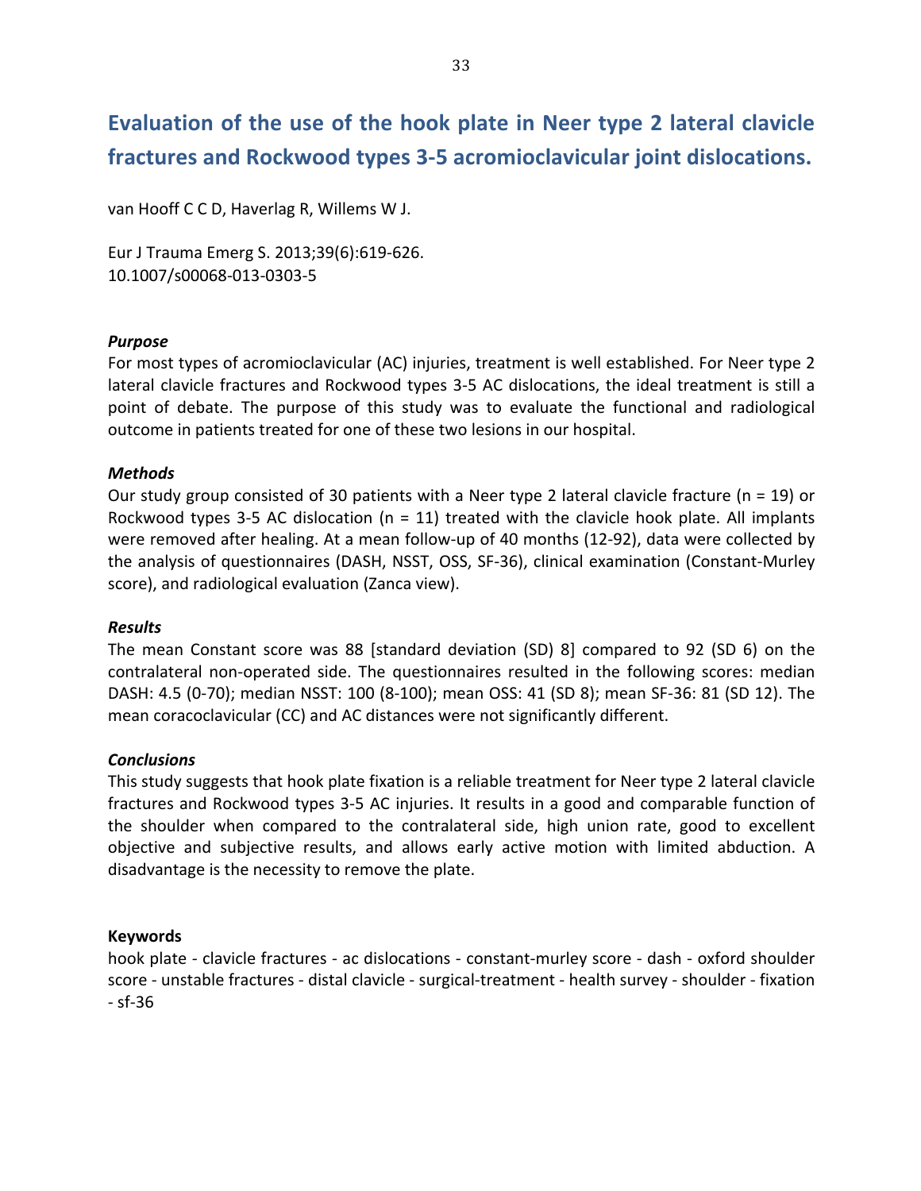# Evaluation of the use of the hook plate in Neer type 2 lateral clavicle fractures and Rockwood types 3-5 acromioclavicular joint dislocations.

van Hooff C C D, Haverlag R, Willems W J.

Eur J Trauma Emerg S. 2013;39(6):619-626.
10.1007/s00068-013-0303-5

### *Purpose*

For most types of acromioclavicular (AC) injuries, treatment is well established. For Neer type 2 lateral clavicle fractures and Rockwood types 3-5 AC dislocations, the ideal treatment is still a point of debate. The purpose of this study was to evaluate the functional and radiological outcome in patients treated for one of these two lesions in our hospital.

### *Methods*

Our study group consisted of 30 patients with a Neer type 2 lateral clavicle fracture (n = 19) or Rockwood types 3-5 AC dislocation (n = 11) treated with the clavicle hook plate. All implants were removed after healing. At a mean follow-up of 40 months (12-92), data were collected by the analysis of questionnaires (DASH, NSST, OSS, SF-36), clinical examination (Constant-Murley score), and radiological evaluation (Zanca view).

### *Results*

The mean Constant score was 88 [standard deviation (SD) 8] compared to 92 (SD 6) on the contralateral non-operated side. The questionnaires resulted in the following scores: median DASH: 4.5 (0-70); median NSST: 100 (8-100); mean OSS: 41 (SD 8); mean SF-36: 81 (SD 12). The mean coracoclavicular (CC) and AC distances were not significantly different.

### *Conclusions*

This study suggests that hook plate fixation is a reliable treatment for Neer type 2 lateral clavicle fractures and Rockwood types 3-5 AC injuries. It results in a good and comparable function of the shoulder when compared to the contralateral side, high union rate, good to excellent objective and subjective results, and allows early active motion with limited abduction. A disadvantage is the necessity to remove the plate.

### Keywords

hook plate - clavicle fractures - ac dislocations - constant-murley score - dash - oxford shoulder score - unstable fractures - distal clavicle - surgical-treatment - health survey - shoulder - fixation - sf-36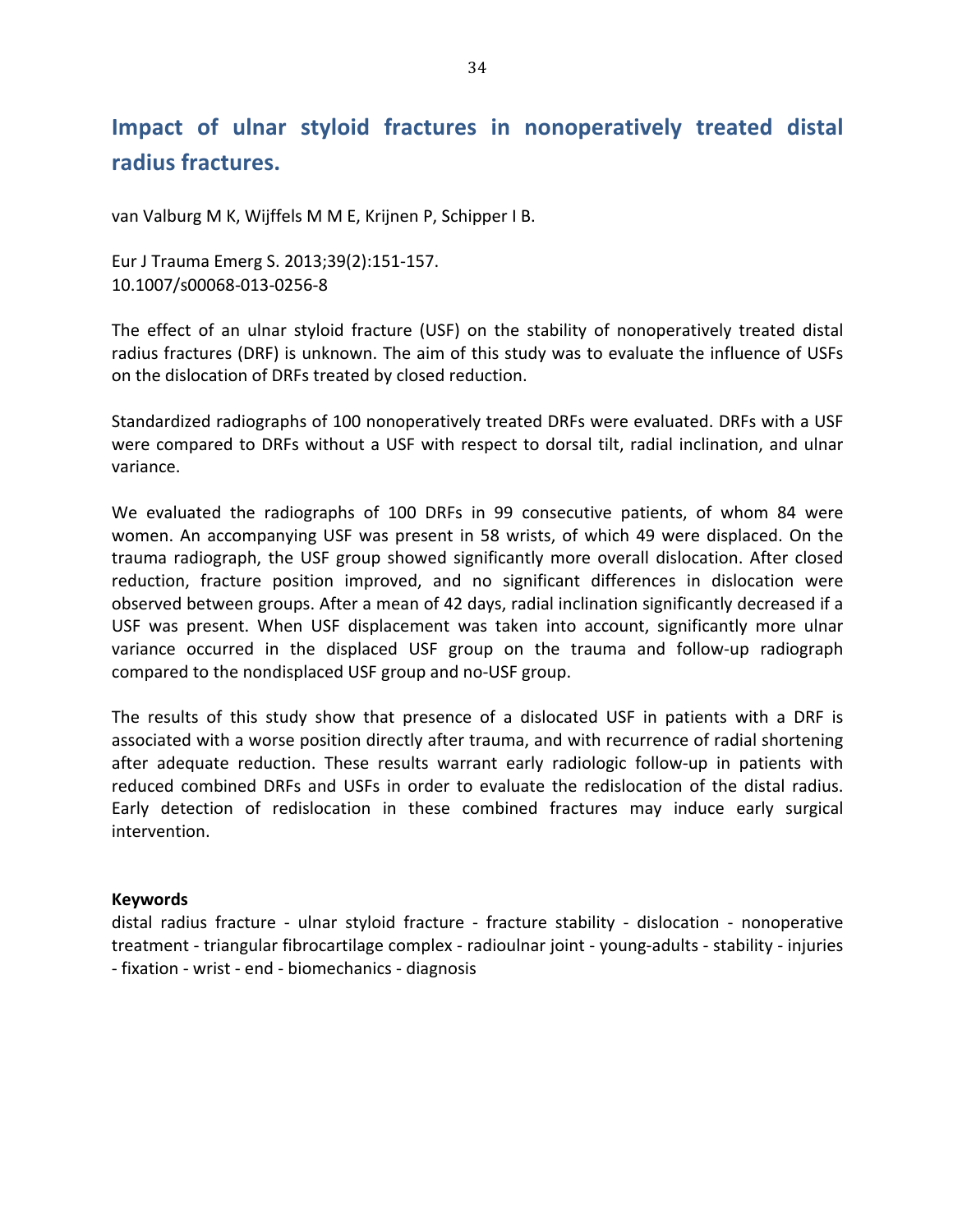# Impact of ulnar styloid fractures in nonoperatively treated distal radius fractures.

van Valburg M K, Wijffels M M E, Krijnen P, Schipper I B.

Eur J Trauma Emerg S. 2013;39(2):151-157.
10.1007/s00068-013-0256-8

The effect of an ulnar styloid fracture (USF) on the stability of nonoperatively treated distal radius fractures (DRF) is unknown. The aim of this study was to evaluate the influence of USFs on the dislocation of DRFs treated by closed reduction.

Standardized radiographs of 100 nonoperatively treated DRFs were evaluated. DRFs with a USF were compared to DRFs without a USF with respect to dorsal tilt, radial inclination, and ulnar variance.

We evaluated the radiographs of 100 DRFs in 99 consecutive patients, of whom 84 were women. An accompanying USF was present in 58 wrists, of which 49 were displaced. On the trauma radiograph, the USF group showed significantly more overall dislocation. After closed reduction, fracture position improved, and no significant differences in dislocation were observed between groups. After a mean of 42 days, radial inclination significantly decreased if a USF was present. When USF displacement was taken into account, significantly more ulnar variance occurred in the displaced USF group on the trauma and follow-up radiograph compared to the nondisplaced USF group and no-USF group.

The results of this study show that presence of a dislocated USF in patients with a DRF is associated with a worse position directly after trauma, and with recurrence of radial shortening after adequate reduction. These results warrant early radiologic follow-up in patients with reduced combined DRFs and USFs in order to evaluate the redislocation of the distal radius. Early detection of redislocation in these combined fractures may induce early surgical intervention.

**Keywords**
distal radius fracture - ulnar styloid fracture - fracture stability - dislocation - nonoperative treatment - triangular fibrocartilage complex - radioulnar joint - young-adults - stability - injuries - fixation - wrist - end - biomechanics - diagnosis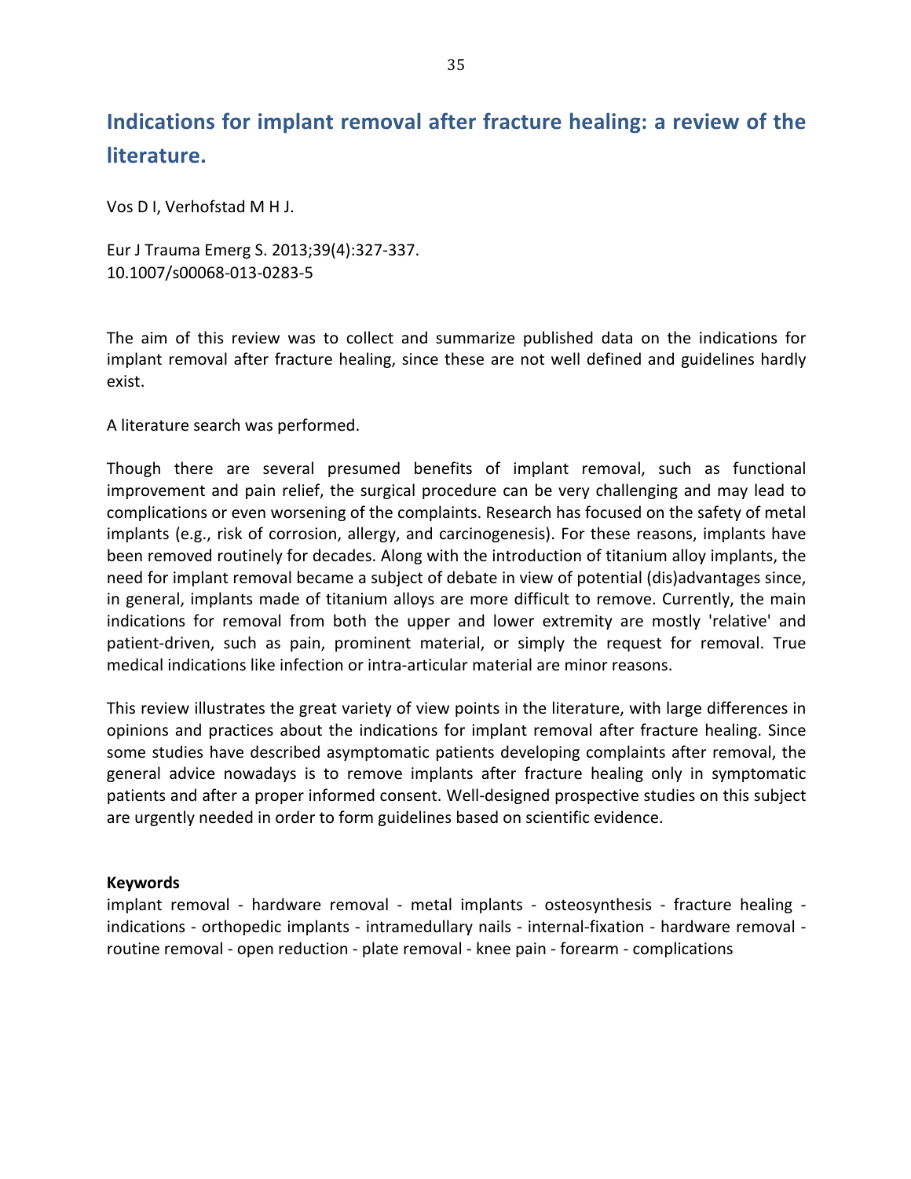## Indications for implant removal after fracture healing: a review of the literature.

Vos D I, Verhofstad M H J.

Eur J Trauma Emerg S. 2013;39(4):327-337.
10.1007/s00068-013-0283-5

The aim of this review was to collect and summarize published data on the indications for implant removal after fracture healing, since these are not well defined and guidelines hardly exist.

A literature search was performed.

Though there are several presumed benefits of implant removal, such as functional improvement and pain relief, the surgical procedure can be very challenging and may lead to complications or even worsening of the complaints. Research has focused on the safety of metal implants (e.g., risk of corrosion, allergy, and carcinogenesis). For these reasons, implants have been removed routinely for decades. Along with the introduction of titanium alloy implants, the need for implant removal became a subject of debate in view of potential (dis)advantages since, in general, implants made of titanium alloys are more difficult to remove. Currently, the main indications for removal from both the upper and lower extremity are mostly 'relative' and patient-driven, such as pain, prominent material, or simply the request for removal. True medical indications like infection or intra-articular material are minor reasons.

This review illustrates the great variety of view points in the literature, with large differences in opinions and practices about the indications for implant removal after fracture healing. Since some studies have described asymptomatic patients developing complaints after removal, the general advice nowadays is to remove implants after fracture healing only in symptomatic patients and after a proper informed consent. Well-designed prospective studies on this subject are urgently needed in order to form guidelines based on scientific evidence.

**Keywords**
implant removal - hardware removal - metal implants - osteosynthesis - fracture healing - indications - orthopedic implants - intramedullary nails - internal-fixation - hardware removal - routine removal - open reduction - plate removal - knee pain - forearm - complications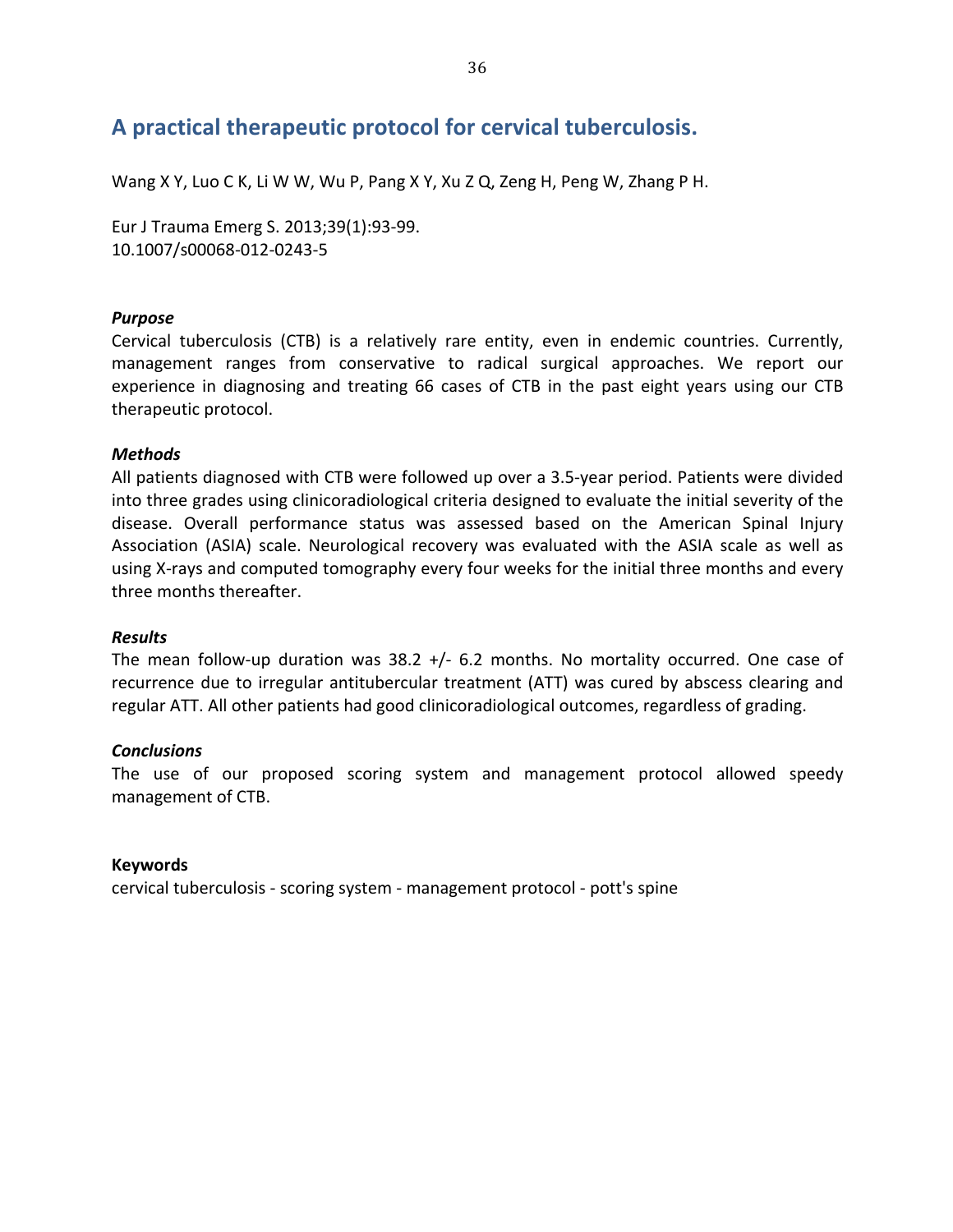# A practical therapeutic protocol for cervical tuberculosis.

Wang X Y, Luo C K, Li W W, Wu P, Pang X Y, Xu Z Q, Zeng H, Peng W, Zhang P H.

Eur J Trauma Emerg S. 2013;39(1):93-99.
10.1007/s00068-012-0243-5

***Purpose***

Cervical tuberculosis (CTB) is a relatively rare entity, even in endemic countries. Currently, management ranges from conservative to radical surgical approaches. We report our experience in diagnosing and treating 66 cases of CTB in the past eight years using our CTB therapeutic protocol.

***Methods***

All patients diagnosed with CTB were followed up over a 3.5-year period. Patients were divided into three grades using clinicoradiological criteria designed to evaluate the initial severity of the disease. Overall performance status was assessed based on the American Spinal Injury Association (ASIA) scale. Neurological recovery was evaluated with the ASIA scale as well as using X-rays and computed tomography every four weeks for the initial three months and every three months thereafter.

***Results***

The mean follow-up duration was 38.2 +/- 6.2 months. No mortality occurred. One case of recurrence due to irregular antitubercular treatment (ATT) was cured by abscess clearing and regular ATT. All other patients had good clinicoradiological outcomes, regardless of grading.

***Conclusions***

The use of our proposed scoring system and management protocol allowed speedy management of CTB.

**Keywords**

cervical tuberculosis - scoring system - management protocol - pott's spine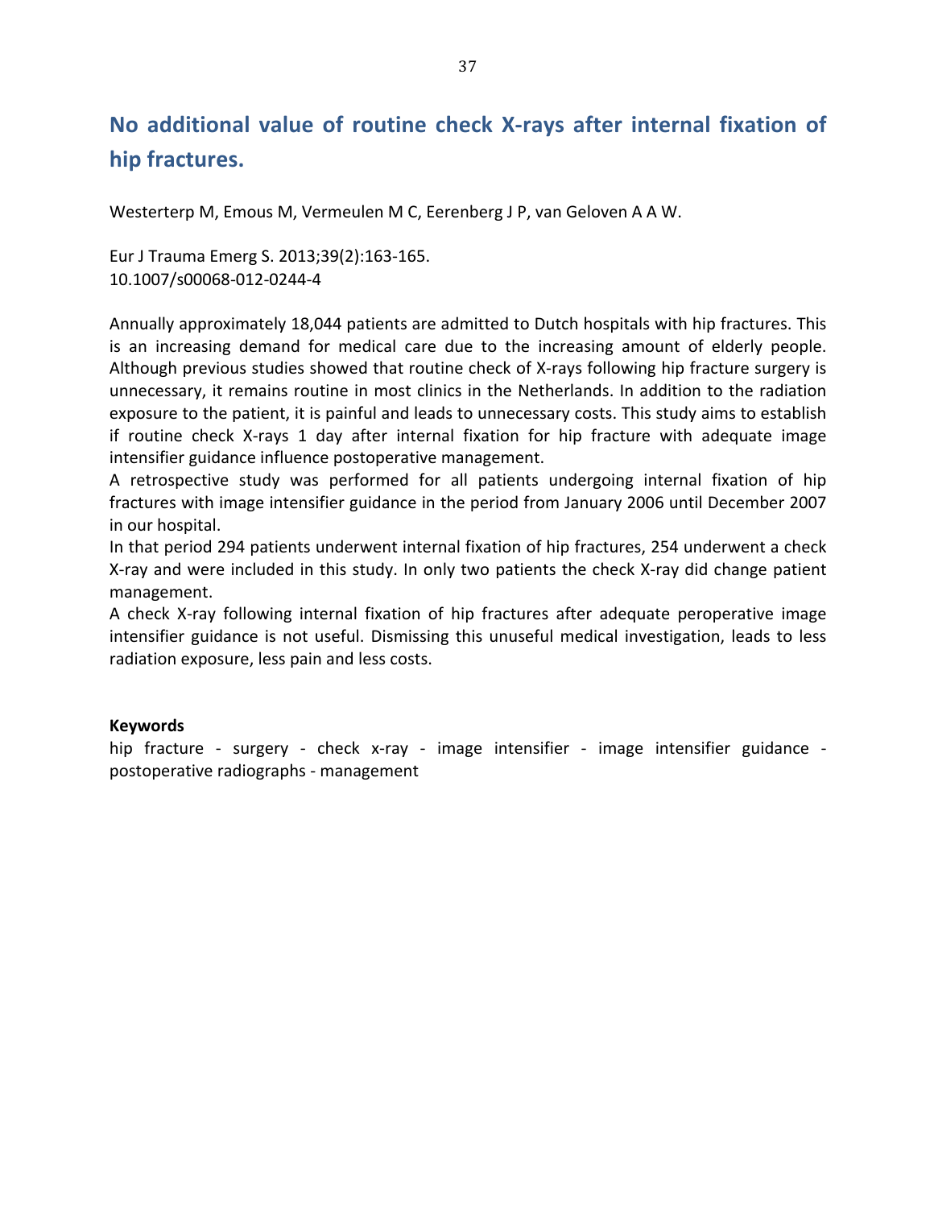# No additional value of routine check X-rays after internal fixation of hip fractures.

Westerterp M, Emous M, Vermeulen M C, Eerenberg J P, van Geloven A A W.

Eur J Trauma Emerg S. 2013;39(2):163-165.
10.1007/s00068-012-0244-4

Annually approximately 18,044 patients are admitted to Dutch hospitals with hip fractures. This is an increasing demand for medical care due to the increasing amount of elderly people. Although previous studies showed that routine check of X-rays following hip fracture surgery is unnecessary, it remains routine in most clinics in the Netherlands. In addition to the radiation exposure to the patient, it is painful and leads to unnecessary costs. This study aims to establish if routine check X-rays 1 day after internal fixation for hip fracture with adequate image intensifier guidance influence postoperative management.
A retrospective study was performed for all patients undergoing internal fixation of hip fractures with image intensifier guidance in the period from January 2006 until December 2007 in our hospital.
In that period 294 patients underwent internal fixation of hip fractures, 254 underwent a check X-ray and were included in this study. In only two patients the check X-ray did change patient management.
A check X-ray following internal fixation of hip fractures after adequate peroperative image intensifier guidance is not useful. Dismissing this unuseful medical investigation, leads to less radiation exposure, less pain and less costs.

**Keywords**
hip fracture - surgery - check x-ray - image intensifier - image intensifier guidance - postoperative radiographs - management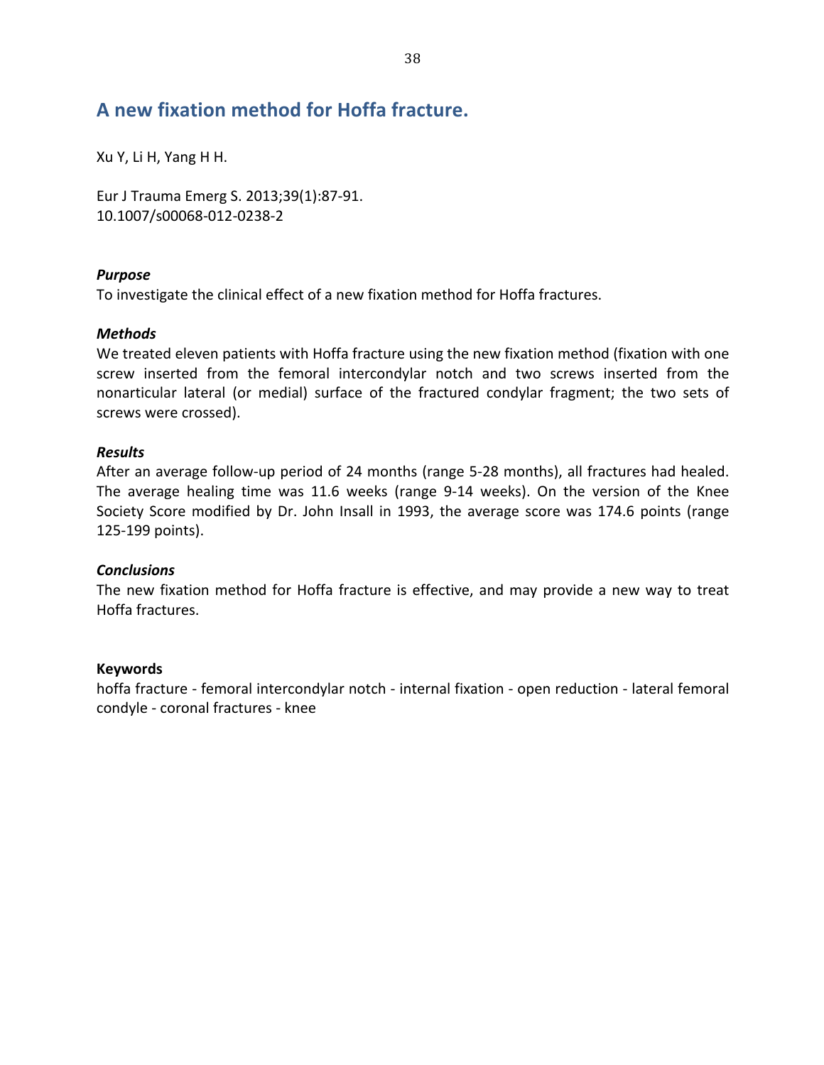## A new fixation method for Hoffa fracture.

Xu Y, Li H, Yang H H.

Eur J Trauma Emerg S. 2013;39(1):87-91.
10.1007/s00068-012-0238-2

***Purpose***

To investigate the clinical effect of a new fixation method for Hoffa fractures.

***Methods***

We treated eleven patients with Hoffa fracture using the new fixation method (fixation with one screw inserted from the femoral intercondylar notch and two screws inserted from the nonarticular lateral (or medial) surface of the fractured condylar fragment; the two sets of screws were crossed).

***Results***

After an average follow-up period of 24 months (range 5-28 months), all fractures had healed. The average healing time was 11.6 weeks (range 9-14 weeks). On the version of the Knee Society Score modified by Dr. John Insall in 1993, the average score was 174.6 points (range 125-199 points).

***Conclusions***

The new fixation method for Hoffa fracture is effective, and may provide a new way to treat Hoffa fractures.

**Keywords**

hoffa fracture - femoral intercondylar notch - internal fixation - open reduction - lateral femoral condyle - coronal fractures - knee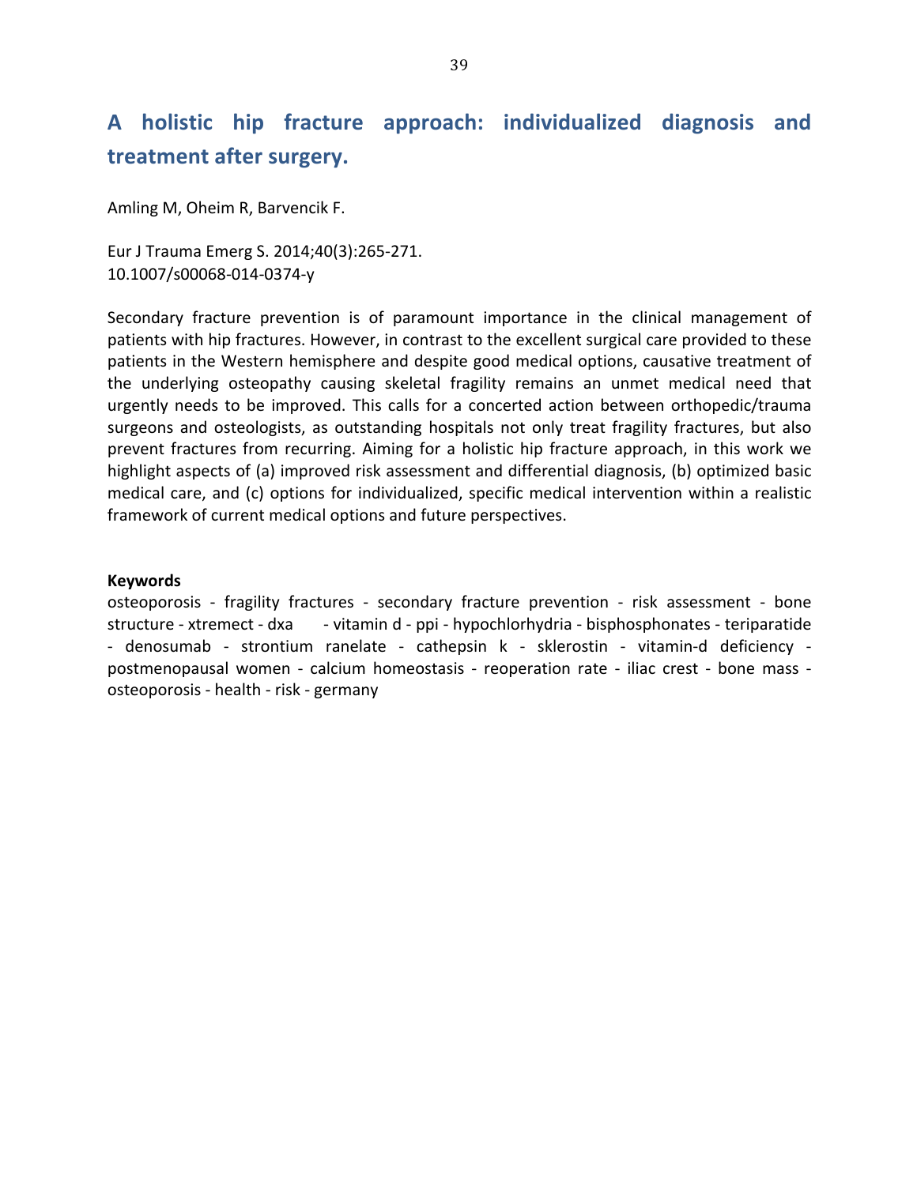# A holistic hip fracture approach: individualized diagnosis and treatment after surgery.

Amling M, Oheim R, Barvencik F.

Eur J Trauma Emerg S. 2014;40(3):265-271.
10.1007/s00068-014-0374-y

Secondary fracture prevention is of paramount importance in the clinical management of patients with hip fractures. However, in contrast to the excellent surgical care provided to these patients in the Western hemisphere and despite good medical options, causative treatment of the underlying osteopathy causing skeletal fragility remains an unmet medical need that urgently needs to be improved. This calls for a concerted action between orthopedic/trauma surgeons and osteologists, as outstanding hospitals not only treat fragility fractures, but also prevent fractures from recurring. Aiming for a holistic hip fracture approach, in this work we highlight aspects of (a) improved risk assessment and differential diagnosis, (b) optimized basic medical care, and (c) options for individualized, specific medical intervention within a realistic framework of current medical options and future perspectives.

**Keywords**

osteoporosis - fragility fractures - secondary fracture prevention - risk assessment - bone structure - xtremect - dxa - vitamin d - ppi - hypochlorhydria - bisphosphonates - teriparatide - denosumab - strontium ranelate - cathepsin k - sklerostin - vitamin-d deficiency - postmenopausal women - calcium homeostasis - reoperation rate - iliac crest - bone mass - osteoporosis - health - risk - germany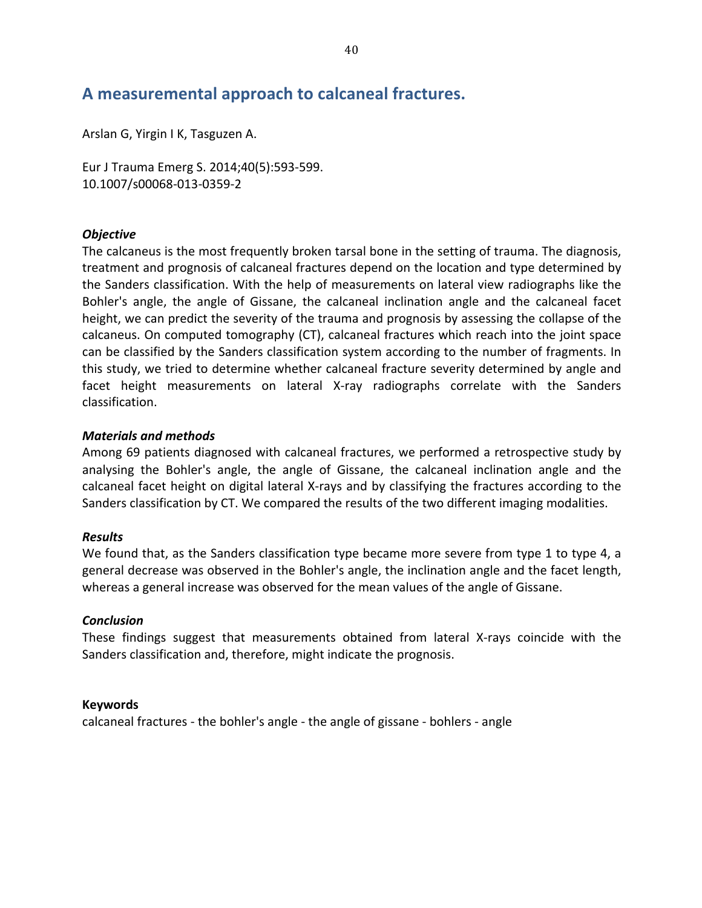## A measuremental approach to calcaneal fractures.

Arslan G, Yirgin I K, Tasguzen A.

Eur J Trauma Emerg S. 2014;40(5):593-599.
10.1007/s00068-013-0359-2

### *Objective*

The calcaneus is the most frequently broken tarsal bone in the setting of trauma. The diagnosis, treatment and prognosis of calcaneal fractures depend on the location and type determined by the Sanders classification. With the help of measurements on lateral view radiographs like the Bohler's angle, the angle of Gissane, the calcaneal inclination angle and the calcaneal facet height, we can predict the severity of the trauma and prognosis by assessing the collapse of the calcaneus. On computed tomography (CT), calcaneal fractures which reach into the joint space can be classified by the Sanders classification system according to the number of fragments. In this study, we tried to determine whether calcaneal fracture severity determined by angle and facet height measurements on lateral X-ray radiographs correlate with the Sanders classification.

### *Materials and methods*

Among 69 patients diagnosed with calcaneal fractures, we performed a retrospective study by analysing the Bohler's angle, the angle of Gissane, the calcaneal inclination angle and the calcaneal facet height on digital lateral X-rays and by classifying the fractures according to the Sanders classification by CT. We compared the results of the two different imaging modalities.

### *Results*

We found that, as the Sanders classification type became more severe from type 1 to type 4, a general decrease was observed in the Bohler's angle, the inclination angle and the facet length, whereas a general increase was observed for the mean values of the angle of Gissane.

### *Conclusion*

These findings suggest that measurements obtained from lateral X-rays coincide with the Sanders classification and, therefore, might indicate the prognosis.

**Keywords**

calcaneal fractures - the bohler's angle - the angle of gissane - bohlers - angle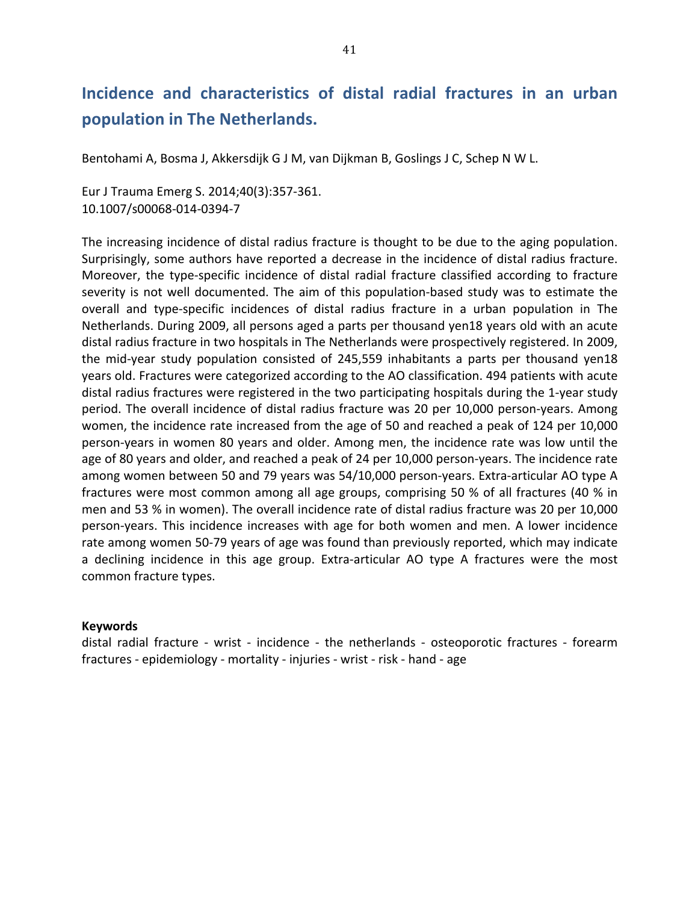# Incidence and characteristics of distal radial fractures in an urban population in The Netherlands.

Bentohami A, Bosma J, Akkersdijk G J M, van Dijkman B, Goslings J C, Schep N W L.

Eur J Trauma Emerg S. 2014;40(3):357-361.
10.1007/s00068-014-0394-7

The increasing incidence of distal radius fracture is thought to be due to the aging population. Surprisingly, some authors have reported a decrease in the incidence of distal radius fracture. Moreover, the type-specific incidence of distal radial fracture classified according to fracture severity is not well documented. The aim of this population-based study was to estimate the overall and type-specific incidences of distal radius fracture in a urban population in The Netherlands. During 2009, all persons aged a parts per thousand yen18 years old with an acute distal radius fracture in two hospitals in The Netherlands were prospectively registered. In 2009, the mid-year study population consisted of 245,559 inhabitants a parts per thousand yen18 years old. Fractures were categorized according to the AO classification. 494 patients with acute distal radius fractures were registered in the two participating hospitals during the 1-year study period. The overall incidence of distal radius fracture was 20 per 10,000 person-years. Among women, the incidence rate increased from the age of 50 and reached a peak of 124 per 10,000 person-years in women 80 years and older. Among men, the incidence rate was low until the age of 80 years and older, and reached a peak of 24 per 10,000 person-years. The incidence rate among women between 50 and 79 years was 54/10,000 person-years. Extra-articular AO type A fractures were most common among all age groups, comprising 50 % of all fractures (40 % in men and 53 % in women). The overall incidence rate of distal radius fracture was 20 per 10,000 person-years. This incidence increases with age for both women and men. A lower incidence rate among women 50-79 years of age was found than previously reported, which may indicate a declining incidence in this age group. Extra-articular AO type A fractures were the most common fracture types.

**Keywords**
distal radial fracture - wrist - incidence - the netherlands - osteoporotic fractures - forearm fractures - epidemiology - mortality - injuries - wrist - risk - hand - age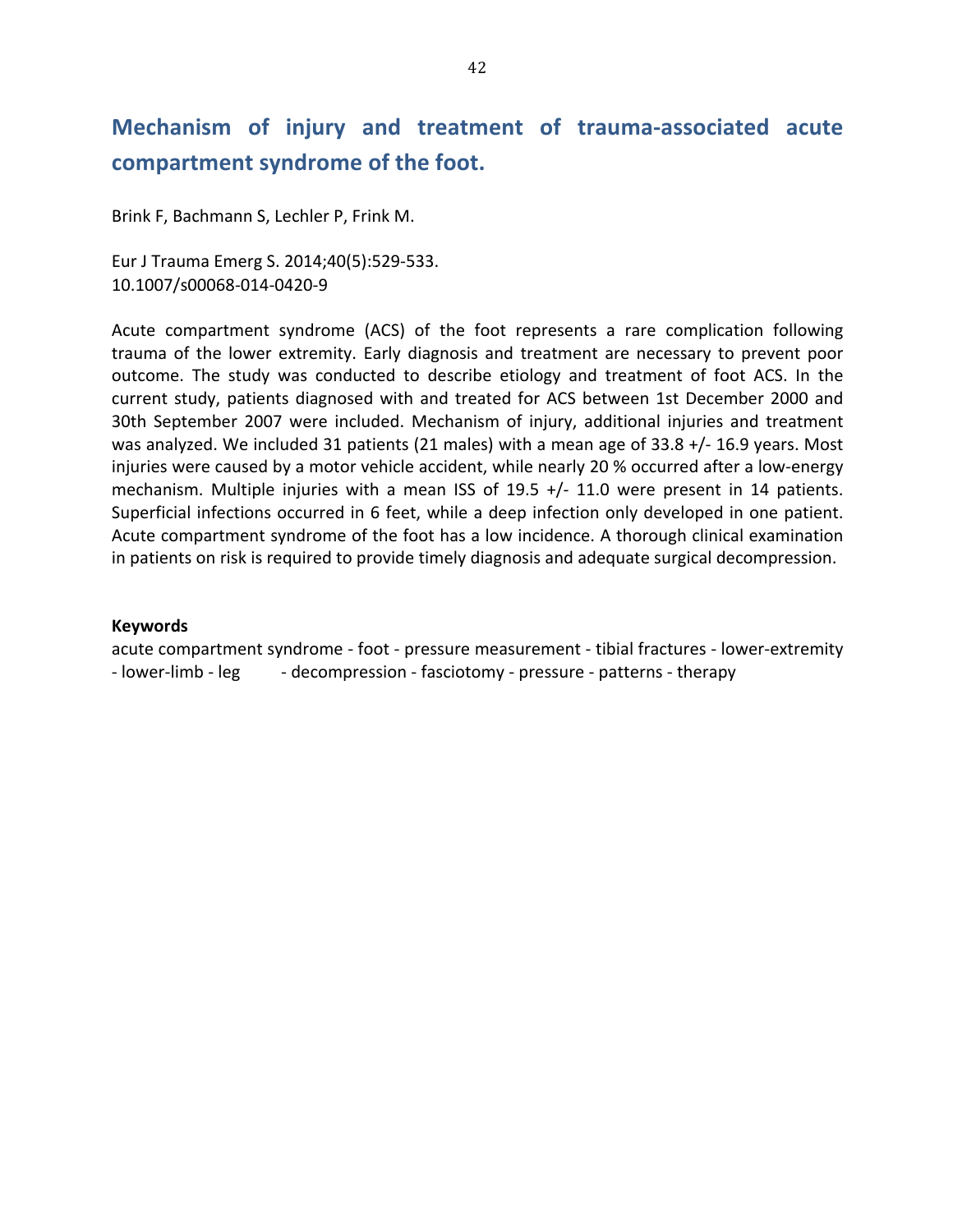## Mechanism of injury and treatment of trauma-associated acute compartment syndrome of the foot.

Brink F, Bachmann S, Lechler P, Frink M.

Eur J Trauma Emerg S. 2014;40(5):529-533.
10.1007/s00068-014-0420-9

Acute compartment syndrome (ACS) of the foot represents a rare complication following trauma of the lower extremity. Early diagnosis and treatment are necessary to prevent poor outcome. The study was conducted to describe etiology and treatment of foot ACS. In the current study, patients diagnosed with and treated for ACS between 1st December 2000 and 30th September 2007 were included. Mechanism of injury, additional injuries and treatment was analyzed. We included 31 patients (21 males) with a mean age of 33.8 +/- 16.9 years. Most injuries were caused by a motor vehicle accident, while nearly 20 % occurred after a low-energy mechanism. Multiple injuries with a mean ISS of 19.5 +/- 11.0 were present in 14 patients. Superficial infections occurred in 6 feet, while a deep infection only developed in one patient. Acute compartment syndrome of the foot has a low incidence. A thorough clinical examination in patients on risk is required to provide timely diagnosis and adequate surgical decompression.

**Keywords**

acute compartment syndrome - foot - pressure measurement - tibial fractures - lower-extremity - lower-limb - leg - decompression - fasciotomy - pressure - patterns - therapy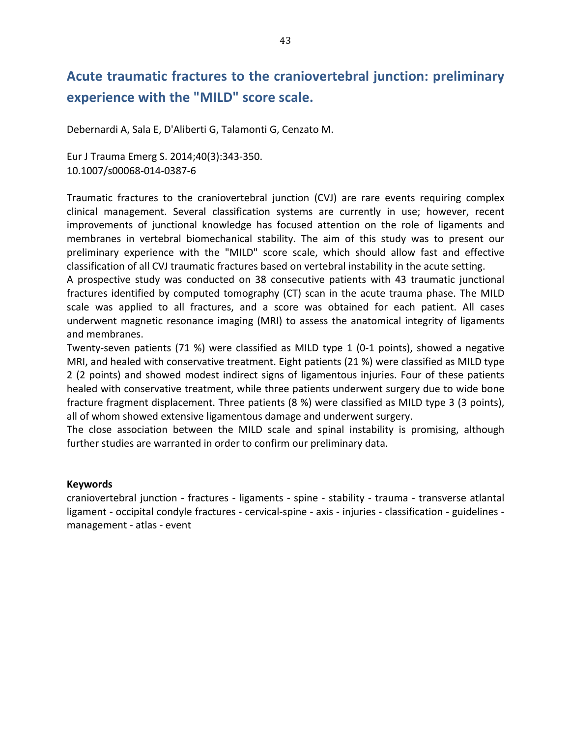## Acute traumatic fractures to the craniovertebral junction: preliminary experience with the "MILD" score scale.

Debernardi A, Sala E, D'Aliberti G, Talamonti G, Cenzato M.

Eur J Trauma Emerg S. 2014;40(3):343-350.
10.1007/s00068-014-0387-6

Traumatic fractures to the craniovertebral junction (CVJ) are rare events requiring complex clinical management. Several classification systems are currently in use; however, recent improvements of junctional knowledge has focused attention on the role of ligaments and membranes in vertebral biomechanical stability. The aim of this study was to present our preliminary experience with the "MILD" score scale, which should allow fast and effective classification of all CVJ traumatic fractures based on vertebral instability in the acute setting.
A prospective study was conducted on 38 consecutive patients with 43 traumatic junctional fractures identified by computed tomography (CT) scan in the acute trauma phase. The MILD scale was applied to all fractures, and a score was obtained for each patient. All cases underwent magnetic resonance imaging (MRI) to assess the anatomical integrity of ligaments and membranes.
Twenty-seven patients (71 %) were classified as MILD type 1 (0-1 points), showed a negative MRI, and healed with conservative treatment. Eight patients (21 %) were classified as MILD type 2 (2 points) and showed modest indirect signs of ligamentous injuries. Four of these patients healed with conservative treatment, while three patients underwent surgery due to wide bone fracture fragment displacement. Three patients (8 %) were classified as MILD type 3 (3 points), all of whom showed extensive ligamentous damage and underwent surgery.
The close association between the MILD scale and spinal instability is promising, although further studies are warranted in order to confirm our preliminary data.

**Keywords**
craniovertebral junction - fractures - ligaments - spine - stability - trauma - transverse atlantal ligament - occipital condyle fractures - cervical-spine - axis - injuries - classification - guidelines - management - atlas - event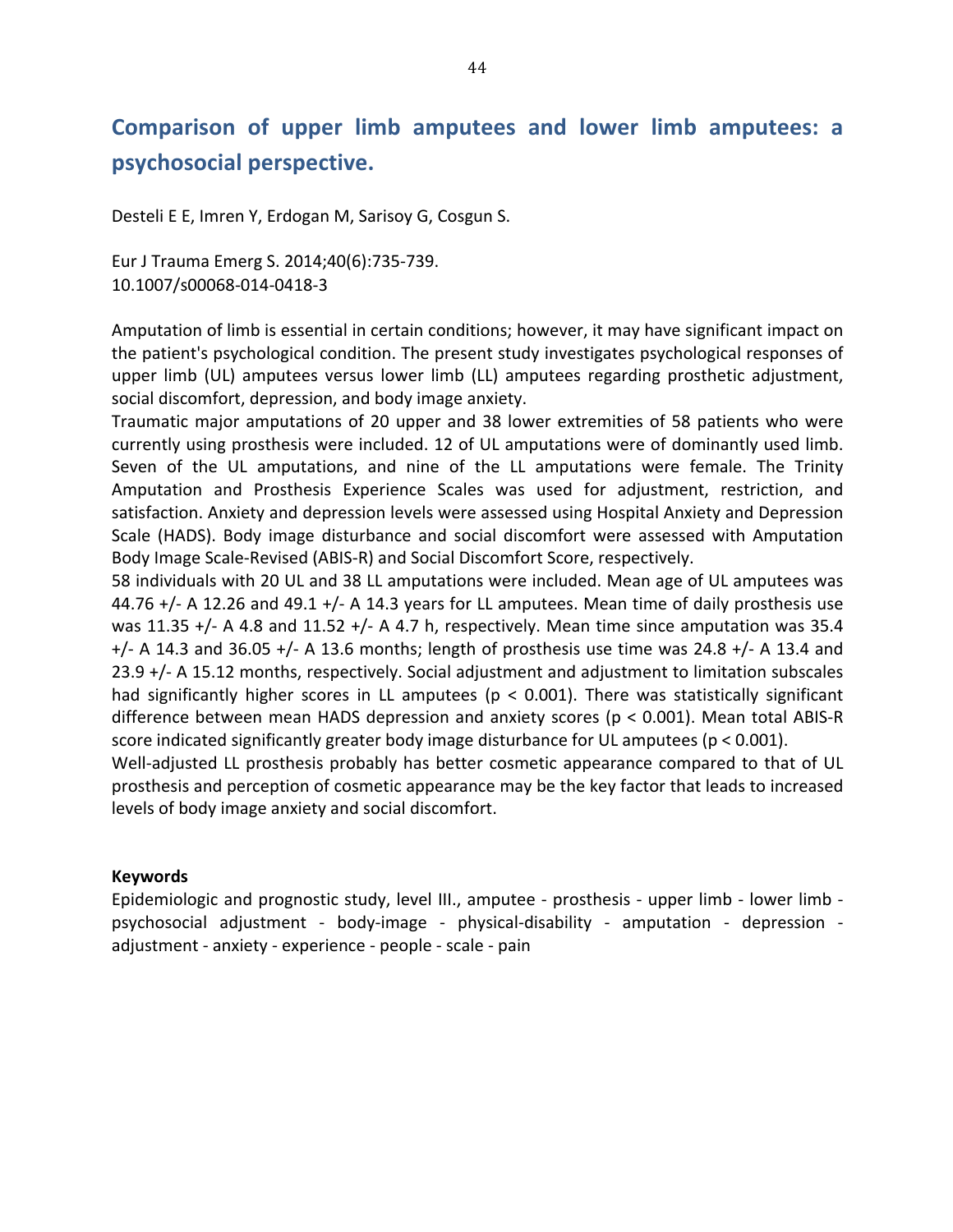## Comparison of upper limb amputees and lower limb amputees: a psychosocial perspective.

Desteli E E, Imren Y, Erdogan M, Sarisoy G, Cosgun S.

Eur J Trauma Emerg S. 2014;40(6):735-739.
10.1007/s00068-014-0418-3

Amputation of limb is essential in certain conditions; however, it may have significant impact on the patient's psychological condition. The present study investigates psychological responses of upper limb (UL) amputees versus lower limb (LL) amputees regarding prosthetic adjustment, social discomfort, depression, and body image anxiety.

Traumatic major amputations of 20 upper and 38 lower extremities of 58 patients who were currently using prosthesis were included. 12 of UL amputations were of dominantly used limb. Seven of the UL amputations, and nine of the LL amputations were female. The Trinity Amputation and Prosthesis Experience Scales was used for adjustment, restriction, and satisfaction. Anxiety and depression levels were assessed using Hospital Anxiety and Depression Scale (HADS). Body image disturbance and social discomfort were assessed with Amputation Body Image Scale-Revised (ABIS-R) and Social Discomfort Score, respectively.

58 individuals with 20 UL and 38 LL amputations were included. Mean age of UL amputees was 44.76 +/- A 12.26 and 49.1 +/- A 14.3 years for LL amputees. Mean time of daily prosthesis use was 11.35 +/- A 4.8 and 11.52 +/- A 4.7 h, respectively. Mean time since amputation was 35.4 +/- A 14.3 and 36.05 +/- A 13.6 months; length of prosthesis use time was 24.8 +/- A 13.4 and 23.9 +/- A 15.12 months, respectively. Social adjustment and adjustment to limitation subscales had significantly higher scores in LL amputees ($p < 0.001$). There was statistically significant difference between mean HADS depression and anxiety scores ($p < 0.001$). Mean total ABIS-R score indicated significantly greater body image disturbance for UL amputees ($p < 0.001$).

Well-adjusted LL prosthesis probably has better cosmetic appearance compared to that of UL prosthesis and perception of cosmetic appearance may be the key factor that leads to increased levels of body image anxiety and social discomfort.

**Keywords**

Epidemiologic and prognostic study, level III., amputee - prosthesis - upper limb - lower limb - psychosocial adjustment - body-image - physical-disability - amputation - depression - adjustment - anxiety - experience - people - scale - pain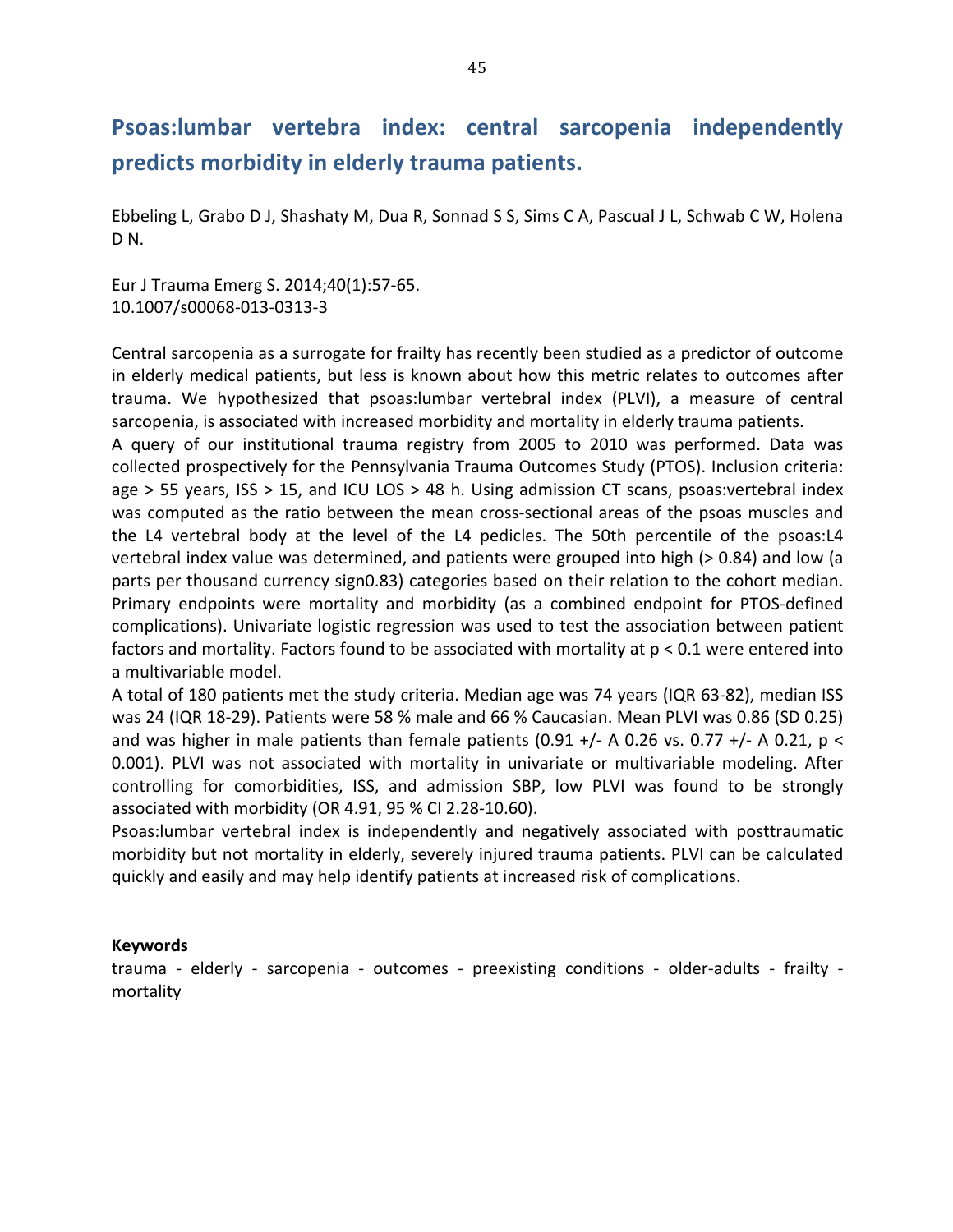## Psoas:lumbar vertebra index: central sarcopenia independently predicts morbidity in elderly trauma patients.

Ebbeling L, Grabo D J, Shashaty M, Dua R, Sonnad S S, Sims C A, Pascual J L, Schwab C W, Holena D N.

Eur J Trauma Emerg S. 2014;40(1):57-65.
10.1007/s00068-013-0313-3

Central sarcopenia as a surrogate for frailty has recently been studied as a predictor of outcome in elderly medical patients, but less is known about how this metric relates to outcomes after trauma. We hypothesized that psoas:lumbar vertebral index (PLVI), a measure of central sarcopenia, is associated with increased morbidity and mortality in elderly trauma patients.
A query of our institutional trauma registry from 2005 to 2010 was performed. Data was collected prospectively for the Pennsylvania Trauma Outcomes Study (PTOS). Inclusion criteria: age > 55 years, ISS > 15, and ICU LOS > 48 h. Using admission CT scans, psoas:vertebral index was computed as the ratio between the mean cross-sectional areas of the psoas muscles and the L4 vertebral body at the level of the L4 pedicles. The 50th percentile of the psoas:L4 vertebral index value was determined, and patients were grouped into high (> 0.84) and low (a parts per thousand currency sign0.83) categories based on their relation to the cohort median. Primary endpoints were mortality and morbidity (as a combined endpoint for PTOS-defined complications). Univariate logistic regression was used to test the association between patient factors and mortality. Factors found to be associated with mortality at $p < 0.1$ were entered into a multivariable model.
A total of 180 patients met the study criteria. Median age was 74 years (IQR 63-82), median ISS was 24 (IQR 18-29). Patients were 58 % male and 66 % Caucasian. Mean PLVI was 0.86 (SD 0.25) and was higher in male patients than female patients (0.91 +/- A 0.26 vs. 0.77 +/- A 0.21, $p < 0.001$). PLVI was not associated with mortality in univariate or multivariable modeling. After controlling for comorbidities, ISS, and admission SBP, low PLVI was found to be strongly associated with morbidity (OR 4.91, 95 % CI 2.28-10.60).
Psoas:lumbar vertebral index is independently and negatively associated with posttraumatic morbidity but not mortality in elderly, severely injured trauma patients. PLVI can be calculated quickly and easily and may help identify patients at increased risk of complications.

**Keywords**
trauma - elderly - sarcopenia - outcomes - preexisting conditions - older-adults - frailty - mortality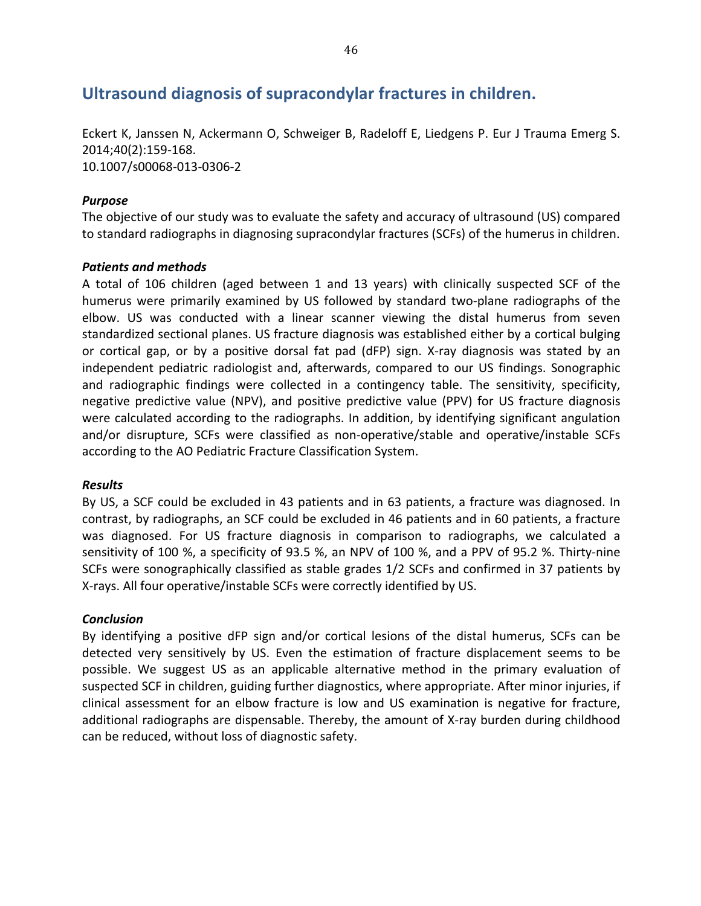## Ultrasound diagnosis of supracondylar fractures in children.

Eckert K, Janssen N, Ackermann O, Schweiger B, Radeloff E, Liedgens P. Eur J Trauma Emerg S. 2014;40(2):159-168.
10.1007/s00068-013-0306-2

***Purpose***

The objective of our study was to evaluate the safety and accuracy of ultrasound (US) compared to standard radiographs in diagnosing supracondylar fractures (SCFs) of the humerus in children.

***Patients and methods***

A total of 106 children (aged between 1 and 13 years) with clinically suspected SCF of the humerus were primarily examined by US followed by standard two-plane radiographs of the elbow. US was conducted with a linear scanner viewing the distal humerus from seven standardized sectional planes. US fracture diagnosis was established either by a cortical bulging or cortical gap, or by a positive dorsal fat pad (dFP) sign. X-ray diagnosis was stated by an independent pediatric radiologist and, afterwards, compared to our US findings. Sonographic and radiographic findings were collected in a contingency table. The sensitivity, specificity, negative predictive value (NPV), and positive predictive value (PPV) for US fracture diagnosis were calculated according to the radiographs. In addition, by identifying significant angulation and/or disrupture, SCFs were classified as non-operative/stable and operative/instable SCFs according to the AO Pediatric Fracture Classification System.

***Results***

By US, a SCF could be excluded in 43 patients and in 63 patients, a fracture was diagnosed. In contrast, by radiographs, an SCF could be excluded in 46 patients and in 60 patients, a fracture was diagnosed. For US fracture diagnosis in comparison to radiographs, we calculated a sensitivity of 100 %, a specificity of 93.5 %, an NPV of 100 %, and a PPV of 95.2 %. Thirty-nine SCFs were sonographically classified as stable grades 1/2 SCFs and confirmed in 37 patients by X-rays. All four operative/instable SCFs were correctly identified by US.

***Conclusion***

By identifying a positive dFP sign and/or cortical lesions of the distal humerus, SCFs can be detected very sensitively by US. Even the estimation of fracture displacement seems to be possible. We suggest US as an applicable alternative method in the primary evaluation of suspected SCF in children, guiding further diagnostics, where appropriate. After minor injuries, if clinical assessment for an elbow fracture is low and US examination is negative for fracture, additional radiographs are dispensable. Thereby, the amount of X-ray burden during childhood can be reduced, without loss of diagnostic safety.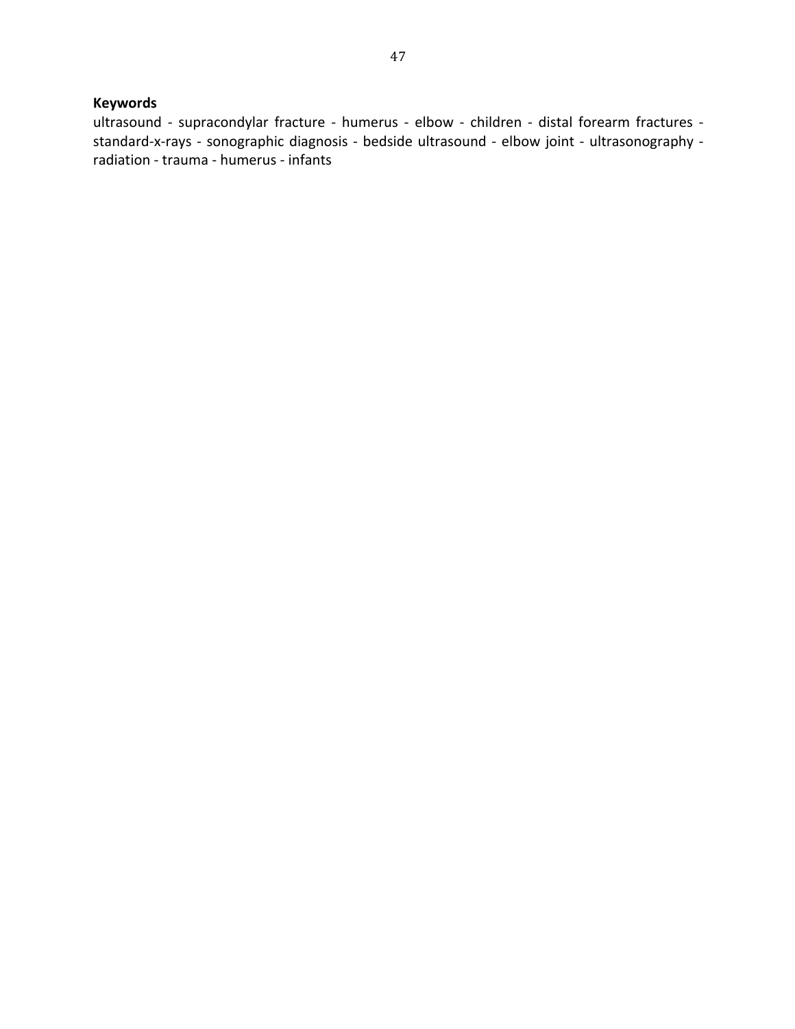**Keywords**

ultrasound - supracondylar fracture - humerus - elbow - children - distal forearm fractures - standard-x-rays - sonographic diagnosis - bedside ultrasound - elbow joint - ultrasonography - radiation - trauma - humerus - infants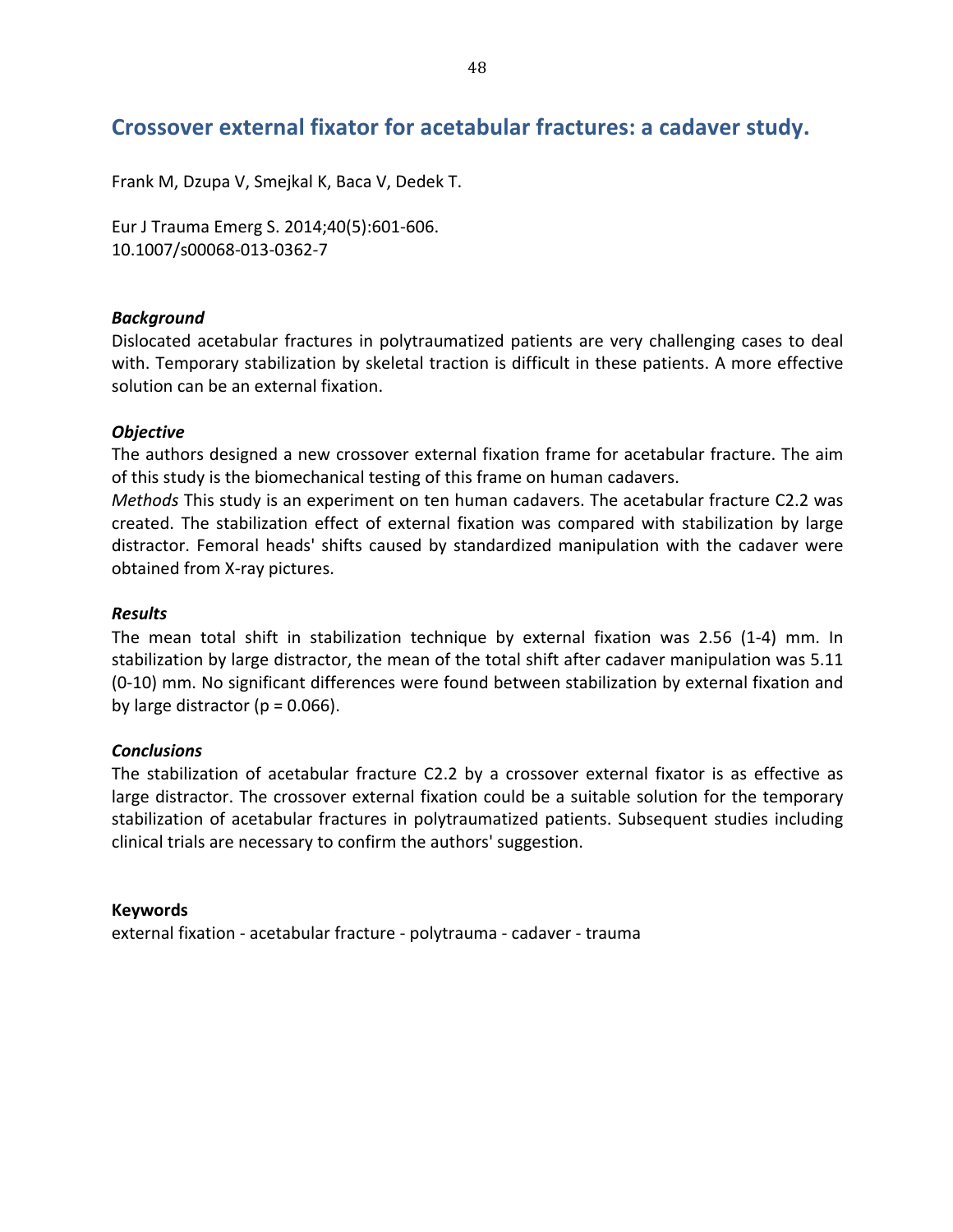## Crossover external fixator for acetabular fractures: a cadaver study.

Frank M, Dzupa V, Smejkal K, Baca V, Dedek T.

Eur J Trauma Emerg S. 2014;40(5):601-606.
10.1007/s00068-013-0362-7

### *Background*

Dislocated acetabular fractures in polytraumatized patients are very challenging cases to deal with. Temporary stabilization by skeletal traction is difficult in these patients. A more effective solution can be an external fixation.

### *Objective*

The authors designed a new crossover external fixation frame for acetabular fracture. The aim of this study is the biomechanical testing of this frame on human cadavers.

*Methods* This study is an experiment on ten human cadavers. The acetabular fracture C2.2 was created. The stabilization effect of external fixation was compared with stabilization by large distractor. Femoral heads' shifts caused by standardized manipulation with the cadaver were obtained from X-ray pictures.

### *Results*

The mean total shift in stabilization technique by external fixation was 2.56 (1-4) mm. In stabilization by large distractor, the mean of the total shift after cadaver manipulation was 5.11 (0-10) mm. No significant differences were found between stabilization by external fixation and by large distractor ($p = 0.066$).

### *Conclusions*

The stabilization of acetabular fracture C2.2 by a crossover external fixator is as effective as large distractor. The crossover external fixation could be a suitable solution for the temporary stabilization of acetabular fractures in polytraumatized patients. Subsequent studies including clinical trials are necessary to confirm the authors' suggestion.

**Keywords**

external fixation - acetabular fracture - polytrauma - cadaver - trauma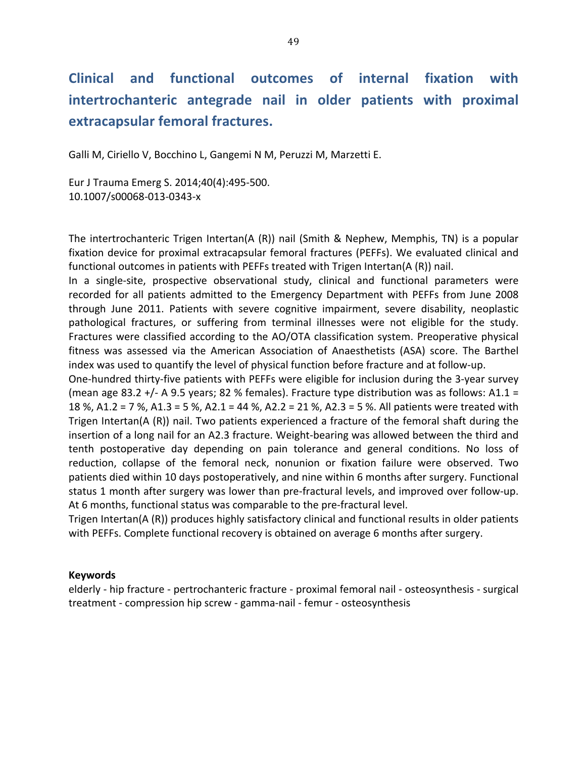# Clinical and functional outcomes of internal fixation with intertrochanteric antegrade nail in older patients with proximal extracapsular femoral fractures.

Galli M, Ciriello V, Bocchino L, Gangemi N M, Peruzzi M, Marzetti E.

Eur J Trauma Emerg S. 2014;40(4):495-500.
10.1007/s00068-013-0343-x

The intertrochanteric Trigen Intertan(A (R)) nail (Smith & Nephew, Memphis, TN) is a popular fixation device for proximal extracapsular femoral fractures (PEFFs). We evaluated clinical and functional outcomes in patients with PEFFs treated with Trigen Intertan(A (R)) nail.

In a single-site, prospective observational study, clinical and functional parameters were recorded for all patients admitted to the Emergency Department with PEFFs from June 2008 through June 2011. Patients with severe cognitive impairment, severe disability, neoplastic pathological fractures, or suffering from terminal illnesses were not eligible for the study. Fractures were classified according to the AO/OTA classification system. Preoperative physical fitness was assessed via the American Association of Anaesthetists (ASA) score. The Barthel index was used to quantify the level of physical function before fracture and at follow-up.

One-hundred thirty-five patients with PEFFs were eligible for inclusion during the 3-year survey (mean age 83.2 +/- A 9.5 years; 82 % females). Fracture type distribution was as follows: A1.1 = 18 %, A1.2 = 7 %, A1.3 = 5 %, A2.1 = 44 %, A2.2 = 21 %, A2.3 = 5 %. All patients were treated with Trigen Intertan(A (R)) nail. Two patients experienced a fracture of the femoral shaft during the insertion of a long nail for an A2.3 fracture. Weight-bearing was allowed between the third and tenth postoperative day depending on pain tolerance and general conditions. No loss of reduction, collapse of the femoral neck, nonunion or fixation failure were observed. Two patients died within 10 days postoperatively, and nine within 6 months after surgery. Functional status 1 month after surgery was lower than pre-fractural levels, and improved over follow-up. At 6 months, functional status was comparable to the pre-fractural level.

Trigen Intertan(A (R)) produces highly satisfactory clinical and functional results in older patients with PEFFs. Complete functional recovery is obtained on average 6 months after surgery.

**Keywords**

elderly - hip fracture - pertrochanteric fracture - proximal femoral nail - osteosynthesis - surgical treatment - compression hip screw - gamma-nail - femur - osteosynthesis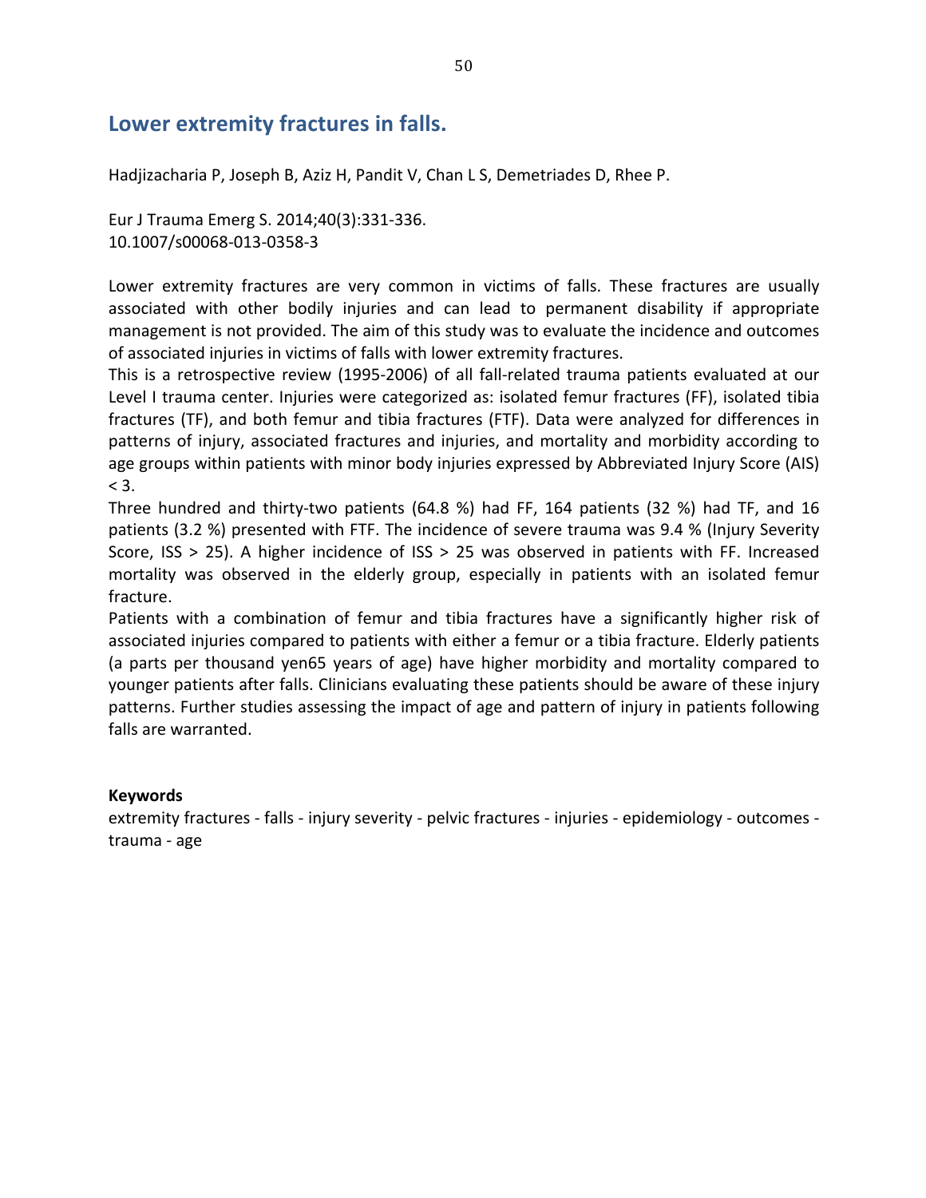## Lower extremity fractures in falls.

Hadjizacharia P, Joseph B, Aziz H, Pandit V, Chan L S, Demetriades D, Rhee P.

Eur J Trauma Emerg S. 2014;40(3):331-336.
10.1007/s00068-013-0358-3

Lower extremity fractures are very common in victims of falls. These fractures are usually associated with other bodily injuries and can lead to permanent disability if appropriate management is not provided. The aim of this study was to evaluate the incidence and outcomes of associated injuries in victims of falls with lower extremity fractures.
This is a retrospective review (1995-2006) of all fall-related trauma patients evaluated at our Level I trauma center. Injuries were categorized as: isolated femur fractures (FF), isolated tibia fractures (TF), and both femur and tibia fractures (FTF). Data were analyzed for differences in patterns of injury, associated fractures and injuries, and mortality and morbidity according to age groups within patients with minor body injuries expressed by Abbreviated Injury Score (AIS) < 3.
Three hundred and thirty-two patients (64.8 %) had FF, 164 patients (32 %) had TF, and 16 patients (3.2 %) presented with FTF. The incidence of severe trauma was 9.4 % (Injury Severity Score, ISS > 25). A higher incidence of ISS > 25 was observed in patients with FF. Increased mortality was observed in the elderly group, especially in patients with an isolated femur fracture.
Patients with a combination of femur and tibia fractures have a significantly higher risk of associated injuries compared to patients with either a femur or a tibia fracture. Elderly patients (a parts per thousand yen65 years of age) have higher morbidity and mortality compared to younger patients after falls. Clinicians evaluating these patients should be aware of these injury patterns. Further studies assessing the impact of age and pattern of injury in patients following falls are warranted.

**Keywords**
extremity fractures - falls - injury severity - pelvic fractures - injuries - epidemiology - outcomes - trauma - age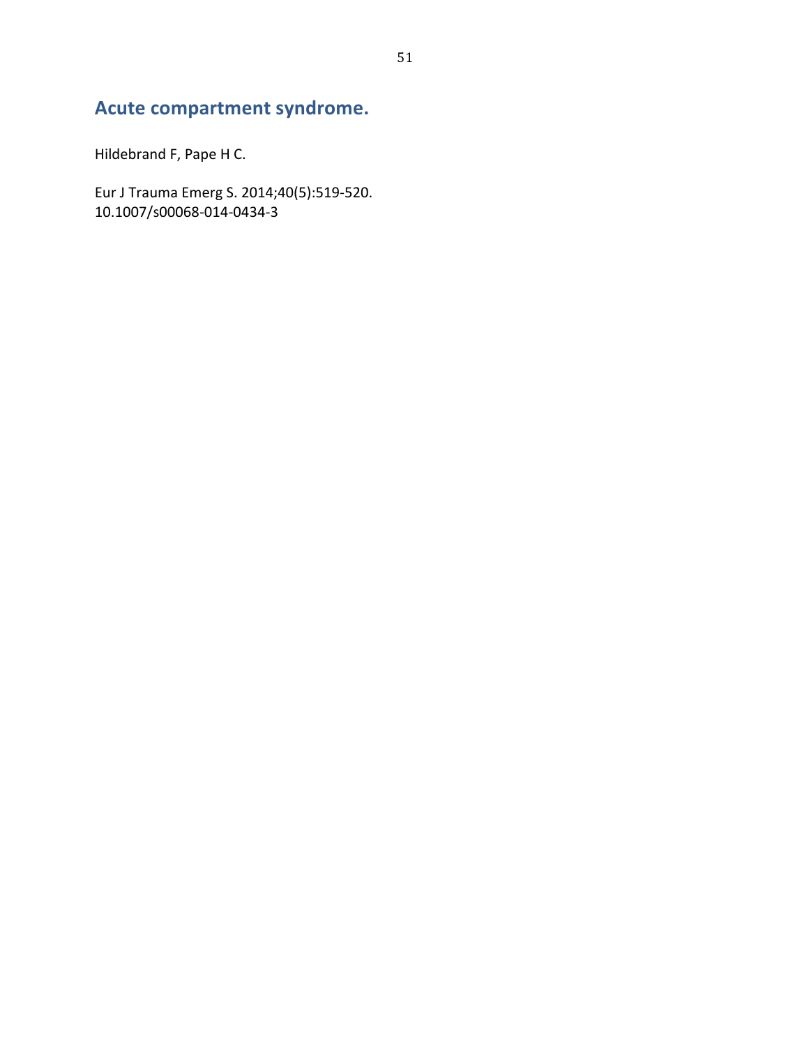## Acute compartment syndrome.

Hildebrand F, Pape H C.

Eur J Trauma Emerg S. 2014;40(5):519-520.
10.1007/s00068-014-0434-3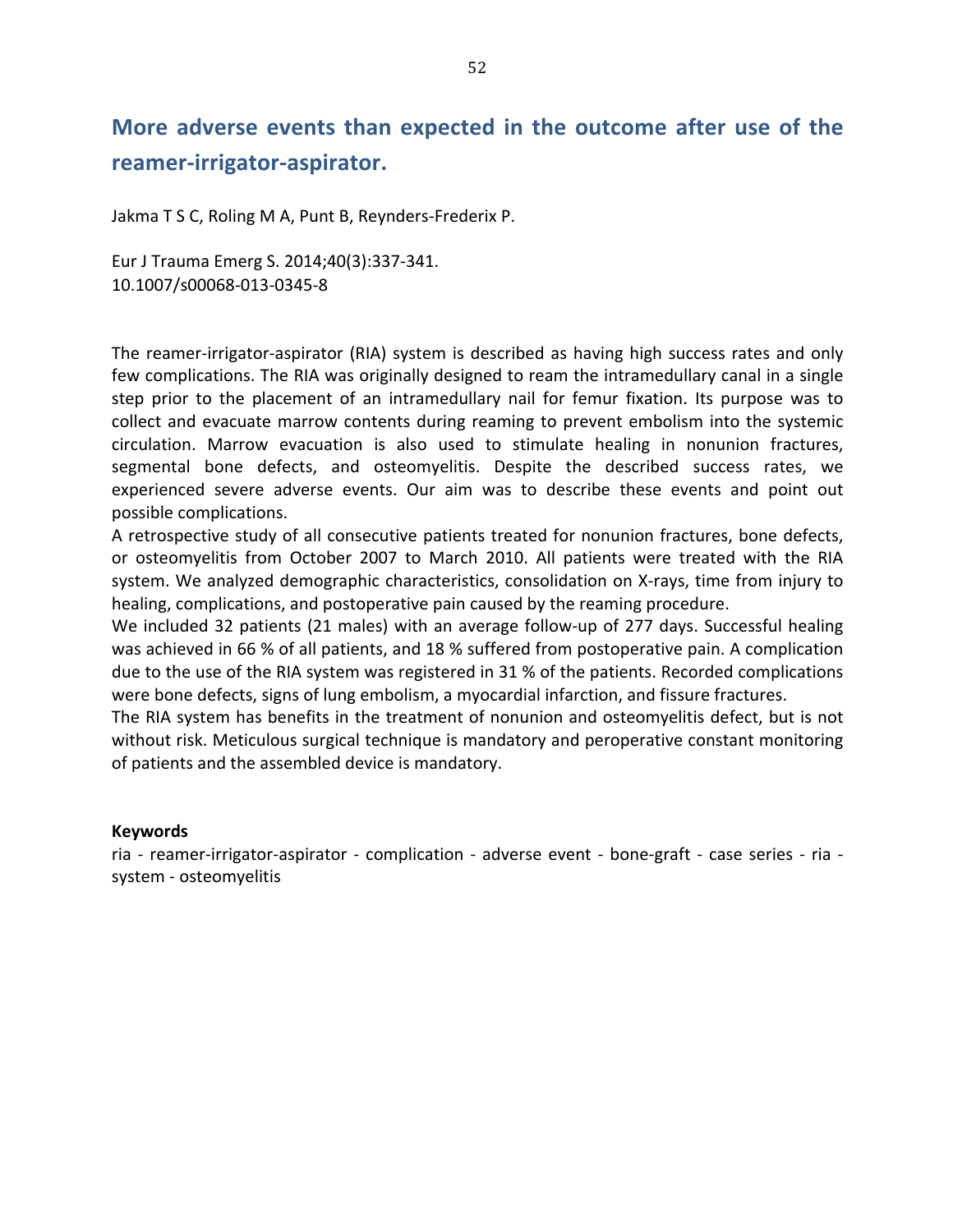## More adverse events than expected in the outcome after use of the reamer-irrigator-aspirator.

Jakma T S C, Roling M A, Punt B, Reynders-Frederix P.

Eur J Trauma Emerg S. 2014;40(3):337-341.
10.1007/s00068-013-0345-8

The reamer-irrigator-aspirator (RIA) system is described as having high success rates and only few complications. The RIA was originally designed to ream the intramedullary canal in a single step prior to the placement of an intramedullary nail for femur fixation. Its purpose was to collect and evacuate marrow contents during reaming to prevent embolism into the systemic circulation. Marrow evacuation is also used to stimulate healing in nonunion fractures, segmental bone defects, and osteomyelitis. Despite the described success rates, we experienced severe adverse events. Our aim was to describe these events and point out possible complications.
A retrospective study of all consecutive patients treated for nonunion fractures, bone defects, or osteomyelitis from October 2007 to March 2010. All patients were treated with the RIA system. We analyzed demographic characteristics, consolidation on X-rays, time from injury to healing, complications, and postoperative pain caused by the reaming procedure.
We included 32 patients (21 males) with an average follow-up of 277 days. Successful healing was achieved in 66 % of all patients, and 18 % suffered from postoperative pain. A complication due to the use of the RIA system was registered in 31 % of the patients. Recorded complications were bone defects, signs of lung embolism, a myocardial infarction, and fissure fractures.
The RIA system has benefits in the treatment of nonunion and osteomyelitis defect, but is not without risk. Meticulous surgical technique is mandatory and peroperative constant monitoring of patients and the assembled device is mandatory.

**Keywords**
ria - reamer-irrigator-aspirator - complication - adverse event - bone-graft - case series - ria - system - osteomyelitis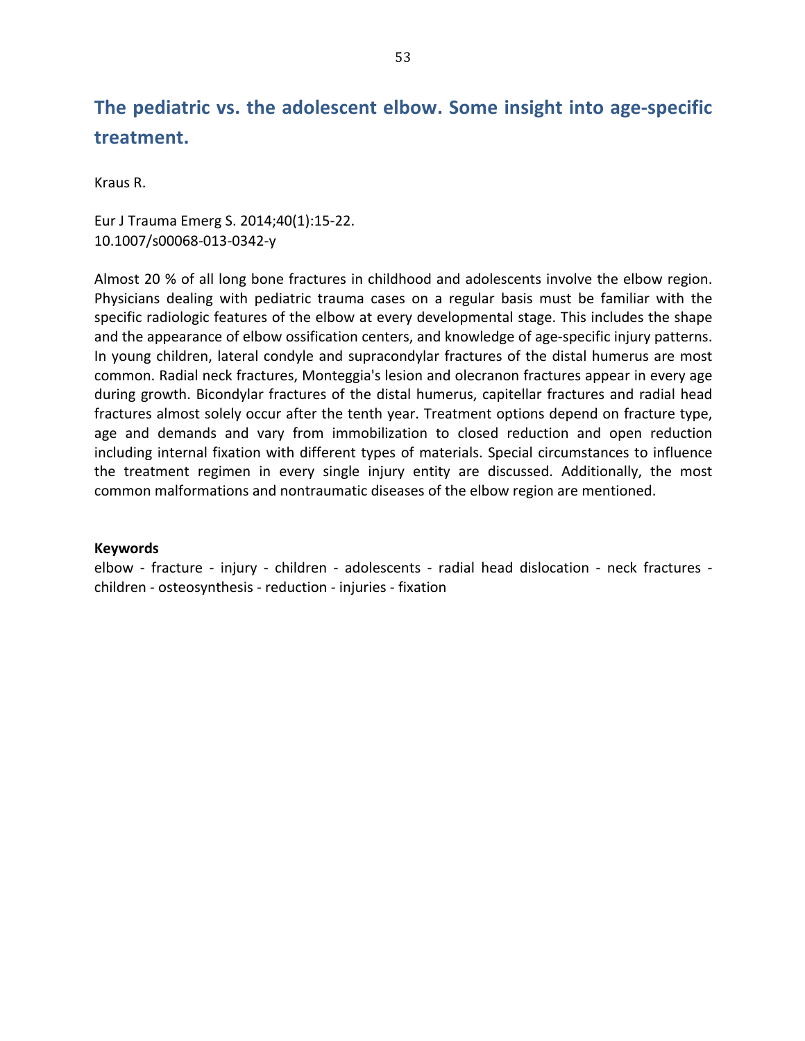## The pediatric vs. the adolescent elbow. Some insight into age-specific treatment.

Kraus R.

Eur J Trauma Emerg S. 2014;40(1):15-22.
10.1007/s00068-013-0342-y

Almost 20 % of all long bone fractures in childhood and adolescents involve the elbow region. Physicians dealing with pediatric trauma cases on a regular basis must be familiar with the specific radiologic features of the elbow at every developmental stage. This includes the shape and the appearance of elbow ossification centers, and knowledge of age-specific injury patterns. In young children, lateral condyle and supracondylar fractures of the distal humerus are most common. Radial neck fractures, Monteggia's lesion and olecranon fractures appear in every age during growth. Bicondylar fractures of the distal humerus, capitellar fractures and radial head fractures almost solely occur after the tenth year. Treatment options depend on fracture type, age and demands and vary from immobilization to closed reduction and open reduction including internal fixation with different types of materials. Special circumstances to influence the treatment regimen in every single injury entity are discussed. Additionally, the most common malformations and nontraumatic diseases of the elbow region are mentioned.

**Keywords**
elbow - fracture - injury - children - adolescents - radial head dislocation - neck fractures - children - osteosynthesis - reduction - injuries - fixation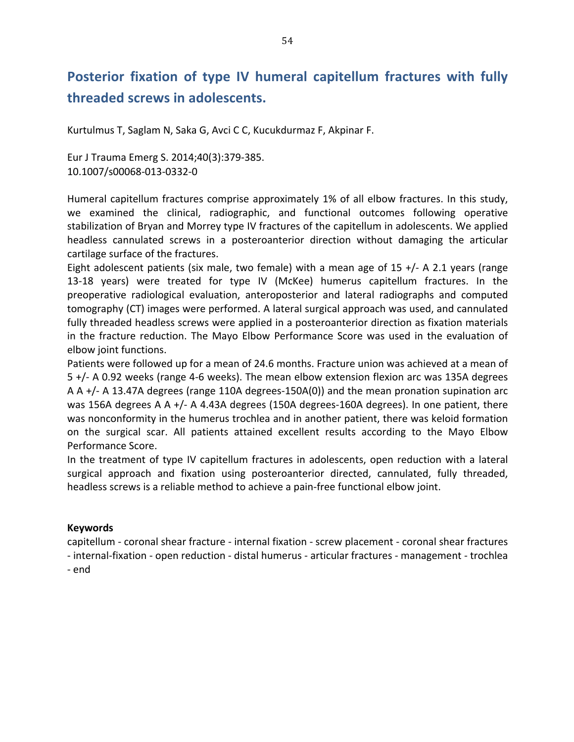# Posterior fixation of type IV humeral capitellum fractures with fully threaded screws in adolescents.

Kurtulmus T, Saglam N, Saka G, Avci C C, Kucukdurmaz F, Akpinar F.

Eur J Trauma Emerg S. 2014;40(3):379-385.
10.1007/s00068-013-0332-0

Humeral capitellum fractures comprise approximately 1% of all elbow fractures. In this study, we examined the clinical, radiographic, and functional outcomes following operative stabilization of Bryan and Morrey type IV fractures of the capitellum in adolescents. We applied headless cannulated screws in a posteroanterior direction without damaging the articular cartilage surface of the fractures.
Eight adolescent patients (six male, two female) with a mean age of 15 +/- A 2.1 years (range 13-18 years) were treated for type IV (McKee) humerus capitellum fractures. In the preoperative radiological evaluation, anteroposterior and lateral radiographs and computed tomography (CT) images were performed. A lateral surgical approach was used, and cannulated fully threaded headless screws were applied in a posteroanterior direction as fixation materials in the fracture reduction. The Mayo Elbow Performance Score was used in the evaluation of elbow joint functions.
Patients were followed up for a mean of 24.6 months. Fracture union was achieved at a mean of 5 +/- A 0.92 weeks (range 4-6 weeks). The mean elbow extension flexion arc was 135A degrees A A +/- A 13.47A degrees (range 110A degrees-150A(0)) and the mean pronation supination arc was 156A degrees A A +/- A 4.43A degrees (150A degrees-160A degrees). In one patient, there was nonconformity in the humerus trochlea and in another patient, there was keloid formation on the surgical scar. All patients attained excellent results according to the Mayo Elbow Performance Score.
In the treatment of type IV capitellum fractures in adolescents, open reduction with a lateral surgical approach and fixation using posteroanterior directed, cannulated, fully threaded, headless screws is a reliable method to achieve a pain-free functional elbow joint.

**Keywords**
capitellum - coronal shear fracture - internal fixation - screw placement - coronal shear fractures - internal-fixation - open reduction - distal humerus - articular fractures - management - trochlea - end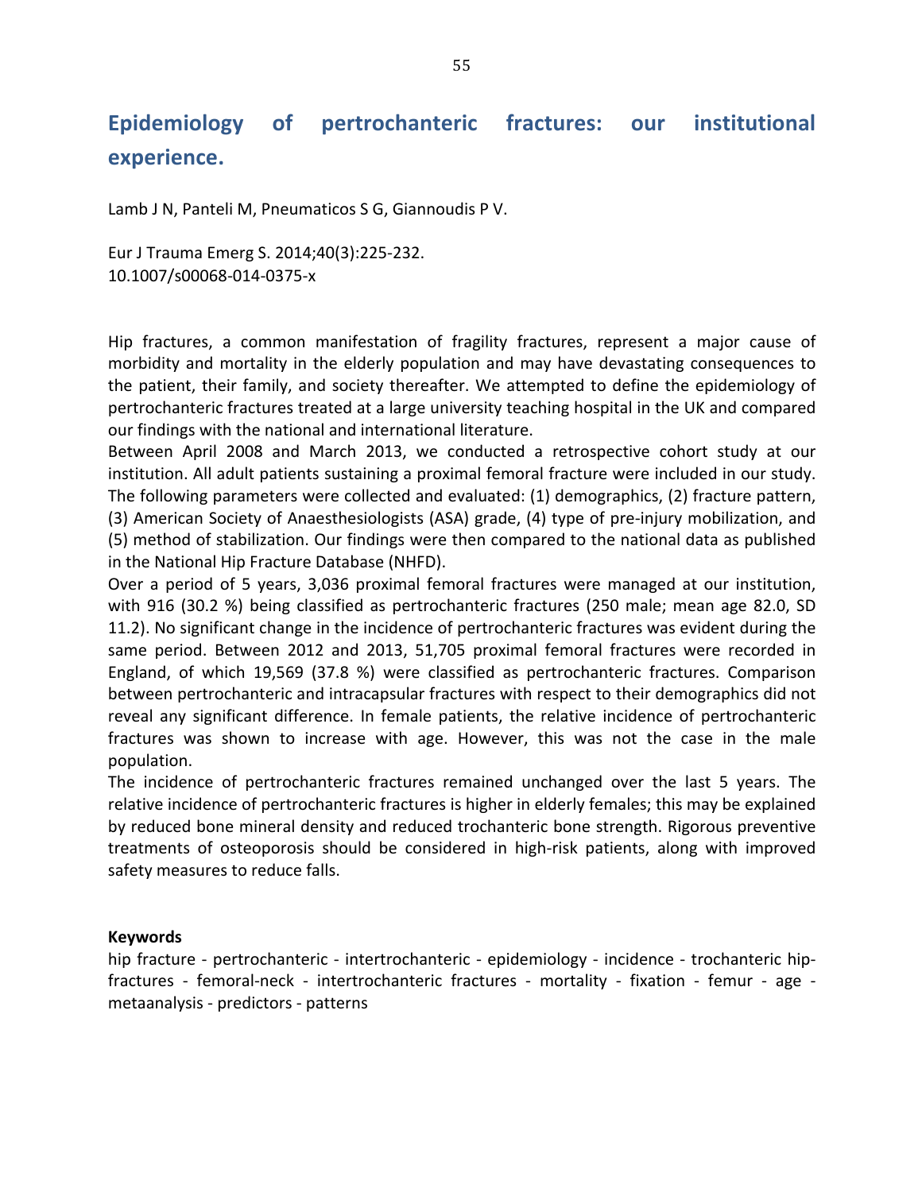# Epidemiology of pertrochanteric fractures: our institutional experience.

Lamb J N, Panteli M, Pneumaticos S G, Giannoudis P V.

Eur J Trauma Emerg S. 2014;40(3):225-232.
10.1007/s00068-014-0375-x

Hip fractures, a common manifestation of fragility fractures, represent a major cause of morbidity and mortality in the elderly population and may have devastating consequences to the patient, their family, and society thereafter. We attempted to define the epidemiology of pertrochanteric fractures treated at a large university teaching hospital in the UK and compared our findings with the national and international literature.

Between April 2008 and March 2013, we conducted a retrospective cohort study at our institution. All adult patients sustaining a proximal femoral fracture were included in our study. The following parameters were collected and evaluated: (1) demographics, (2) fracture pattern, (3) American Society of Anaesthesiologists (ASA) grade, (4) type of pre-injury mobilization, and (5) method of stabilization. Our findings were then compared to the national data as published in the National Hip Fracture Database (NHFD).

Over a period of 5 years, 3,036 proximal femoral fractures were managed at our institution, with 916 (30.2 %) being classified as pertrochanteric fractures (250 male; mean age 82.0, SD 11.2). No significant change in the incidence of pertrochanteric fractures was evident during the same period. Between 2012 and 2013, 51,705 proximal femoral fractures were recorded in England, of which 19,569 (37.8 %) were classified as pertrochanteric fractures. Comparison between pertrochanteric and intracapsular fractures with respect to their demographics did not reveal any significant difference. In female patients, the relative incidence of pertrochanteric fractures was shown to increase with age. However, this was not the case in the male population.

The incidence of pertrochanteric fractures remained unchanged over the last 5 years. The relative incidence of pertrochanteric fractures is higher in elderly females; this may be explained by reduced bone mineral density and reduced trochanteric bone strength. Rigorous preventive treatments of osteoporosis should be considered in high-risk patients, along with improved safety measures to reduce falls.

**Keywords**

hip fracture - pertrochanteric - intertrochanteric - epidemiology - incidence - trochanteric hip-fractures - femoral-neck - intertrochanteric fractures - mortality - fixation - femur - age - metaanalysis - predictors - patterns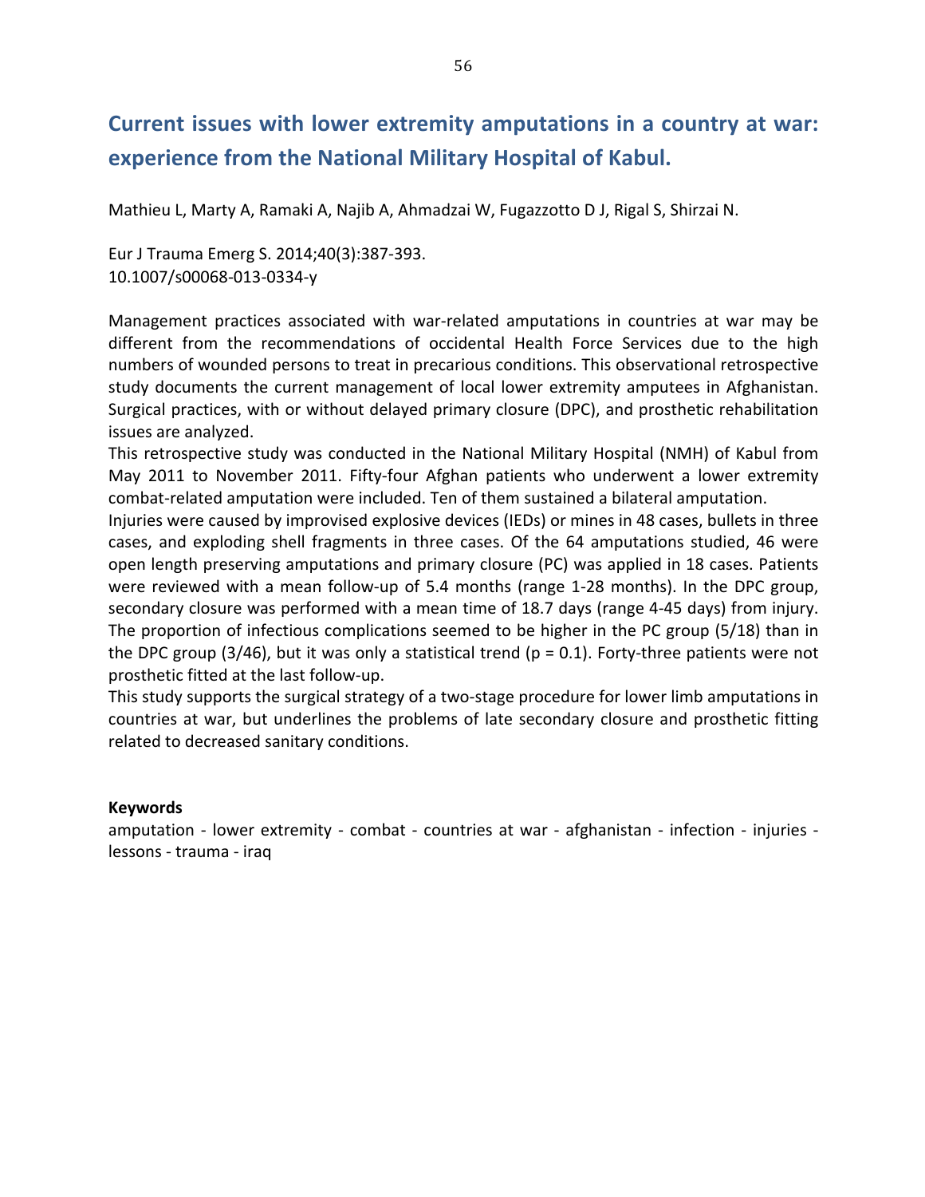## Current issues with lower extremity amputations in a country at war: experience from the National Military Hospital of Kabul.

Mathieu L, Marty A, Ramaki A, Najib A, Ahmadzai W, Fugazzotto D J, Rigal S, Shirzai N.

Eur J Trauma Emerg S. 2014;40(3):387-393.
10.1007/s00068-013-0334-y

Management practices associated with war-related amputations in countries at war may be different from the recommendations of occidental Health Force Services due to the high numbers of wounded persons to treat in precarious conditions. This observational retrospective study documents the current management of local lower extremity amputees in Afghanistan. Surgical practices, with or without delayed primary closure (DPC), and prosthetic rehabilitation issues are analyzed.
This retrospective study was conducted in the National Military Hospital (NMH) of Kabul from May 2011 to November 2011. Fifty-four Afghan patients who underwent a lower extremity combat-related amputation were included. Ten of them sustained a bilateral amputation.
Injuries were caused by improvised explosive devices (IEDs) or mines in 48 cases, bullets in three cases, and exploding shell fragments in three cases. Of the 64 amputations studied, 46 were open length preserving amputations and primary closure (PC) was applied in 18 cases. Patients were reviewed with a mean follow-up of 5.4 months (range 1-28 months). In the DPC group, secondary closure was performed with a mean time of 18.7 days (range 4-45 days) from injury. The proportion of infectious complications seemed to be higher in the PC group (5/18) than in the DPC group (3/46), but it was only a statistical trend ($p = 0.1$). Forty-three patients were not prosthetic fitted at the last follow-up.
This study supports the surgical strategy of a two-stage procedure for lower limb amputations in countries at war, but underlines the problems of late secondary closure and prosthetic fitting related to decreased sanitary conditions.

**Keywords**
amputation - lower extremity - combat - countries at war - afghanistan - infection - injuries - lessons - trauma - iraq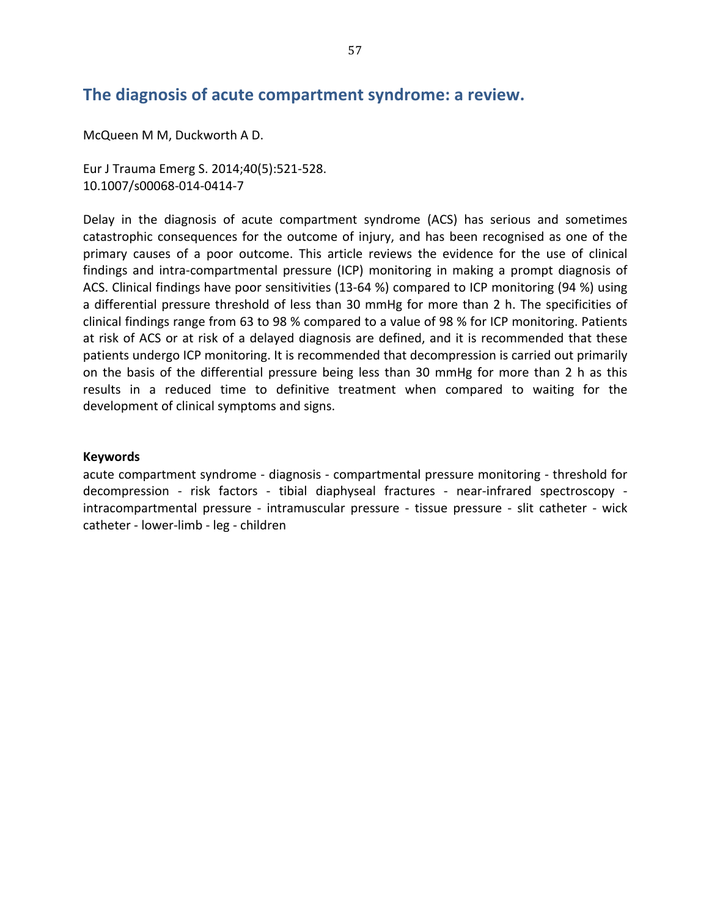## The diagnosis of acute compartment syndrome: a review.

McQueen M M, Duckworth A D.

Eur J Trauma Emerg S. 2014;40(5):521-528.
10.1007/s00068-014-0414-7

Delay in the diagnosis of acute compartment syndrome (ACS) has serious and sometimes catastrophic consequences for the outcome of injury, and has been recognised as one of the primary causes of a poor outcome. This article reviews the evidence for the use of clinical findings and intra-compartmental pressure (ICP) monitoring in making a prompt diagnosis of ACS. Clinical findings have poor sensitivities (13-64 %) compared to ICP monitoring (94 %) using a differential pressure threshold of less than 30 mmHg for more than 2 h. The specificities of clinical findings range from 63 to 98 % compared to a value of 98 % for ICP monitoring. Patients at risk of ACS or at risk of a delayed diagnosis are defined, and it is recommended that these patients undergo ICP monitoring. It is recommended that decompression is carried out primarily on the basis of the differential pressure being less than 30 mmHg for more than 2 h as this results in a reduced time to definitive treatment when compared to waiting for the development of clinical symptoms and signs.

**Keywords**

acute compartment syndrome - diagnosis - compartmental pressure monitoring - threshold for decompression - risk factors - tibial diaphyseal fractures - near-infrared spectroscopy - intracompartmental pressure - intramuscular pressure - tissue pressure - slit catheter - wick catheter - lower-limb - leg - children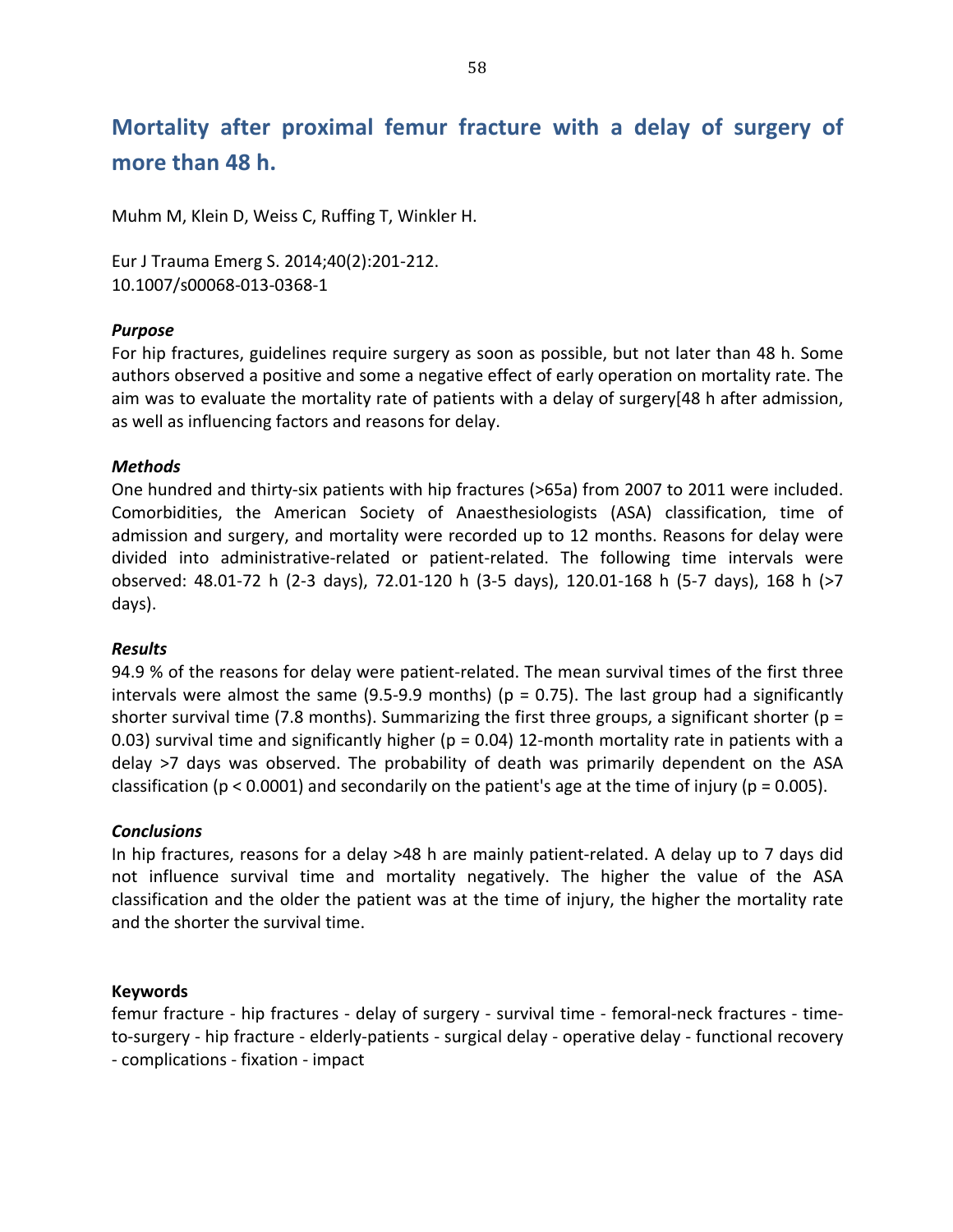# Mortality after proximal femur fracture with a delay of surgery of more than 48 h.

Muhm M, Klein D, Weiss C, Ruffing T, Winkler H.

Eur J Trauma Emerg S. 2014;40(2):201-212.
10.1007/s00068-013-0368-1

***Purpose***

For hip fractures, guidelines require surgery as soon as possible, but not later than 48 h. Some authors observed a positive and some a negative effect of early operation on mortality rate. The aim was to evaluate the mortality rate of patients with a delay of surgery[48 h after admission, as well as influencing factors and reasons for delay.

***Methods***

One hundred and thirty-six patients with hip fractures (>65a) from 2007 to 2011 were included. Comorbidities, the American Society of Anaesthesiologists (ASA) classification, time of admission and surgery, and mortality were recorded up to 12 months. Reasons for delay were divided into administrative-related or patient-related. The following time intervals were observed: 48.01-72 h (2-3 days), 72.01-120 h (3-5 days), 120.01-168 h (5-7 days), 168 h (>7 days).

***Results***

94.9 % of the reasons for delay were patient-related. The mean survival times of the first three intervals were almost the same (9.5-9.9 months) ($p = 0.75$). The last group had a significantly shorter survival time (7.8 months). Summarizing the first three groups, a significant shorter ($p = 0.03$) survival time and significantly higher ($p = 0.04$) 12-month mortality rate in patients with a delay >7 days was observed. The probability of death was primarily dependent on the ASA classification ($p < 0.0001$) and secondarily on the patient's age at the time of injury ($p = 0.005$).

***Conclusions***

In hip fractures, reasons for a delay >48 h are mainly patient-related. A delay up to 7 days did not influence survival time and mortality negatively. The higher the value of the ASA classification and the older the patient was at the time of injury, the higher the mortality rate and the shorter the survival time.

**Keywords**

femur fracture - hip fractures - delay of surgery - survival time - femoral-neck fractures - time-to-surgery - hip fracture - elderly-patients - surgical delay - operative delay - functional recovery - complications - fixation - impact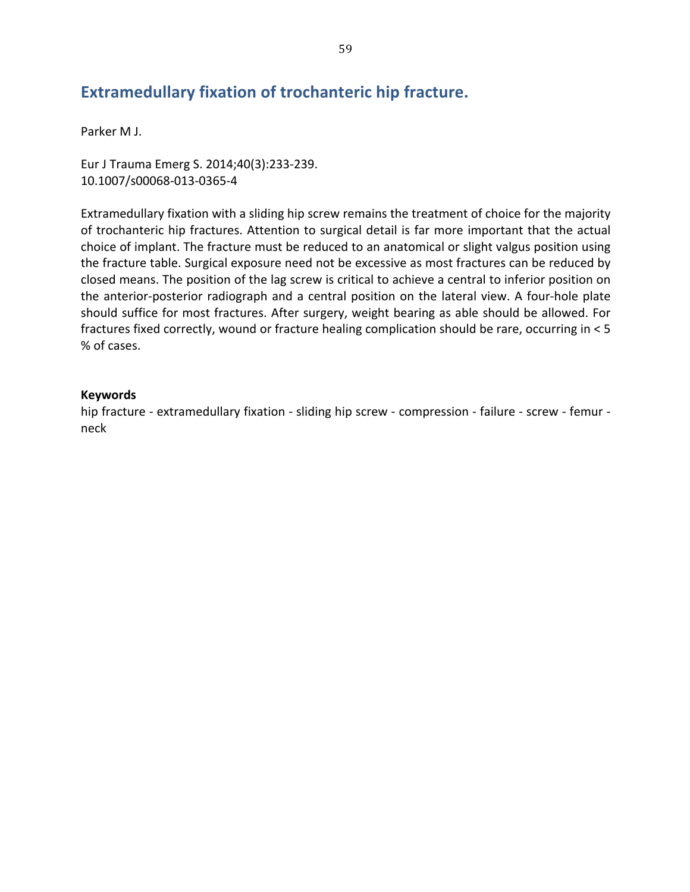## Extramedullary fixation of trochanteric hip fracture.

Parker M J.

Eur J Trauma Emerg S. 2014;40(3):233-239.
10.1007/s00068-013-0365-4

Extramedullary fixation with a sliding hip screw remains the treatment of choice for the majority of trochanteric hip fractures. Attention to surgical detail is far more important that the actual choice of implant. The fracture must be reduced to an anatomical or slight valgus position using the fracture table. Surgical exposure need not be excessive as most fractures can be reduced by closed means. The position of the lag screw is critical to achieve a central to inferior position on the anterior-posterior radiograph and a central position on the lateral view. A four-hole plate should suffice for most fractures. After surgery, weight bearing as able should be allowed. For fractures fixed correctly, wound or fracture healing complication should be rare, occurring in < 5 % of cases.

**Keywords**

hip fracture - extramedullary fixation - sliding hip screw - compression - failure - screw - femur - neck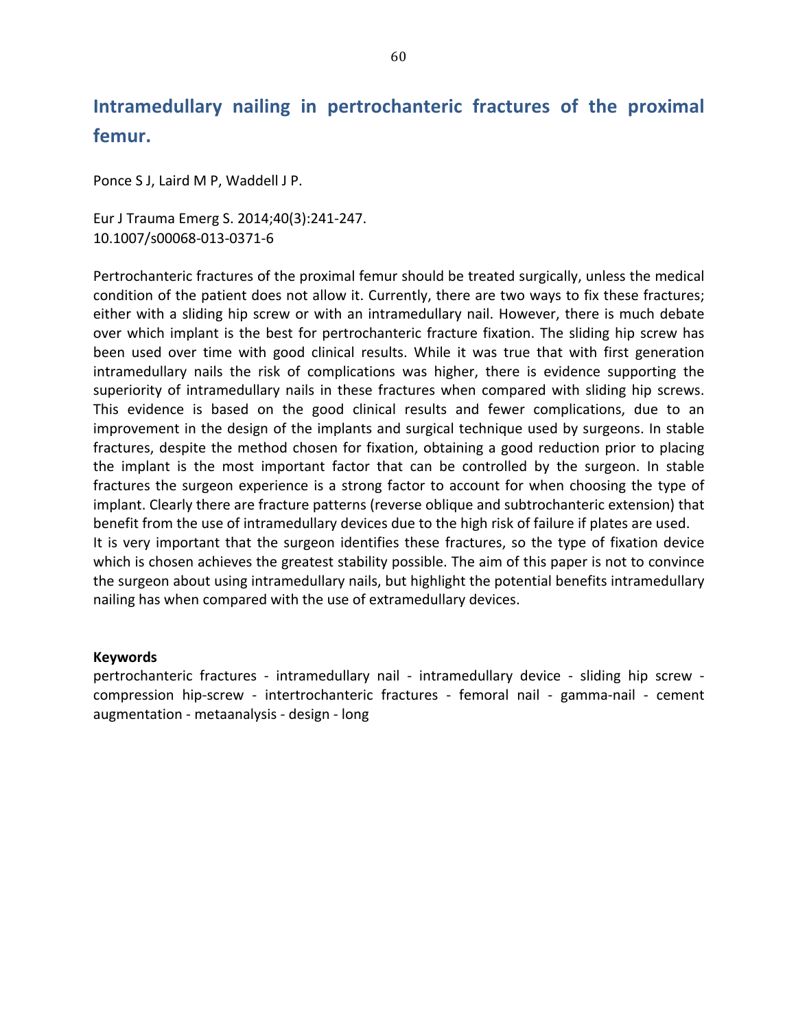## Intramedullary nailing in pertrochanteric fractures of the proximal femur.

Ponce S J, Laird M P, Waddell J P.

Eur J Trauma Emerg S. 2014;40(3):241-247.
10.1007/s00068-013-0371-6

Pertrochanteric fractures of the proximal femur should be treated surgically, unless the medical condition of the patient does not allow it. Currently, there are two ways to fix these fractures; either with a sliding hip screw or with an intramedullary nail. However, there is much debate over which implant is the best for pertrochanteric fracture fixation. The sliding hip screw has been used over time with good clinical results. While it was true that with first generation intramedullary nails the risk of complications was higher, there is evidence supporting the superiority of intramedullary nails in these fractures when compared with sliding hip screws. This evidence is based on the good clinical results and fewer complications, due to an improvement in the design of the implants and surgical technique used by surgeons. In stable fractures, despite the method chosen for fixation, obtaining a good reduction prior to placing the implant is the most important factor that can be controlled by the surgeon. In stable fractures the surgeon experience is a strong factor to account for when choosing the type of implant. Clearly there are fracture patterns (reverse oblique and subtrochanteric extension) that benefit from the use of intramedullary devices due to the high risk of failure if plates are used.
It is very important that the surgeon identifies these fractures, so the type of fixation device which is chosen achieves the greatest stability possible. The aim of this paper is not to convince the surgeon about using intramedullary nails, but highlight the potential benefits intramedullary nailing has when compared with the use of extramedullary devices.

**Keywords**
pertrochanteric fractures - intramedullary nail - intramedullary device - sliding hip screw - compression hip-screw - intertrochanteric fractures - femoral nail - gamma-nail - cement augmentation - metaanalysis - design - long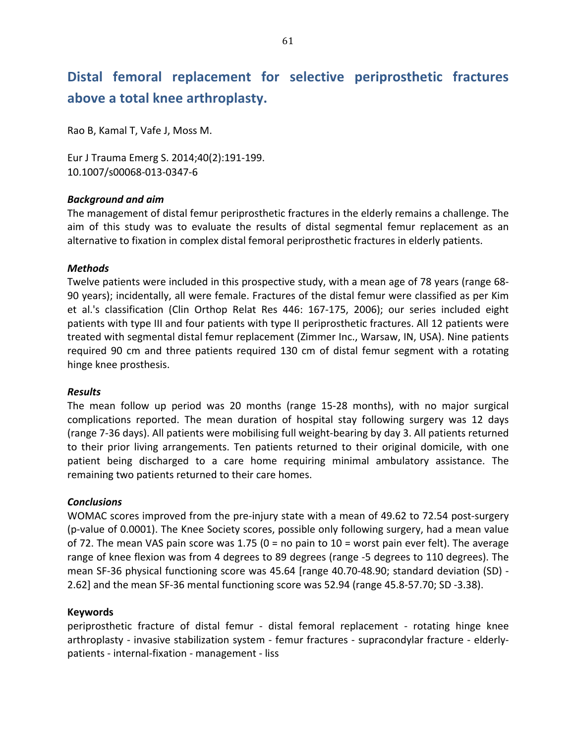# Distal femoral replacement for selective periprosthetic fractures above a total knee arthroplasty.

Rao B, Kamal T, Vafe J, Moss M.

Eur J Trauma Emerg S. 2014;40(2):191-199.
10.1007/s00068-013-0347-6

### *Background and aim*

The management of distal femur periprosthetic fractures in the elderly remains a challenge. The aim of this study was to evaluate the results of distal segmental femur replacement as an alternative to fixation in complex distal femoral periprosthetic fractures in elderly patients.

### *Methods*

Twelve patients were included in this prospective study, with a mean age of 78 years (range 68-90 years); incidentally, all were female. Fractures of the distal femur were classified as per Kim et al.'s classification (Clin Orthop Relat Res 446: 167-175, 2006); our series included eight patients with type III and four patients with type II periprosthetic fractures. All 12 patients were treated with segmental distal femur replacement (Zimmer Inc., Warsaw, IN, USA). Nine patients required 90 cm and three patients required 130 cm of distal femur segment with a rotating hinge knee prosthesis.

### *Results*

The mean follow up period was 20 months (range 15-28 months), with no major surgical complications reported. The mean duration of hospital stay following surgery was 12 days (range 7-36 days). All patients were mobilising full weight-bearing by day 3. All patients returned to their prior living arrangements. Ten patients returned to their original domicile, with one patient being discharged to a care home requiring minimal ambulatory assistance. The remaining two patients returned to their care homes.

### *Conclusions*

WOMAC scores improved from the pre-injury state with a mean of 49.62 to 72.54 post-surgery (p-value of 0.0001). The Knee Society scores, possible only following surgery, had a mean value of 72. The mean VAS pain score was 1.75 (0 = no pain to 10 = worst pain ever felt). The average range of knee flexion was from 4 degrees to 89 degrees (range -5 degrees to 110 degrees). The mean SF-36 physical functioning score was 45.64 [range 40.70-48.90; standard deviation (SD) -2.62] and the mean SF-36 mental functioning score was 52.94 (range 45.8-57.70; SD -3.38).

### **Keywords**

periprosthetic fracture of distal femur - distal femoral replacement - rotating hinge knee arthroplasty - invasive stabilization system - femur fractures - supracondylar fracture - elderly-patients - internal-fixation - management - liss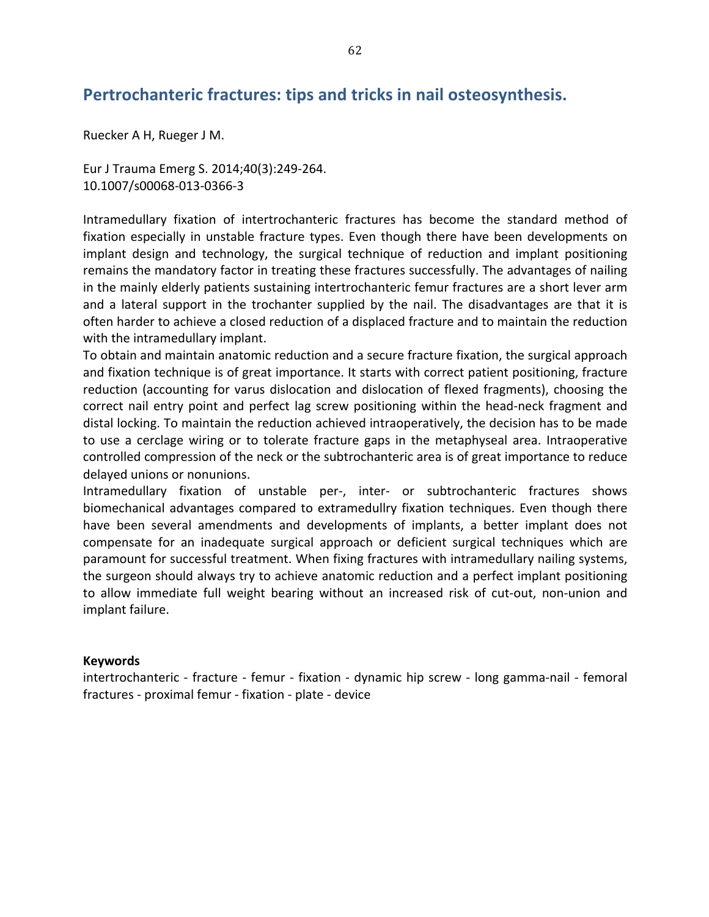## Pertrochanteric fractures: tips and tricks in nail osteosynthesis.

Ruecker A H, Rueger J M.

Eur J Trauma Emerg S. 2014;40(3):249-264.
10.1007/s00068-013-0366-3

Intramedullary fixation of intertrochanteric fractures has become the standard method of fixation especially in unstable fracture types. Even though there have been developments on implant design and technology, the surgical technique of reduction and implant positioning remains the mandatory factor in treating these fractures successfully. The advantages of nailing in the mainly elderly patients sustaining intertrochanteric femur fractures are a short lever arm and a lateral support in the trochanter supplied by the nail. The disadvantages are that it is often harder to achieve a closed reduction of a displaced fracture and to maintain the reduction with the intramedullary implant.

To obtain and maintain anatomic reduction and a secure fracture fixation, the surgical approach and fixation technique is of great importance. It starts with correct patient positioning, fracture reduction (accounting for varus dislocation and dislocation of flexed fragments), choosing the correct nail entry point and perfect lag screw positioning within the head-neck fragment and distal locking. To maintain the reduction achieved intraoperatively, the decision has to be made to use a cerclage wiring or to tolerate fracture gaps in the metaphyseal area. Intraoperative controlled compression of the neck or the subtrochanteric area is of great importance to reduce delayed unions or nonunions.

Intramedullary fixation of unstable per-, inter- or subtrochanteric fractures shows biomechanical advantages compared to extramedullry fixation techniques. Even though there have been several amendments and developments of implants, a better implant does not compensate for an inadequate surgical approach or deficient surgical techniques which are paramount for successful treatment. When fixing fractures with intramedullary nailing systems, the surgeon should always try to achieve anatomic reduction and a perfect implant positioning to allow immediate full weight bearing without an increased risk of cut-out, non-union and implant failure.

**Keywords**

intertrochanteric - fracture - femur - fixation - dynamic hip screw - long gamma-nail - femoral fractures - proximal femur - fixation - plate - device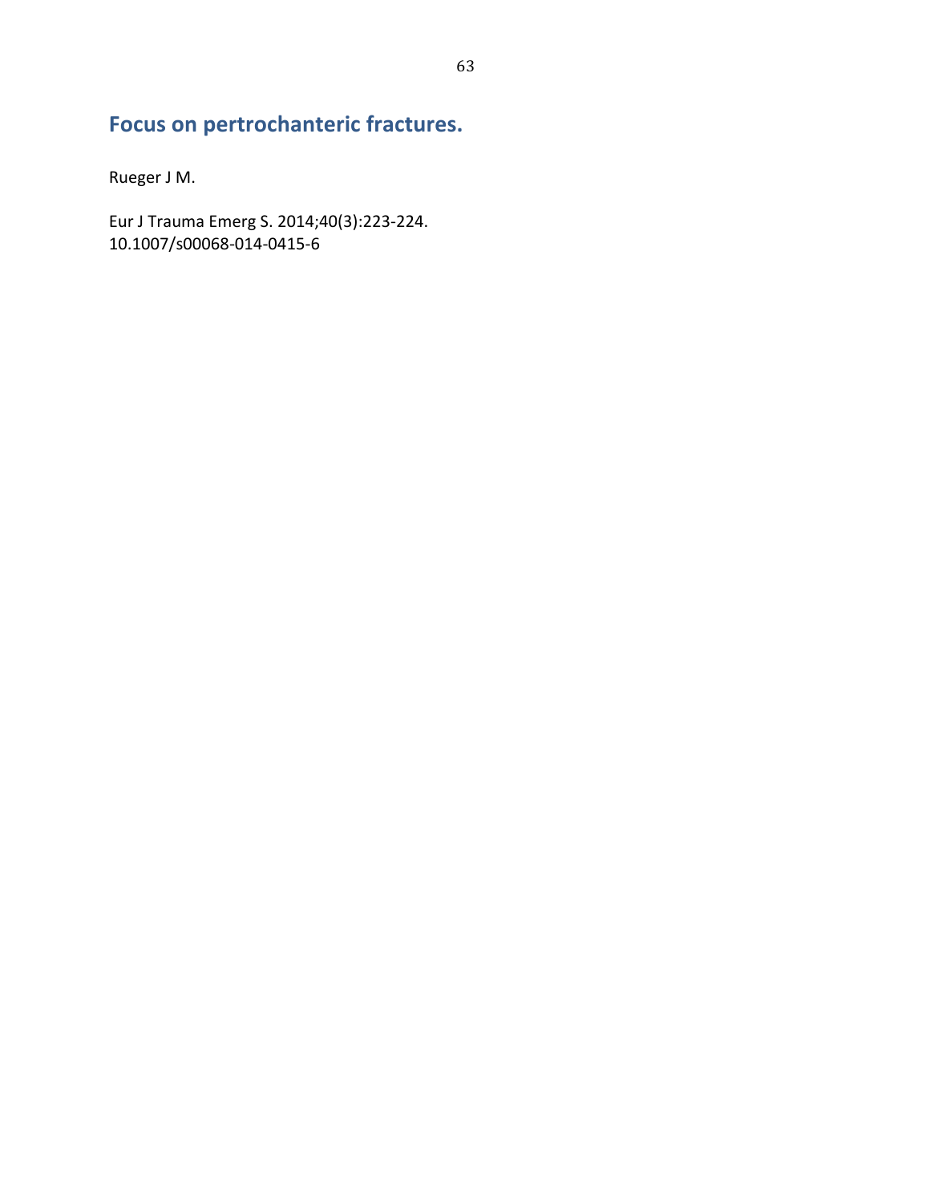## Focus on pertrochanteric fractures.

Rueger J M.

Eur J Trauma Emerg S. 2014;40(3):223-224.
10.1007/s00068-014-0415-6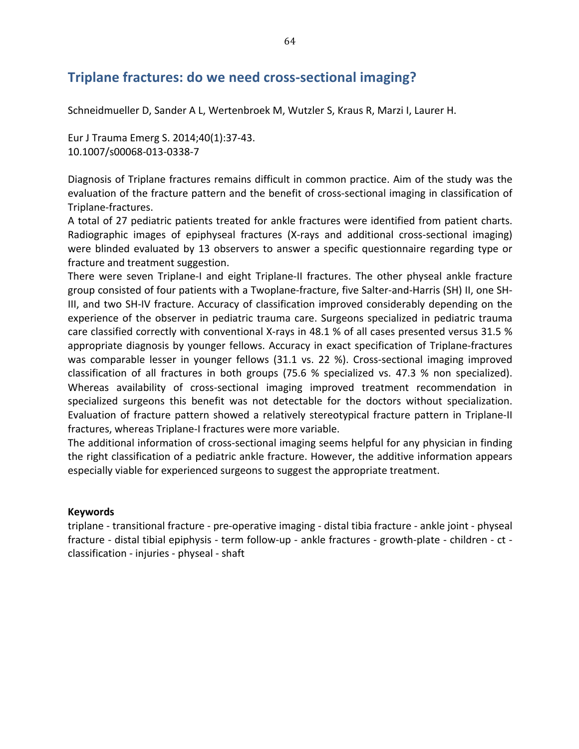## Triplane fractures: do we need cross-sectional imaging?

Schneidmueller D, Sander A L, Wertenbroek M, Wutzler S, Kraus R, Marzi I, Laurer H.

Eur J Trauma Emerg S. 2014;40(1):37-43.
10.1007/s00068-013-0338-7

Diagnosis of Triplane fractures remains difficult in common practice. Aim of the study was the evaluation of the fracture pattern and the benefit of cross-sectional imaging in classification of Triplane-fractures.

A total of 27 pediatric patients treated for ankle fractures were identified from patient charts. Radiographic images of epiphyseal fractures (X-rays and additional cross-sectional imaging) were blinded evaluated by 13 observers to answer a specific questionnaire regarding type or fracture and treatment suggestion.

There were seven Triplane-I and eight Triplane-II fractures. The other physeal ankle fracture group consisted of four patients with a Twoplane-fracture, five Salter-and-Harris (SH) II, one SH-III, and two SH-IV fracture. Accuracy of classification improved considerably depending on the experience of the observer in pediatric trauma care. Surgeons specialized in pediatric trauma care classified correctly with conventional X-rays in 48.1 % of all cases presented versus 31.5 % appropriate diagnosis by younger fellows. Accuracy in exact specification of Triplane-fractures was comparable lesser in younger fellows (31.1 vs. 22 %). Cross-sectional imaging improved classification of all fractures in both groups (75.6 % specialized vs. 47.3 % non specialized). Whereas availability of cross-sectional imaging improved treatment recommendation in specialized surgeons this benefit was not detectable for the doctors without specialization. Evaluation of fracture pattern showed a relatively stereotypical fracture pattern in Triplane-II fractures, whereas Triplane-I fractures were more variable.

The additional information of cross-sectional imaging seems helpful for any physician in finding the right classification of a pediatric ankle fracture. However, the additive information appears especially viable for experienced surgeons to suggest the appropriate treatment.

**Keywords**

triplane - transitional fracture - pre-operative imaging - distal tibia fracture - ankle joint - physeal fracture - distal tibial epiphysis - term follow-up - ankle fractures - growth-plate - children - ct - classification - injuries - physeal - shaft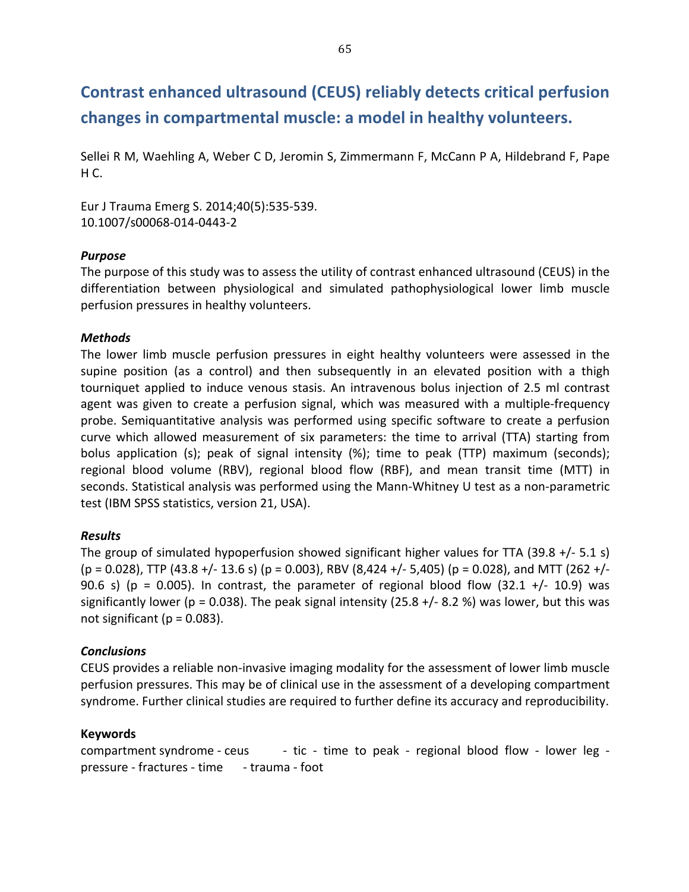# Contrast enhanced ultrasound (CEUS) reliably detects critical perfusion changes in compartmental muscle: a model in healthy volunteers.

Sellei R M, Waehling A, Weber C D, Jeromin S, Zimmermann F, McCann P A, Hildebrand F, Pape H C.

Eur J Trauma Emerg S. 2014;40(5):535-539.
10.1007/s00068-014-0443-2

### *Purpose*

The purpose of this study was to assess the utility of contrast enhanced ultrasound (CEUS) in the differentiation between physiological and simulated pathophysiological lower limb muscle perfusion pressures in healthy volunteers.

### *Methods*

The lower limb muscle perfusion pressures in eight healthy volunteers were assessed in the supine position (as a control) and then subsequently in an elevated position with a thigh tourniquet applied to induce venous stasis. An intravenous bolus injection of 2.5 ml contrast agent was given to create a perfusion signal, which was measured with a multiple-frequency probe. Semiquantitative analysis was performed using specific software to create a perfusion curve which allowed measurement of six parameters: the time to arrival (TTA) starting from bolus application (s); peak of signal intensity (%); time to peak (TTP) maximum (seconds); regional blood volume (RBV), regional blood flow (RBF), and mean transit time (MTT) in seconds. Statistical analysis was performed using the Mann-Whitney U test as a non-parametric test (IBM SPSS statistics, version 21, USA).

### *Results*

The group of simulated hypoperfusion showed significant higher values for TTA (39.8 +/- 5.1 s) (p = 0.028), TTP (43.8 +/- 13.6 s) (p = 0.003), RBV (8,424 +/- 5,405) (p = 0.028), and MTT (262 +/- 90.6 s) (p = 0.005). In contrast, the parameter of regional blood flow (32.1 +/- 10.9) was significantly lower (p = 0.038). The peak signal intensity (25.8 +/- 8.2 %) was lower, but this was not significant (p = 0.083).

### *Conclusions*

CEUS provides a reliable non-invasive imaging modality for the assessment of lower limb muscle perfusion pressures. This may be of clinical use in the assessment of a developing compartment syndrome. Further clinical studies are required to further define its accuracy and reproducibility.

### Keywords

compartment syndrome - ceus - tic - time to peak - regional blood flow - lower leg - pressure - fractures - time - trauma - foot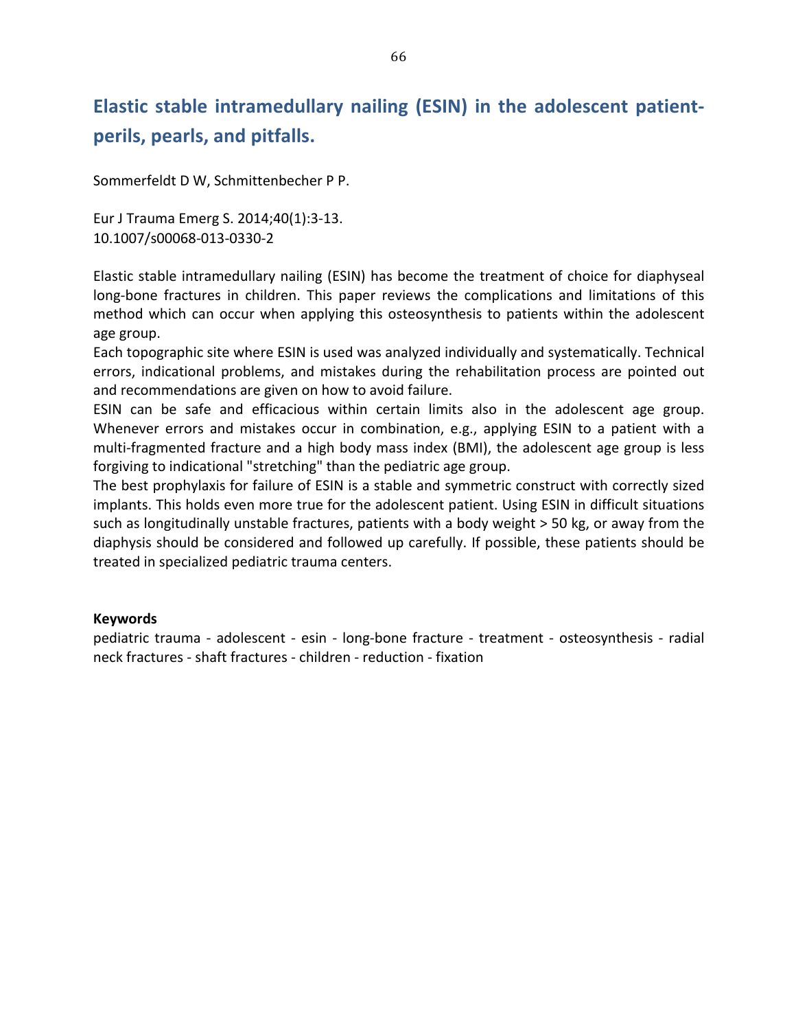## Elastic stable intramedullary nailing (ESIN) in the adolescent patient-perils, pearls, and pitfalls.

Sommerfeldt D W, Schmittenbecher P P.

Eur J Trauma Emerg S. 2014;40(1):3-13.
10.1007/s00068-013-0330-2

Elastic stable intramedullary nailing (ESIN) has become the treatment of choice for diaphyseal long-bone fractures in children. This paper reviews the complications and limitations of this method which can occur when applying this osteosynthesis to patients within the adolescent age group.

Each topographic site where ESIN is used was analyzed individually and systematically. Technical errors, indicational problems, and mistakes during the rehabilitation process are pointed out and recommendations are given on how to avoid failure.

ESIN can be safe and efficacious within certain limits also in the adolescent age group. Whenever errors and mistakes occur in combination, e.g., applying ESIN to a patient with a multi-fragmented fracture and a high body mass index (BMI), the adolescent age group is less forgiving to indicational "stretching" than the pediatric age group.

The best prophylaxis for failure of ESIN is a stable and symmetric construct with correctly sized implants. This holds even more true for the adolescent patient. Using ESIN in difficult situations such as longitudinally unstable fractures, patients with a body weight > 50 kg, or away from the diaphysis should be considered and followed up carefully. If possible, these patients should be treated in specialized pediatric trauma centers.

**Keywords**

pediatric trauma - adolescent - esin - long-bone fracture - treatment - osteosynthesis - radial neck fractures - shaft fractures - children - reduction - fixation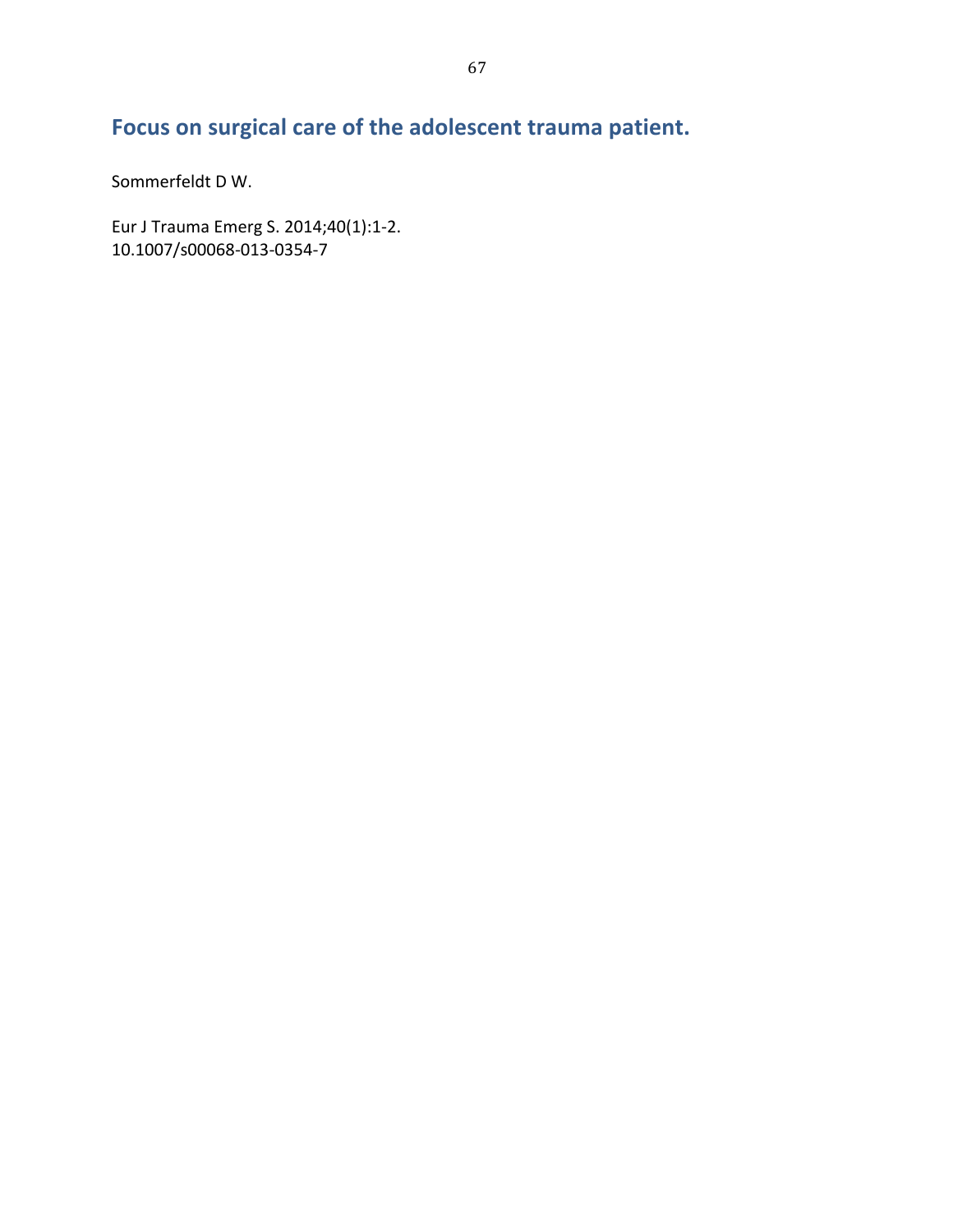## Focus on surgical care of the adolescent trauma patient.

Sommerfeldt D W.

Eur J Trauma Emerg S. 2014;40(1):1-2.
10.1007/s00068-013-0354-7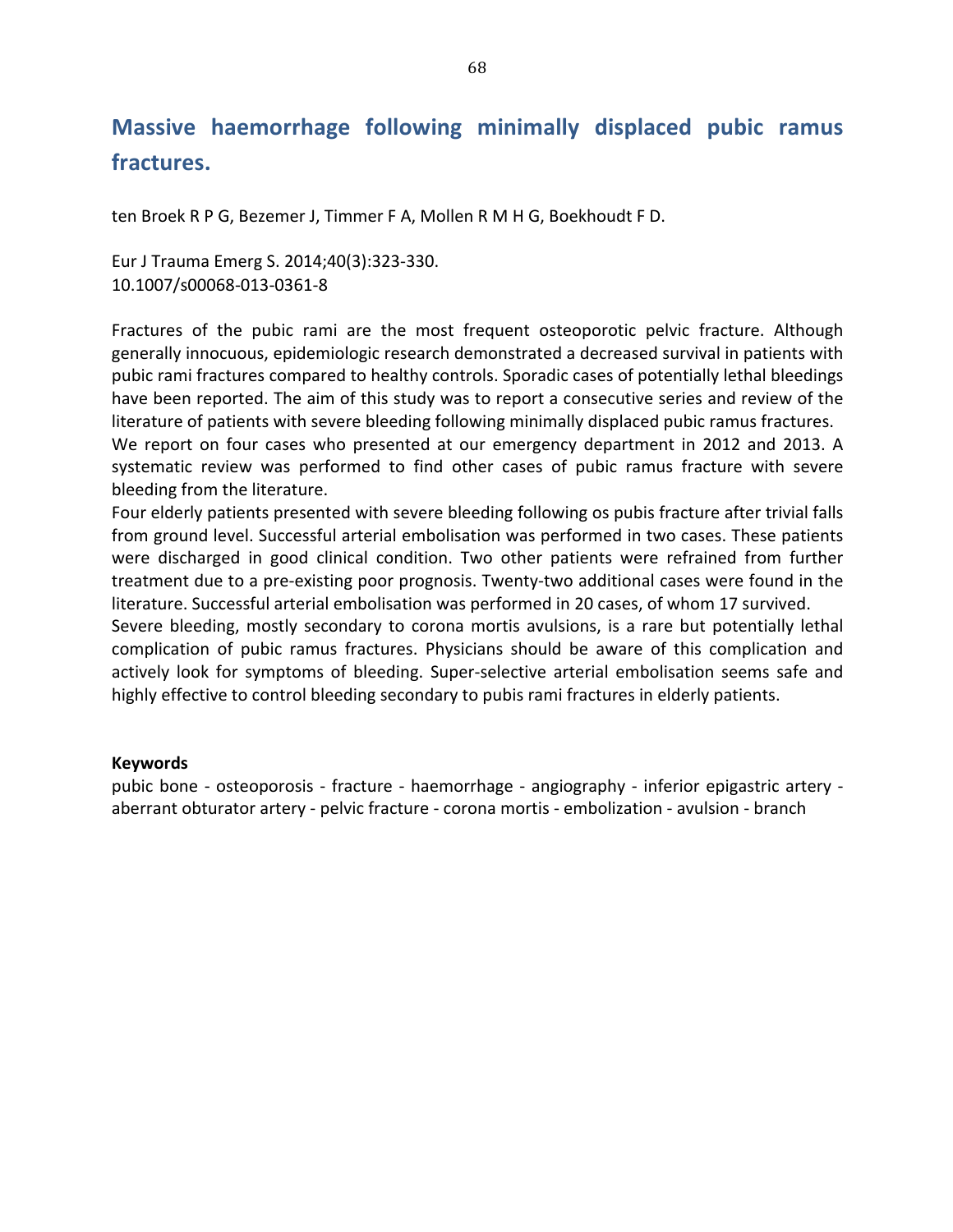# Massive haemorrhage following minimally displaced pubic ramus fractures.

ten Broek R P G, Bezemer J, Timmer F A, Mollen R M H G, Boekhoudt F D.

Eur J Trauma Emerg S. 2014;40(3):323-330.
10.1007/s00068-013-0361-8

Fractures of the pubic rami are the most frequent osteoporotic pelvic fracture. Although generally innocuous, epidemiologic research demonstrated a decreased survival in patients with pubic rami fractures compared to healthy controls. Sporadic cases of potentially lethal bleedings have been reported. The aim of this study was to report a consecutive series and review of the literature of patients with severe bleeding following minimally displaced pubic ramus fractures.
We report on four cases who presented at our emergency department in 2012 and 2013. A systematic review was performed to find other cases of pubic ramus fracture with severe bleeding from the literature.
Four elderly patients presented with severe bleeding following os pubis fracture after trivial falls from ground level. Successful arterial embolisation was performed in two cases. These patients were discharged in good clinical condition. Two other patients were refrained from further treatment due to a pre-existing poor prognosis. Twenty-two additional cases were found in the literature. Successful arterial embolisation was performed in 20 cases, of whom 17 survived.
Severe bleeding, mostly secondary to corona mortis avulsions, is a rare but potentially lethal complication of pubic ramus fractures. Physicians should be aware of this complication and actively look for symptoms of bleeding. Super-selective arterial embolisation seems safe and highly effective to control bleeding secondary to pubis rami fractures in elderly patients.

**Keywords**
pubic bone - osteoporosis - fracture - haemorrhage - angiography - inferior epigastric artery - aberrant obturator artery - pelvic fracture - corona mortis - embolization - avulsion - branch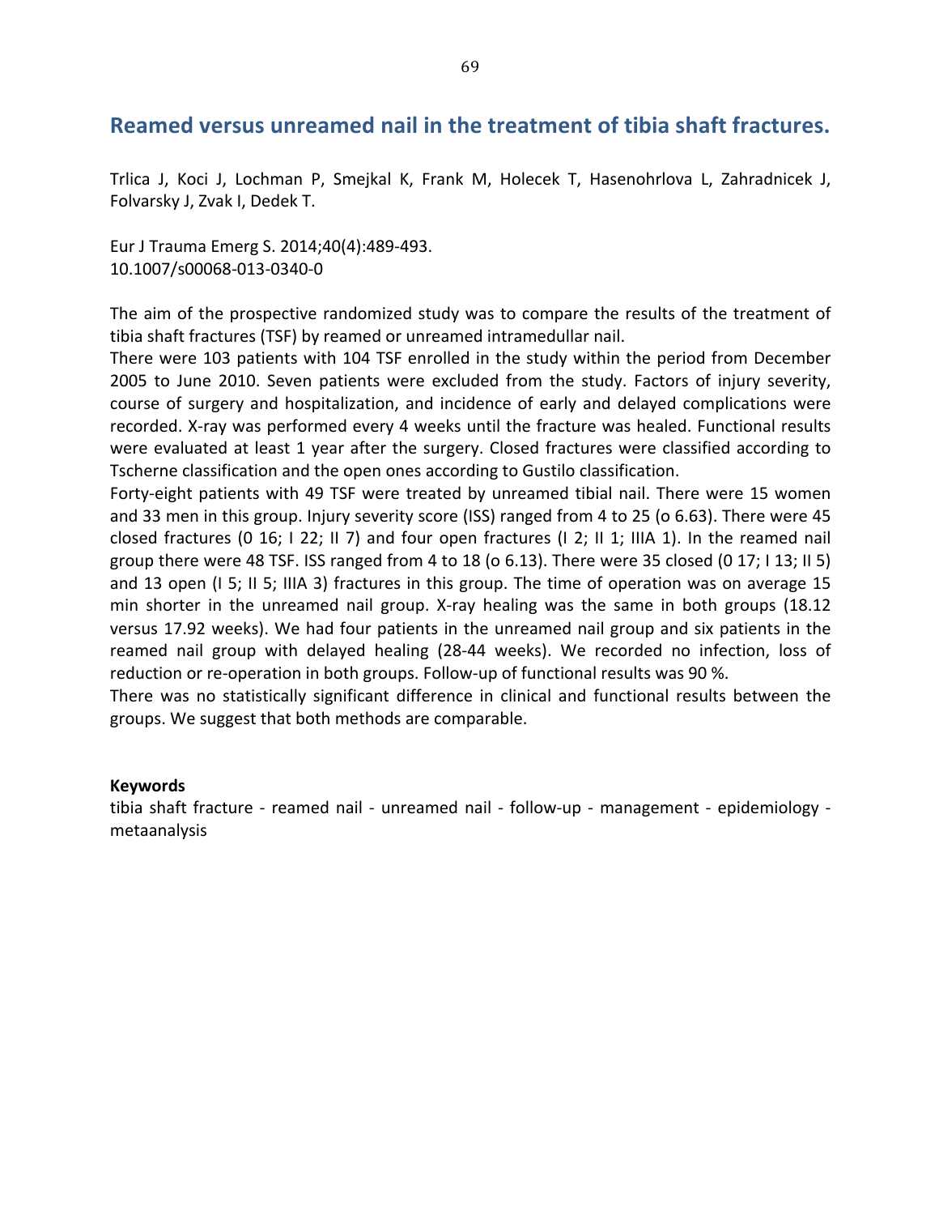## Reamed versus unreamed nail in the treatment of tibia shaft fractures.

Trlica J, Koci J, Lochman P, Smejkal K, Frank M, Holecek T, Hasenohrlova L, Zahradnicek J, Folvarsky J, Zvak I, Dedek T.

Eur J Trauma Emerg S. 2014;40(4):489-493.
10.1007/s00068-013-0340-0

The aim of the prospective randomized study was to compare the results of the treatment of tibia shaft fractures (TSF) by reamed or unreamed intramedullar nail.
There were 103 patients with 104 TSF enrolled in the study within the period from December 2005 to June 2010. Seven patients were excluded from the study. Factors of injury severity, course of surgery and hospitalization, and incidence of early and delayed complications were recorded. X-ray was performed every 4 weeks until the fracture was healed. Functional results were evaluated at least 1 year after the surgery. Closed fractures were classified according to Tscherne classification and the open ones according to Gustilo classification.
Forty-eight patients with 49 TSF were treated by unreamed tibial nail. There were 15 women and 33 men in this group. Injury severity score (ISS) ranged from 4 to 25 (ο 6.63). There were 45 closed fractures (0 16; I 22; II 7) and four open fractures (I 2; II 1; IIIA 1). In the reamed nail group there were 48 TSF. ISS ranged from 4 to 18 (ο 6.13). There were 35 closed (0 17; I 13; II 5) and 13 open (I 5; II 5; IIIA 3) fractures in this group. The time of operation was on average 15 min shorter in the unreamed nail group. X-ray healing was the same in both groups (18.12 versus 17.92 weeks). We had four patients in the unreamed nail group and six patients in the reamed nail group with delayed healing (28-44 weeks). We recorded no infection, loss of reduction or re-operation in both groups. Follow-up of functional results was 90 %.
There was no statistically significant difference in clinical and functional results between the groups. We suggest that both methods are comparable.

**Keywords**
tibia shaft fracture - reamed nail - unreamed nail - follow-up - management - epidemiology - metaanalysis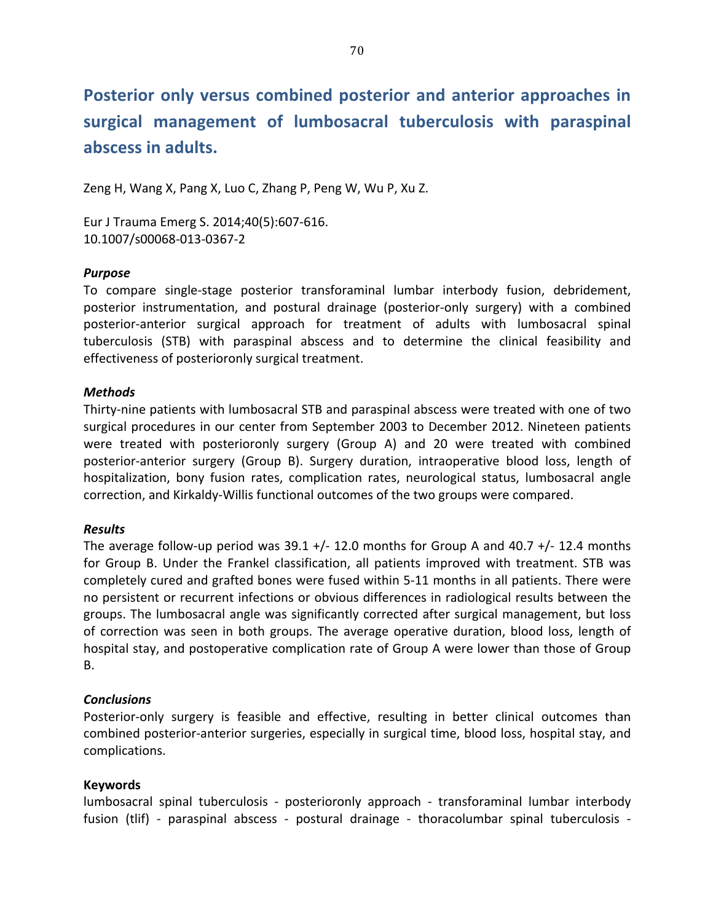# Posterior only versus combined posterior and anterior approaches in surgical management of lumbosacral tuberculosis with paraspinal abscess in adults.

Zeng H, Wang X, Pang X, Luo C, Zhang P, Peng W, Wu P, Xu Z.

Eur J Trauma Emerg S. 2014;40(5):607-616.
10.1007/s00068-013-0367-2

***Purpose***

To compare single-stage posterior transforaminal lumbar interbody fusion, debridement, posterior instrumentation, and postural drainage (posterior-only surgery) with a combined posterior-anterior surgical approach for treatment of adults with lumbosacral spinal tuberculosis (STB) with paraspinal abscess and to determine the clinical feasibility and effectiveness of posterioronly surgical treatment.

***Methods***

Thirty-nine patients with lumbosacral STB and paraspinal abscess were treated with one of two surgical procedures in our center from September 2003 to December 2012. Nineteen patients were treated with posterioronly surgery (Group A) and 20 were treated with combined posterior-anterior surgery (Group B). Surgery duration, intraoperative blood loss, length of hospitalization, bony fusion rates, complication rates, neurological status, lumbosacral angle correction, and Kirkaldy-Willis functional outcomes of the two groups were compared.

***Results***

The average follow-up period was 39.1 +/- 12.0 months for Group A and 40.7 +/- 12.4 months for Group B. Under the Frankel classification, all patients improved with treatment. STB was completely cured and grafted bones were fused within 5-11 months in all patients. There were no persistent or recurrent infections or obvious differences in radiological results between the groups. The lumbosacral angle was significantly corrected after surgical management, but loss of correction was seen in both groups. The average operative duration, blood loss, length of hospital stay, and postoperative complication rate of Group A were lower than those of Group B.

***Conclusions***

Posterior-only surgery is feasible and effective, resulting in better clinical outcomes than combined posterior-anterior surgeries, especially in surgical time, blood loss, hospital stay, and complications.

**Keywords**

lumbosacral spinal tuberculosis - posterioronly approach - transforaminal lumbar interbody fusion (tlif) - paraspinal abscess - postural drainage - thoracolumbar spinal tuberculosis -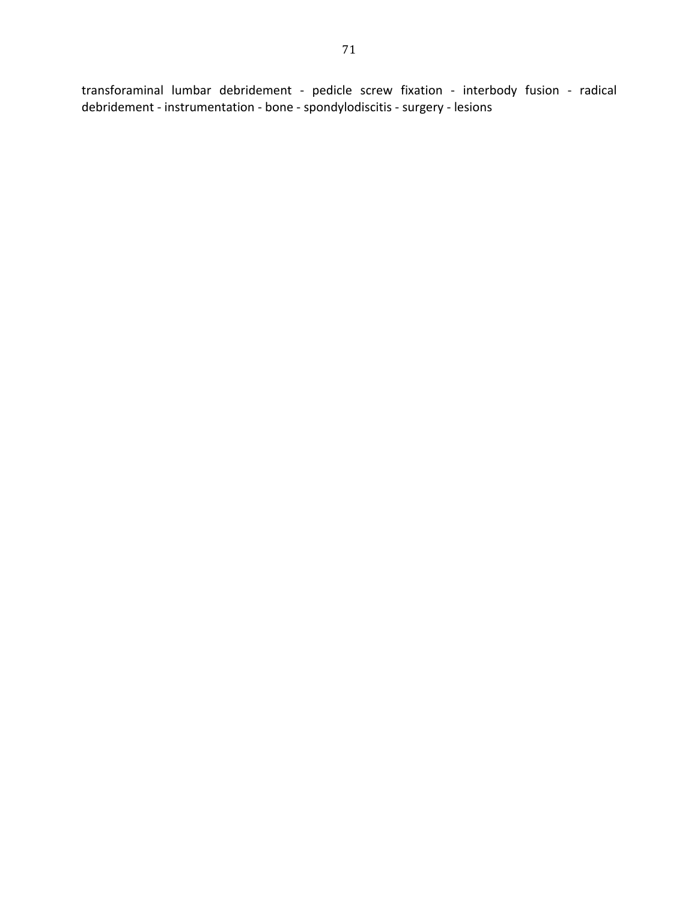transforaminal lumbar debridement - pedicle screw fixation - interbody fusion - radical debridement - instrumentation - bone - spondylodiscitis - surgery - lesions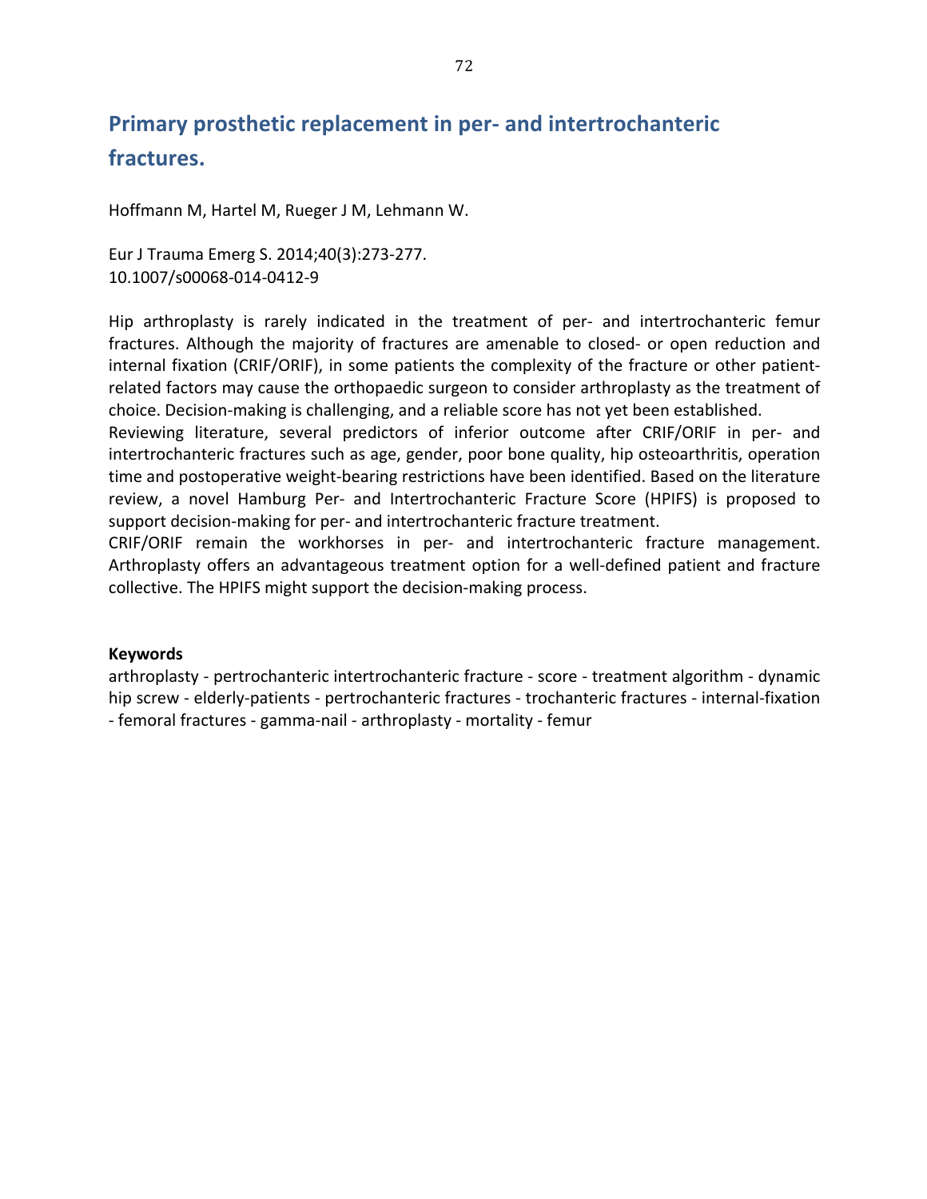# Primary prosthetic replacement in per- and intertrochanteric fractures.

Hoffmann M, Hartel M, Rueger J M, Lehmann W.

Eur J Trauma Emerg S. 2014;40(3):273-277.
10.1007/s00068-014-0412-9

Hip arthroplasty is rarely indicated in the treatment of per- and intertrochanteric femur fractures. Although the majority of fractures are amenable to closed- or open reduction and internal fixation (CRIF/ORIF), in some patients the complexity of the fracture or other patient-related factors may cause the orthopaedic surgeon to consider arthroplasty as the treatment of choice. Decision-making is challenging, and a reliable score has not yet been established.
Reviewing literature, several predictors of inferior outcome after CRIF/ORIF in per- and intertrochanteric fractures such as age, gender, poor bone quality, hip osteoarthritis, operation time and postoperative weight-bearing restrictions have been identified. Based on the literature review, a novel Hamburg Per- and Intertrochanteric Fracture Score (HPIFS) is proposed to support decision-making for per- and intertrochanteric fracture treatment.
CRIF/ORIF remain the workhorses in per- and intertrochanteric fracture management. Arthroplasty offers an advantageous treatment option for a well-defined patient and fracture collective. The HPIFS might support the decision-making process.

**Keywords**
arthroplasty - pertrochanteric intertrochanteric fracture - score - treatment algorithm - dynamic hip screw - elderly-patients - pertrochanteric fractures - trochanteric fractures - internal-fixation - femoral fractures - gamma-nail - arthroplasty - mortality - femur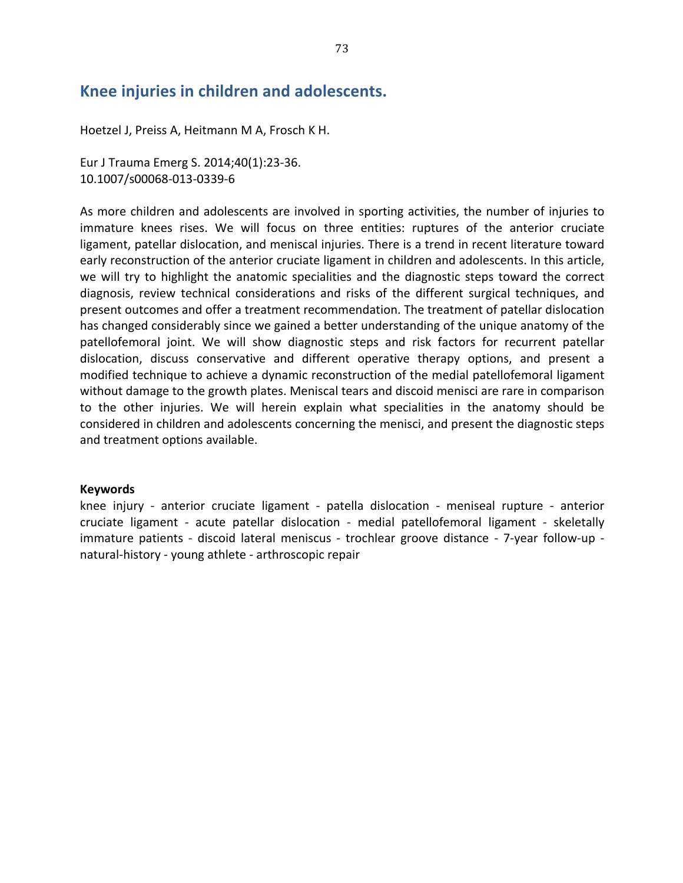## Knee injuries in children and adolescents.

Hoetzel J, Preiss A, Heitmann M A, Frosch K H.

Eur J Trauma Emerg S. 2014;40(1):23-36.
10.1007/s00068-013-0339-6

As more children and adolescents are involved in sporting activities, the number of injuries to immature knees rises. We will focus on three entities: ruptures of the anterior cruciate ligament, patellar dislocation, and meniscal injuries. There is a trend in recent literature toward early reconstruction of the anterior cruciate ligament in children and adolescents. In this article, we will try to highlight the anatomic specialities and the diagnostic steps toward the correct diagnosis, review technical considerations and risks of the different surgical techniques, and present outcomes and offer a treatment recommendation. The treatment of patellar dislocation has changed considerably since we gained a better understanding of the unique anatomy of the patellofemoral joint. We will show diagnostic steps and risk factors for recurrent patellar dislocation, discuss conservative and different operative therapy options, and present a modified technique to achieve a dynamic reconstruction of the medial patellofemoral ligament without damage to the growth plates. Meniscal tears and discoid menisci are rare in comparison to the other injuries. We will herein explain what specialities in the anatomy should be considered in children and adolescents concerning the menisci, and present the diagnostic steps and treatment options available.

**Keywords**

knee injury - anterior cruciate ligament - patella dislocation - meniseal rupture - anterior cruciate ligament - acute patellar dislocation - medial patellofemoral ligament - skeletally immature patients - discoid lateral meniscus - trochlear groove distance - 7-year follow-up - natural-history - young athlete - arthroscopic repair